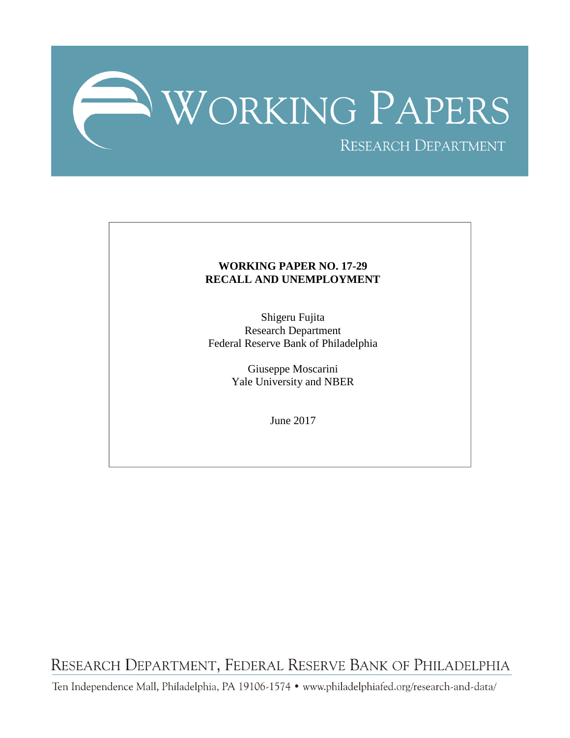# WORKING PAPERS

RESEARCH DEPARTMENT

**WORKING PAPER NO. 17-29**
**RECALL AND UNEMPLOYMENT**

Shigeru Fujita
Research Department
Federal Reserve Bank of Philadelphia

Giuseppe Moscarini
Yale University and NBER

June 2017

RESEARCH DEPARTMENT, FEDERAL RESERVE BANK OF PHILADELPHIA

Ten Independence Mall, Philadelphia, PA 19106-1574 • www.philadelphiafed.org/research-and-data/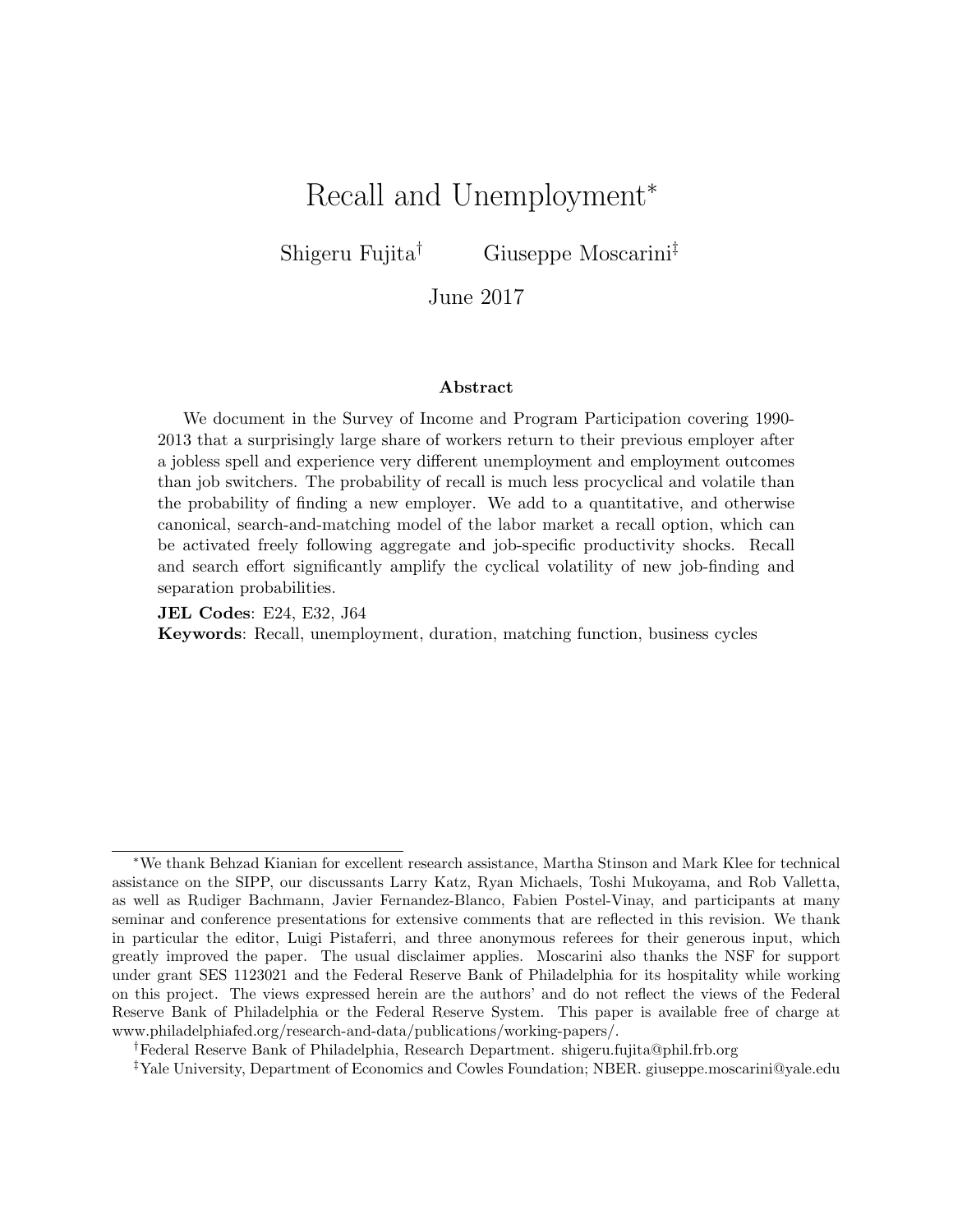# Recall and Unemployment*

Shigeru Fujita[†] Giuseppe Moscarini[‡]

June 2017

### Abstract

We document in the Survey of Income and Program Participation covering 1990-2013 that a surprisingly large share of workers return to their previous employer after a jobless spell and experience very different unemployment and employment outcomes than job switchers. The probability of recall is much less procyclical and volatile than the probability of finding a new employer. We add to a quantitative, and otherwise canonical, search-and-matching model of the labor market a recall option, which can be activated freely following aggregate and job-specific productivity shocks. Recall and search effort significantly amplify the cyclical volatility of new job-finding and separation probabilities.

**JEL Codes**: E24, E32, J64

**Keywords**: Recall, unemployment, duration, matching function, business cycles

---

*We thank Behzad Kianian for excellent research assistance, Martha Stinson and Mark Klee for technical assistance on the SIPP, our discussants Larry Katz, Ryan Michaels, Toshi Mukoyama, and Rob Valletta, as well as Rudiger Bachmann, Javier Fernandez-Blanco, Fabien Postel-Vinay, and participants at many seminar and conference presentations for extensive comments that are reflected in this revision. We thank in particular the editor, Luigi Pistaferri, and three anonymous referees for their generous input, which greatly improved the paper. The usual disclaimer applies. Moscarini also thanks the NSF for support under grant SES 1123021 and the Federal Reserve Bank of Philadelphia for its hospitality while working on this project. The views expressed herein are the authors' and do not reflect the views of the Federal Reserve Bank of Philadelphia or the Federal Reserve System. This paper is available free of charge at www.philadelphiafed.org/research-and-data/publications/working-papers/.

[†]Federal Reserve Bank of Philadelphia, Research Department. shigeru.fujita@phil.frb.org

[‡]Yale University, Department of Economics and Cowles Foundation; NBER. giuseppe.moscarini@yale.edu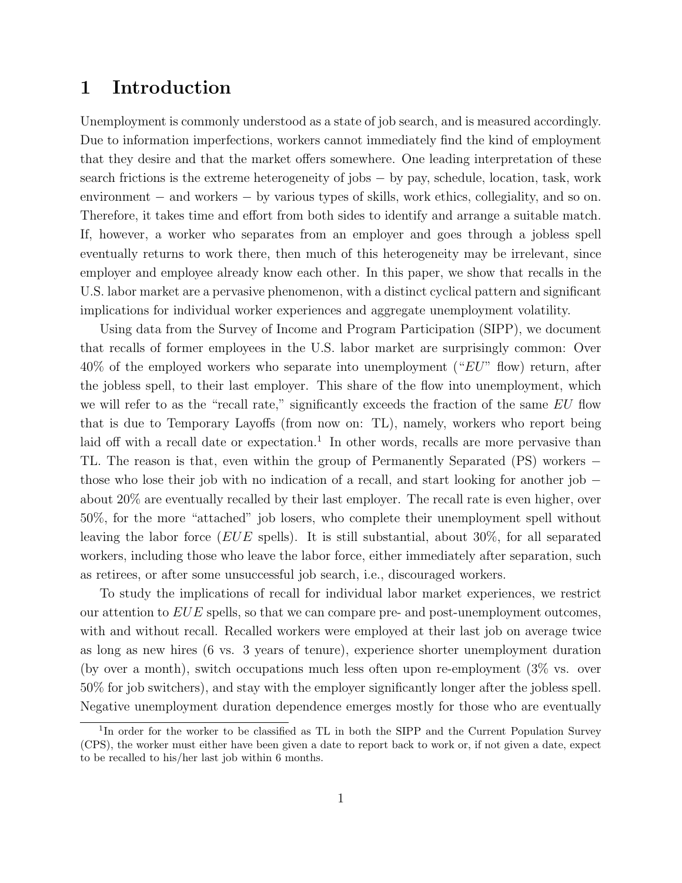# 1 Introduction

Unemployment is commonly understood as a state of job search, and is measured accordingly. Due to information imperfections, workers cannot immediately find the kind of employment that they desire and that the market offers somewhere. One leading interpretation of these search frictions is the extreme heterogeneity of jobs − by pay, schedule, location, task, work environment − and workers − by various types of skills, work ethics, collegiality, and so on. Therefore, it takes time and effort from both sides to identify and arrange a suitable match. If, however, a worker who separates from an employer and goes through a jobless spell eventually returns to work there, then much of this heterogeneity may be irrelevant, since employer and employee already know each other. In this paper, we show that recalls in the U.S. labor market are a pervasive phenomenon, with a distinct cyclical pattern and significant implications for individual worker experiences and aggregate unemployment volatility.

Using data from the Survey of Income and Program Participation (SIPP), we document that recalls of former employees in the U.S. labor market are surprisingly common: Over 40% of the employed workers who separate into unemployment ("*EU*" flow) return, after the jobless spell, to their last employer. This share of the flow into unemployment, which we will refer to as the "recall rate," significantly exceeds the fraction of the same *EU* flow that is due to Temporary Layoffs (from now on: TL), namely, workers who report being laid off with a recall date or expectation.[1] In other words, recalls are more pervasive than TL. The reason is that, even within the group of Permanently Separated (PS) workers − those who lose their job with no indication of a recall, and start looking for another job − about 20% are eventually recalled by their last employer. The recall rate is even higher, over 50%, for the more "attached" job losers, who complete their unemployment spell without leaving the labor force (*EUE* spells). It is still substantial, about 30%, for all separated workers, including those who leave the labor force, either immediately after separation, such as retirees, or after some unsuccessful job search, i.e., discouraged workers.

To study the implications of recall for individual labor market experiences, we restrict our attention to *EUE* spells, so that we can compare pre- and post-unemployment outcomes, with and without recall. Recalled workers were employed at their last job on average twice as long as new hires (6 vs. 3 years of tenure), experience shorter unemployment duration (by over a month), switch occupations much less often upon re-employment (3% vs. over 50% for job switchers), and stay with the employer significantly longer after the jobless spell. Negative unemployment duration dependence emerges mostly for those who are eventually

[1] In order for the worker to be classified as TL in both the SIPP and the Current Population Survey (CPS), the worker must either have been given a date to report back to work or, if not given a date, expect to be recalled to his/her last job within 6 months.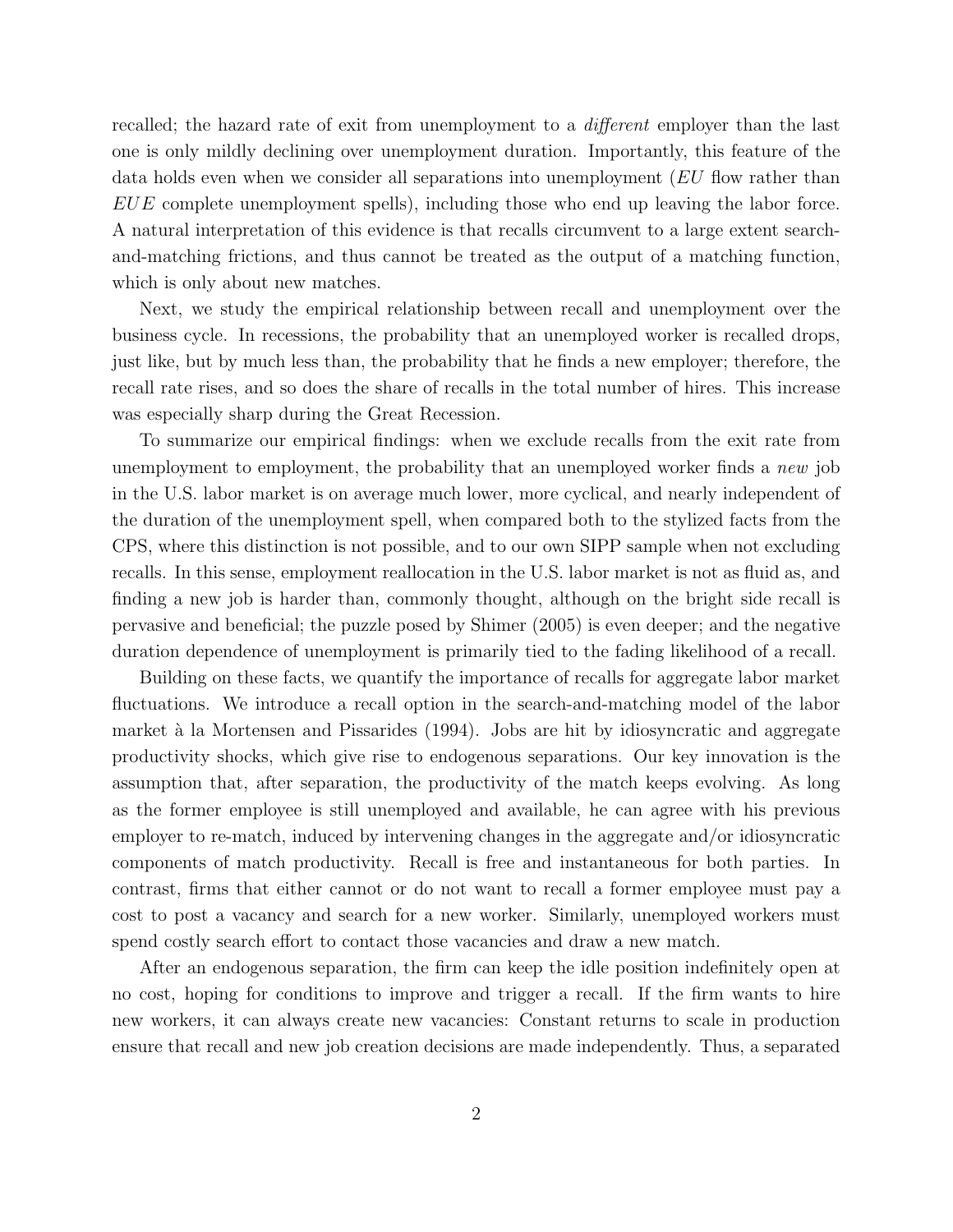recalled; the hazard rate of exit from unemployment to a *different* employer than the last one is only mildly declining over unemployment duration. Importantly, this feature of the data holds even when we consider all separations into unemployment (*EU* flow rather than *EUE* complete unemployment spells), including those who end up leaving the labor force. A natural interpretation of this evidence is that recalls circumvent to a large extent search-and-matching frictions, and thus cannot be treated as the output of a matching function, which is only about new matches.

Next, we study the empirical relationship between recall and unemployment over the business cycle. In recessions, the probability that an unemployed worker is recalled drops, just like, but by much less than, the probability that he finds a new employer; therefore, the recall rate rises, and so does the share of recalls in the total number of hires. This increase was especially sharp during the Great Recession.

To summarize our empirical findings: when we exclude recalls from the exit rate from unemployment to employment, the probability that an unemployed worker finds a *new* job in the U.S. labor market is on average much lower, more cyclical, and nearly independent of the duration of the unemployment spell, when compared both to the stylized facts from the CPS, where this distinction is not possible, and to our own SIPP sample when not excluding recalls. In this sense, employment reallocation in the U.S. labor market is not as fluid as, and finding a new job is harder than, commonly thought, although on the bright side recall is pervasive and beneficial; the puzzle posed by Shimer (2005) is even deeper; and the negative duration dependence of unemployment is primarily tied to the fading likelihood of a recall.

Building on these facts, we quantify the importance of recalls for aggregate labor market fluctuations. We introduce a recall option in the search-and-matching model of the labor market à la Mortensen and Pissarides (1994). Jobs are hit by idiosyncratic and aggregate productivity shocks, which give rise to endogenous separations. Our key innovation is the assumption that, after separation, the productivity of the match keeps evolving. As long as the former employee is still unemployed and available, he can agree with his previous employer to re-match, induced by intervening changes in the aggregate and/or idiosyncratic components of match productivity. Recall is free and instantaneous for both parties. In contrast, firms that either cannot or do not want to recall a former employee must pay a cost to post a vacancy and search for a new worker. Similarly, unemployed workers must spend costly search effort to contact those vacancies and draw a new match.

After an endogenous separation, the firm can keep the idle position indefinitely open at no cost, hoping for conditions to improve and trigger a recall. If the firm wants to hire new workers, it can always create new vacancies: Constant returns to scale in production ensure that recall and new job creation decisions are made independently. Thus, a separated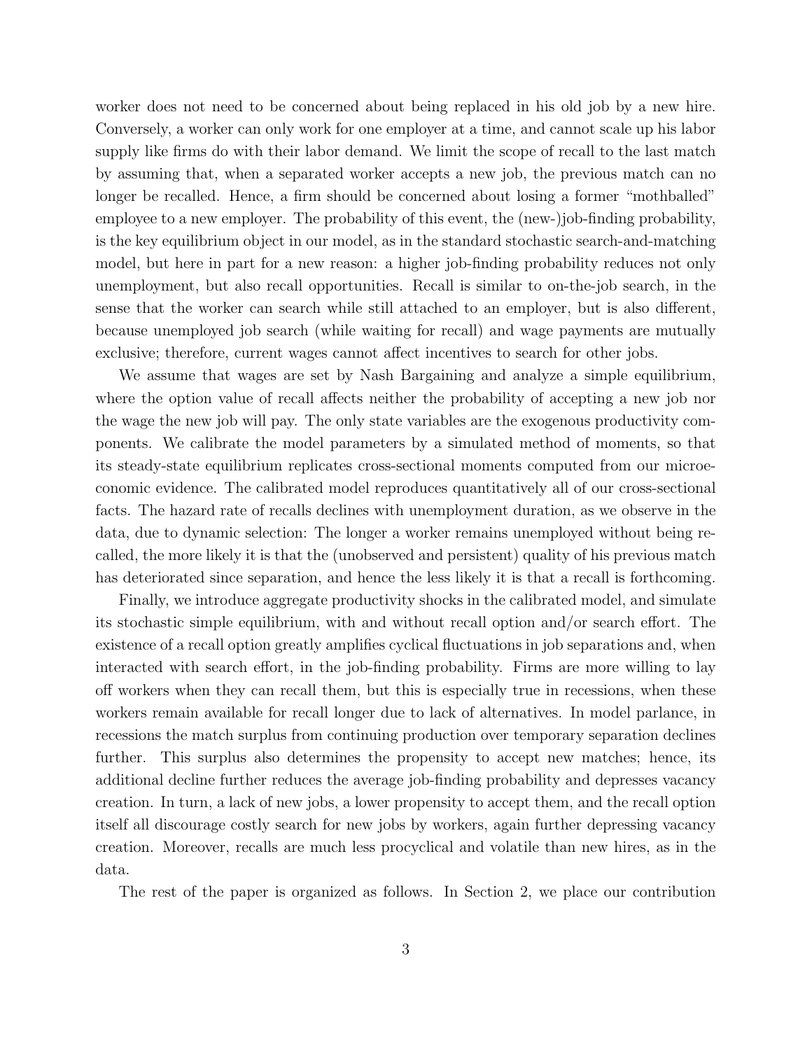worker does not need to be concerned about being replaced in his old job by a new hire. Conversely, a worker can only work for one employer at a time, and cannot scale up his labor supply like firms do with their labor demand. We limit the scope of recall to the last match by assuming that, when a separated worker accepts a new job, the previous match can no longer be recalled. Hence, a firm should be concerned about losing a former "mothballed" employee to a new employer. The probability of this event, the (new-)job-finding probability, is the key equilibrium object in our model, as in the standard stochastic search-and-matching model, but here in part for a new reason: a higher job-finding probability reduces not only unemployment, but also recall opportunities. Recall is similar to on-the-job search, in the sense that the worker can search while still attached to an employer, but is also different, because unemployed job search (while waiting for recall) and wage payments are mutually exclusive; therefore, current wages cannot affect incentives to search for other jobs.

We assume that wages are set by Nash Bargaining and analyze a simple equilibrium, where the option value of recall affects neither the probability of accepting a new job nor the wage the new job will pay. The only state variables are the exogenous productivity components. We calibrate the model parameters by a simulated method of moments, so that its steady-state equilibrium replicates cross-sectional moments computed from our microeconomic evidence. The calibrated model reproduces quantitatively all of our cross-sectional facts. The hazard rate of recalls declines with unemployment duration, as we observe in the data, due to dynamic selection: The longer a worker remains unemployed without being recalled, the more likely it is that the (unobserved and persistent) quality of his previous match has deteriorated since separation, and hence the less likely it is that a recall is forthcoming.

Finally, we introduce aggregate productivity shocks in the calibrated model, and simulate its stochastic simple equilibrium, with and without recall option and/or search effort. The existence of a recall option greatly amplifies cyclical fluctuations in job separations and, when interacted with search effort, in the job-finding probability. Firms are more willing to lay off workers when they can recall them, but this is especially true in recessions, when these workers remain available for recall longer due to lack of alternatives. In model parlance, in recessions the match surplus from continuing production over temporary separation declines further. This surplus also determines the propensity to accept new matches; hence, its additional decline further reduces the average job-finding probability and depresses vacancy creation. In turn, a lack of new jobs, a lower propensity to accept them, and the recall option itself all discourage costly search for new jobs by workers, again further depressing vacancy creation. Moreover, recalls are much less procyclical and volatile than new hires, as in the data.

The rest of the paper is organized as follows. In Section 2, we place our contribution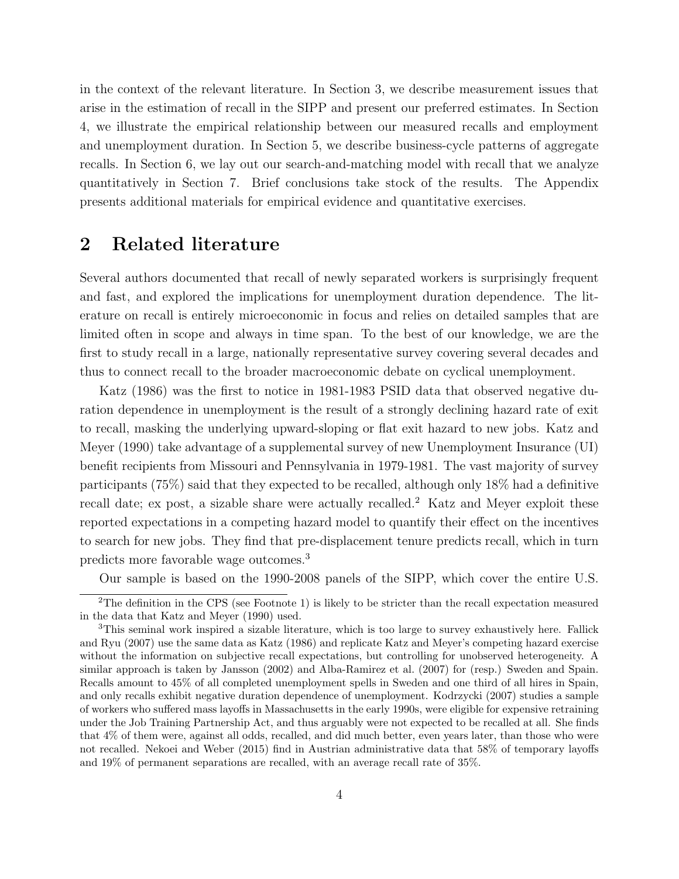in the context of the relevant literature. In Section 3, we describe measurement issues that arise in the estimation of recall in the SIPP and present our preferred estimates. In Section 4, we illustrate the empirical relationship between our measured recalls and employment and unemployment duration. In Section 5, we describe business-cycle patterns of aggregate recalls. In Section 6, we lay out our search-and-matching model with recall that we analyze quantitatively in Section 7. Brief conclusions take stock of the results. The Appendix presents additional materials for empirical evidence and quantitative exercises.

## 2 Related literature

Several authors documented that recall of newly separated workers is surprisingly frequent and fast, and explored the implications for unemployment duration dependence. The literature on recall is entirely microeconomic in focus and relies on detailed samples that are limited often in scope and always in time span. To the best of our knowledge, we are the first to study recall in a large, nationally representative survey covering several decades and thus to connect recall to the broader macroeconomic debate on cyclical unemployment.

Katz (1986) was the first to notice in 1981-1983 PSID data that observed negative duration dependence in unemployment is the result of a strongly declining hazard rate of exit to recall, masking the underlying upward-sloping or flat exit hazard to new jobs. Katz and Meyer (1990) take advantage of a supplemental survey of new Unemployment Insurance (UI) benefit recipients from Missouri and Pennsylvania in 1979-1981. The vast majority of survey participants (75%) said that they expected to be recalled, although only 18% had a definitive recall date; ex post, a sizable share were actually recalled.[2] Katz and Meyer exploit these reported expectations in a competing hazard model to quantify their effect on the incentives to search for new jobs. They find that pre-displacement tenure predicts recall, which in turn predicts more favorable wage outcomes.[3]

Our sample is based on the 1990-2008 panels of the SIPP, which cover the entire U.S.

[2] The definition in the CPS (see Footnote 1) is likely to be stricter than the recall expectation measured in the data that Katz and Meyer (1990) used.

[3] This seminal work inspired a sizable literature, which is too large to survey exhaustively here. Fallick and Ryu (2007) use the same data as Katz (1986) and replicate Katz and Meyer's competing hazard exercise without the information on subjective recall expectations, but controlling for unobserved heterogeneity. A similar approach is taken by Jansson (2002) and Alba-Ramirez et al. (2007) for (resp.) Sweden and Spain. Recalls amount to 45% of all completed unemployment spells in Sweden and one third of all hires in Spain, and only recalls exhibit negative duration dependence of unemployment. Kodrzycki (2007) studies a sample of workers who suffered mass layoffs in Massachusetts in the early 1990s, were eligible for expensive retraining under the Job Training Partnership Act, and thus arguably were not expected to be recalled at all. She finds that 4% of them were, against all odds, recalled, and did much better, even years later, than those who were not recalled. Nekoei and Weber (2015) find in Austrian administrative data that 58% of temporary layoffs and 19% of permanent separations are recalled, with an average recall rate of 35%.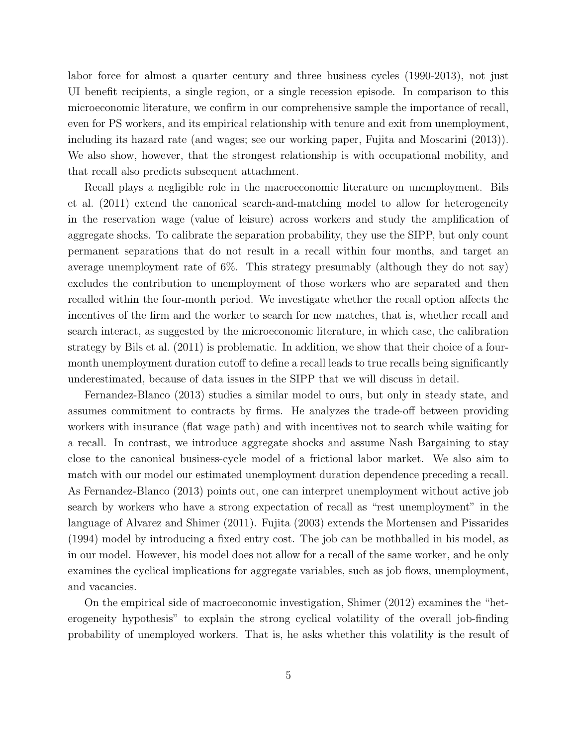labor force for almost a quarter century and three business cycles (1990-2013), not just UI benefit recipients, a single region, or a single recession episode. In comparison to this microeconomic literature, we confirm in our comprehensive sample the importance of recall, even for PS workers, and its empirical relationship with tenure and exit from unemployment, including its hazard rate (and wages; see our working paper, Fujita and Moscarini (2013)). We also show, however, that the strongest relationship is with occupational mobility, and that recall also predicts subsequent attachment.

Recall plays a negligible role in the macroeconomic literature on unemployment. Bils et al. (2011) extend the canonical search-and-matching model to allow for heterogeneity in the reservation wage (value of leisure) across workers and study the amplification of aggregate shocks. To calibrate the separation probability, they use the SIPP, but only count permanent separations that do not result in a recall within four months, and target an average unemployment rate of 6%. This strategy presumably (although they do not say) excludes the contribution to unemployment of those workers who are separated and then recalled within the four-month period. We investigate whether the recall option affects the incentives of the firm and the worker to search for new matches, that is, whether recall and search interact, as suggested by the microeconomic literature, in which case, the calibration strategy by Bils et al. (2011) is problematic. In addition, we show that their choice of a four-month unemployment duration cutoff to define a recall leads to true recalls being significantly underestimated, because of data issues in the SIPP that we will discuss in detail.

Fernandez-Blanco (2013) studies a similar model to ours, but only in steady state, and assumes commitment to contracts by firms. He analyzes the trade-off between providing workers with insurance (flat wage path) and with incentives not to search while waiting for a recall. In contrast, we introduce aggregate shocks and assume Nash Bargaining to stay close to the canonical business-cycle model of a frictional labor market. We also aim to match with our model our estimated unemployment duration dependence preceding a recall. As Fernandez-Blanco (2013) points out, one can interpret unemployment without active job search by workers who have a strong expectation of recall as "rest unemployment" in the language of Alvarez and Shimer (2011). Fujita (2003) extends the Mortensen and Pissarides (1994) model by introducing a fixed entry cost. The job can be mothballed in his model, as in our model. However, his model does not allow for a recall of the same worker, and he only examines the cyclical implications for aggregate variables, such as job flows, unemployment, and vacancies.

On the empirical side of macroeconomic investigation, Shimer (2012) examines the "heterogeneity hypothesis" to explain the strong cyclical volatility of the overall job-finding probability of unemployed workers. That is, he asks whether this volatility is the result of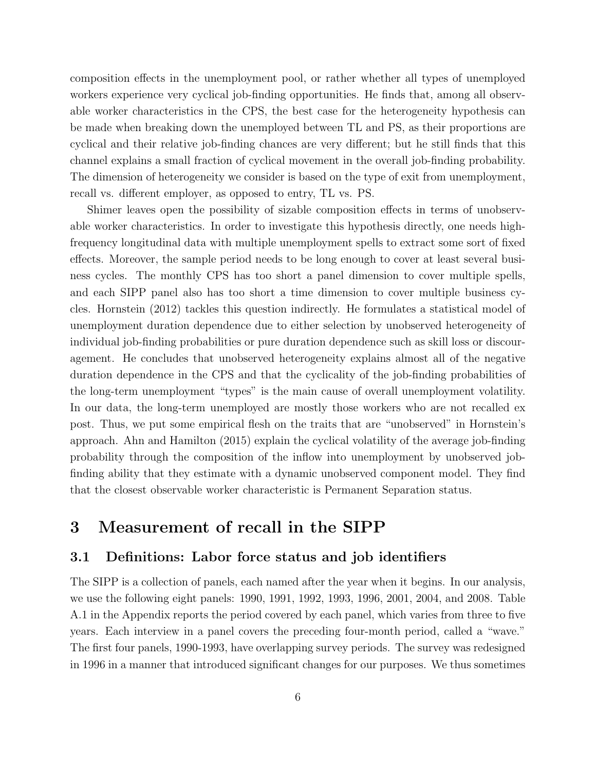composition effects in the unemployment pool, or rather whether all types of unemployed workers experience very cyclical job-finding opportunities. He finds that, among all observable worker characteristics in the CPS, the best case for the heterogeneity hypothesis can be made when breaking down the unemployed between TL and PS, as their proportions are cyclical and their relative job-finding chances are very different; but he still finds that this channel explains a small fraction of cyclical movement in the overall job-finding probability. The dimension of heterogeneity we consider is based on the type of exit from unemployment, recall vs. different employer, as opposed to entry, TL vs. PS.

Shimer leaves open the possibility of sizable composition effects in terms of unobservable worker characteristics. In order to investigate this hypothesis directly, one needs high-frequency longitudinal data with multiple unemployment spells to extract some sort of fixed effects. Moreover, the sample period needs to be long enough to cover at least several business cycles. The monthly CPS has too short a panel dimension to cover multiple spells, and each SIPP panel also has too short a time dimension to cover multiple business cycles. Hornstein (2012) tackles this question indirectly. He formulates a statistical model of unemployment duration dependence due to either selection by unobserved heterogeneity of individual job-finding probabilities or pure duration dependence such as skill loss or discouragement. He concludes that unobserved heterogeneity explains almost all of the negative duration dependence in the CPS and that the cyclicality of the job-finding probabilities of the long-term unemployment "types" is the main cause of overall unemployment volatility. In our data, the long-term unemployed are mostly those workers who are not recalled ex post. Thus, we put some empirical flesh on the traits that are "unobserved" in Hornstein's approach. Ahn and Hamilton (2015) explain the cyclical volatility of the average job-finding probability through the composition of the inflow into unemployment by unobserved job-finding ability that they estimate with a dynamic unobserved component model. They find that the closest observable worker characteristic is Permanent Separation status.

# 3 Measurement of recall in the SIPP

## 3.1 Definitions: Labor force status and job identifiers

The SIPP is a collection of panels, each named after the year when it begins. In our analysis, we use the following eight panels: 1990, 1991, 1992, 1993, 1996, 2001, 2004, and 2008. Table A.1 in the Appendix reports the period covered by each panel, which varies from three to five years. Each interview in a panel covers the preceding four-month period, called a "wave." The first four panels, 1990-1993, have overlapping survey periods. The survey was redesigned in 1996 in a manner that introduced significant changes for our purposes. We thus sometimes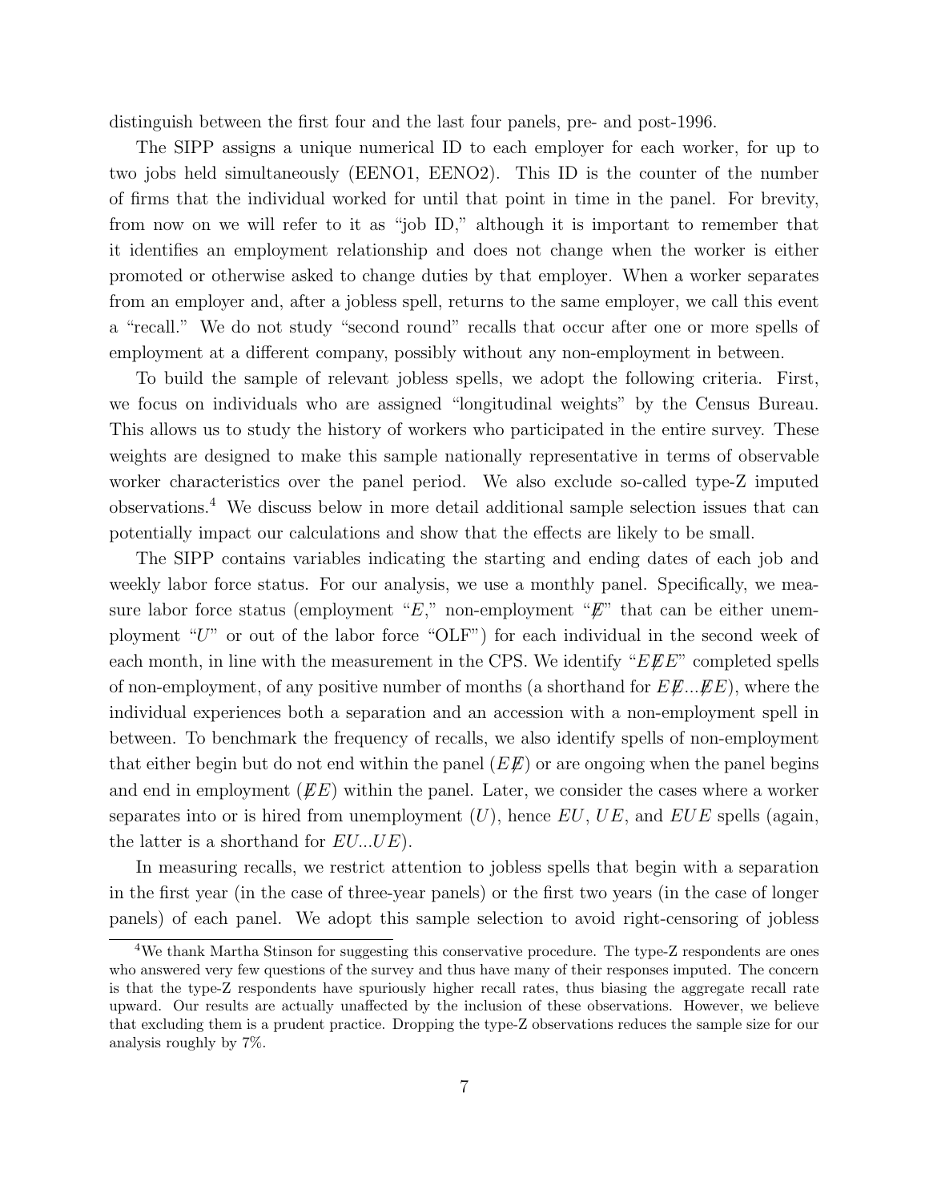distinguish between the first four and the last four panels, pre- and post-1996.

The SIPP assigns a unique numerical ID to each employer for each worker, for up to two jobs held simultaneously (EENO1, EENO2). This ID is the counter of the number of firms that the individual worked for until that point in time in the panel. For brevity, from now on we will refer to it as "job ID," although it is important to remember that it identifies an employment relationship and does not change when the worker is either promoted or otherwise asked to change duties by that employer. When a worker separates from an employer and, after a jobless spell, returns to the same employer, we call this event a "recall." We do not study "second round" recalls that occur after one or more spells of employment at a different company, possibly without any non-employment in between.

To build the sample of relevant jobless spells, we adopt the following criteria. First, we focus on individuals who are assigned "longitudinal weights" by the Census Bureau. This allows us to study the history of workers who participated in the entire survey. These weights are designed to make this sample nationally representative in terms of observable worker characteristics over the panel period. We also exclude so-called type-Z imputed observations.[4] We discuss below in more detail additional sample selection issues that can potentially impact our calculations and show that the effects are likely to be small.

The SIPP contains variables indicating the starting and ending dates of each job and weekly labor force status. For our analysis, we use a monthly panel. Specifically, we measure labor force status (employment "$E$," non-employment "$\not{E}$" that can be either unemployment "$U$" or out of the labor force "OLF") for each individual in the second week of each month, in line with the measurement in the CPS. We identify "$E\not{E}E$" completed spells of non-employment, of any positive number of months (a shorthand for $E\not{E}...\not{E}E$), where the individual experiences both a separation and an accession with a non-employment spell in between. To benchmark the frequency of recalls, we also identify spells of non-employment that either begin but do not end within the panel ($E\not{E}$) or are ongoing when the panel begins and end in employment ($\not{E}E$) within the panel. Later, we consider the cases where a worker separates into or is hired from unemployment ($U$), hence $EU$, $UE$, and $EUE$ spells (again, the latter is a shorthand for $EU...UE$).

In measuring recalls, we restrict attention to jobless spells that begin with a separation in the first year (in the case of three-year panels) or the first two years (in the case of longer panels) of each panel. We adopt this sample selection to avoid right-censoring of jobless

[4] We thank Martha Stinson for suggesting this conservative procedure. The type-Z respondents are ones who answered very few questions of the survey and thus have many of their responses imputed. The concern is that the type-Z respondents have spuriously higher recall rates, thus biasing the aggregate recall rate upward. Our results are actually unaffected by the inclusion of these observations. However, we believe that excluding them is a prudent practice. Dropping the type-Z observations reduces the sample size for our analysis roughly by 7%.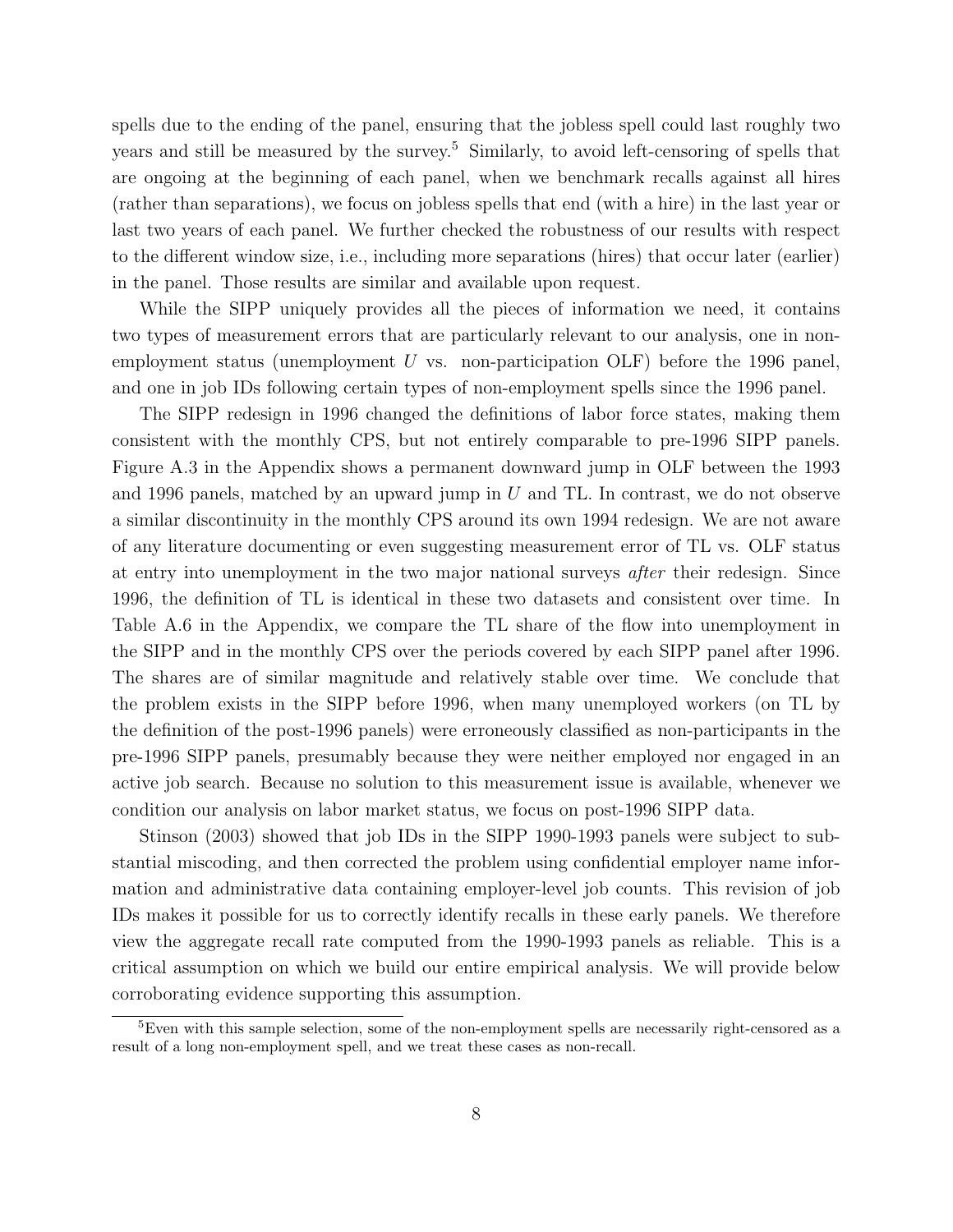spells due to the ending of the panel, ensuring that the jobless spell could last roughly two years and still be measured by the survey.[5] Similarly, to avoid left-censoring of spells that are ongoing at the beginning of each panel, when we benchmark recalls against all hires (rather than separations), we focus on jobless spells that end (with a hire) in the last year or last two years of each panel. We further checked the robustness of our results with respect to the different window size, i.e., including more separations (hires) that occur later (earlier) in the panel. Those results are similar and available upon request.

While the SIPP uniquely provides all the pieces of information we need, it contains two types of measurement errors that are particularly relevant to our analysis, one in non-employment status (unemployment $U$ vs. non-participation OLF) before the 1996 panel, and one in job IDs following certain types of non-employment spells since the 1996 panel.

The SIPP redesign in 1996 changed the definitions of labor force states, making them consistent with the monthly CPS, but not entirely comparable to pre-1996 SIPP panels. Figure A.3 in the Appendix shows a permanent downward jump in OLF between the 1993 and 1996 panels, matched by an upward jump in $U$ and TL. In contrast, we do not observe a similar discontinuity in the monthly CPS around its own 1994 redesign. We are not aware of any literature documenting or even suggesting measurement error of TL vs. OLF status at entry into unemployment in the two major national surveys *after* their redesign. Since 1996, the definition of TL is identical in these two datasets and consistent over time. In Table A.6 in the Appendix, we compare the TL share of the flow into unemployment in the SIPP and in the monthly CPS over the periods covered by each SIPP panel after 1996. The shares are of similar magnitude and relatively stable over time. We conclude that the problem exists in the SIPP before 1996, when many unemployed workers (on TL by the definition of the post-1996 panels) were erroneously classified as non-participants in the pre-1996 SIPP panels, presumably because they were neither employed nor engaged in an active job search. Because no solution to this measurement issue is available, whenever we condition our analysis on labor market status, we focus on post-1996 SIPP data.

Stinson (2003) showed that job IDs in the SIPP 1990-1993 panels were subject to substantial miscoding, and then corrected the problem using confidential employer name information and administrative data containing employer-level job counts. This revision of job IDs makes it possible for us to correctly identify recalls in these early panels. We therefore view the aggregate recall rate computed from the 1990-1993 panels as reliable. This is a critical assumption on which we build our entire empirical analysis. We will provide below corroborating evidence supporting this assumption.

[5] Even with this sample selection, some of the non-employment spells are necessarily right-censored as a result of a long non-employment spell, and we treat these cases as non-recall.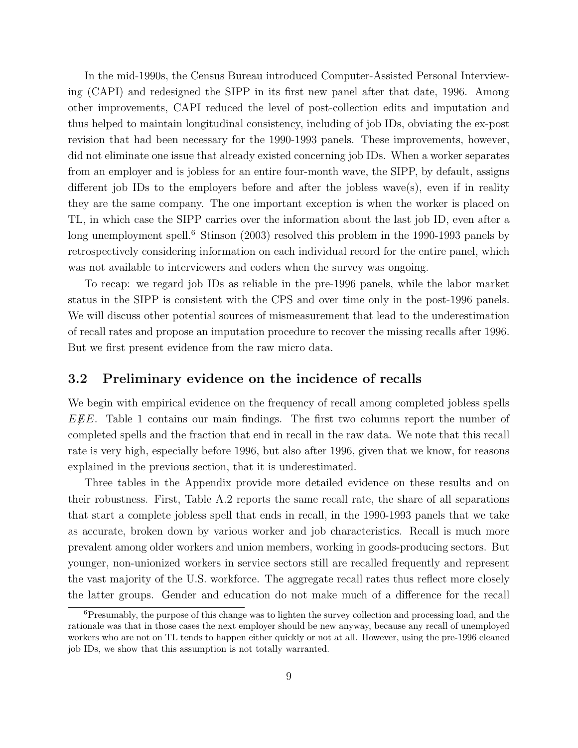In the mid-1990s, the Census Bureau introduced Computer-Assisted Personal Interviewing (CAPI) and redesigned the SIPP in its first new panel after that date, 1996. Among other improvements, CAPI reduced the level of post-collection edits and imputation and thus helped to maintain longitudinal consistency, including of job IDs, obviating the ex-post revision that had been necessary for the 1990-1993 panels. These improvements, however, did not eliminate one issue that already existed concerning job IDs. When a worker separates from an employer and is jobless for an entire four-month wave, the SIPP, by default, assigns different job IDs to the employers before and after the jobless wave(s), even if in reality they are the same company. The one important exception is when the worker is placed on TL, in which case the SIPP carries over the information about the last job ID, even after a long unemployment spell.[6] Stinson (2003) resolved this problem in the 1990-1993 panels by retrospectively considering information on each individual record for the entire panel, which was not available to interviewers and coders when the survey was ongoing.

To recap: we regard job IDs as reliable in the pre-1996 panels, while the labor market status in the SIPP is consistent with the CPS and over time only in the post-1996 panels. We will discuss other potential sources of mismeasurement that lead to the underestimation of recall rates and propose an imputation procedure to recover the missing recalls after 1996. But we first present evidence from the raw micro data.

## 3.2 Preliminary evidence on the incidence of recalls

We begin with empirical evidence on the frequency of recall among completed jobless spells $E\not{E}E$. Table 1 contains our main findings. The first two columns report the number of completed spells and the fraction that end in recall in the raw data. We note that this recall rate is very high, especially before 1996, but also after 1996, given that we know, for reasons explained in the previous section, that it is underestimated.

Three tables in the Appendix provide more detailed evidence on these results and on their robustness. First, Table A.2 reports the same recall rate, the share of all separations that start a complete jobless spell that ends in recall, in the 1990-1993 panels that we take as accurate, broken down by various worker and job characteristics. Recall is much more prevalent among older workers and union members, working in goods-producing sectors. But younger, non-unionized workers in service sectors still are recalled frequently and represent the vast majority of the U.S. workforce. The aggregate recall rates thus reflect more closely the latter groups. Gender and education do not make much of a difference for the recall

[6] Presumably, the purpose of this change was to lighten the survey collection and processing load, and the rationale was that in those cases the next employer should be new anyway, because any recall of unemployed workers who are not on TL tends to happen either quickly or not at all. However, using the pre-1996 cleaned job IDs, we show that this assumption is not totally warranted.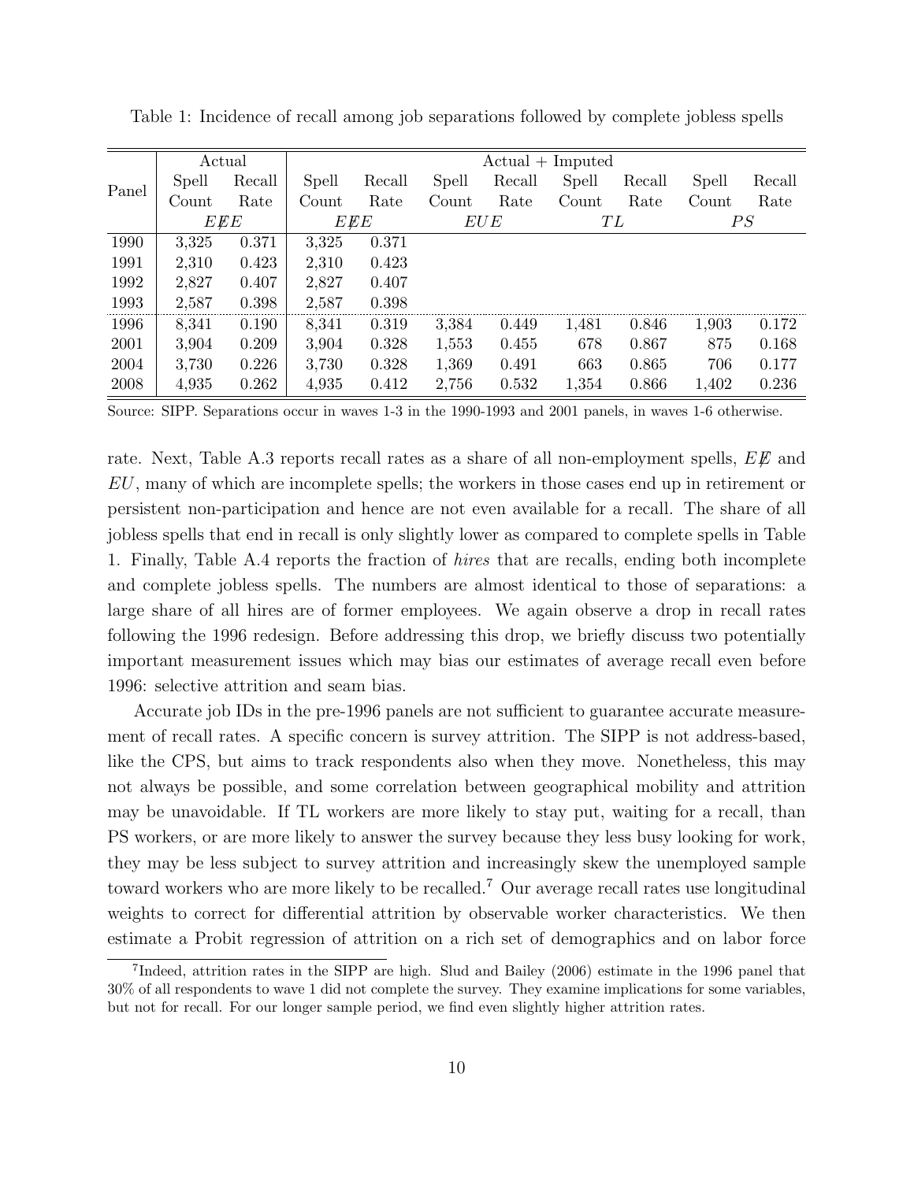Table 1: Incidence of recall among job separations followed by complete jobless spells

| Panel | Actual | | Actual + Imputed | | | | | | | |
|---|---|---|---|---|---|---|---|---|---|---|
| | Spell Count | Recall Rate | Spell Count | Recall Rate | Spell Count | Recall Rate | Spell Count | Recall Rate | Spell Count | Recall Rate |
| | $E\not{E}E$ | | $E\not{E}E$ | | $EUE$ | | $TL$ | | $PS$ | |
| 1990 | 3,325 | 0.371 | 3,325 | 0.371 | | | | | | |
| 1991 | 2,310 | 0.423 | 2,310 | 0.423 | | | | | | |
| 1992 | 2,827 | 0.407 | 2,827 | 0.407 | | | | | | |
| 1993 | 2,587 | 0.398 | 2,587 | 0.398 | | | | | | |
| 1996 | 8,341 | 0.190 | 8,341 | 0.319 | 3,384 | 0.449 | 1,481 | 0.846 | 1,903 | 0.172 |
| 2001 | 3,904 | 0.209 | 3,904 | 0.328 | 1,553 | 0.455 | 678 | 0.867 | 875 | 0.168 |
| 2004 | 3,730 | 0.226 | 3,730 | 0.328 | 1,369 | 0.491 | 663 | 0.865 | 706 | 0.177 |
| 2008 | 4,935 | 0.262 | 4,935 | 0.412 | 2,756 | 0.532 | 1,354 | 0.866 | 1,402 | 0.236 |

Source: SIPP. Separations occur in waves 1-3 in the 1990-1993 and 2001 panels, in waves 1-6 otherwise.

rate. Next, Table A.3 reports recall rates as a share of all non-employment spells, $E\not{E}$ and $EU$, many of which are incomplete spells; the workers in those cases end up in retirement or persistent non-participation and hence are not even available for a recall. The share of all jobless spells that end in recall is only slightly lower as compared to complete spells in Table 1. Finally, Table A.4 reports the fraction of *hires* that are recalls, ending both incomplete and complete jobless spells. The numbers are almost identical to those of separations: a large share of all hires are of former employees. We again observe a drop in recall rates following the 1996 redesign. Before addressing this drop, we briefly discuss two potentially important measurement issues which may bias our estimates of average recall even before 1996: selective attrition and seam bias.

Accurate job IDs in the pre-1996 panels are not sufficient to guarantee accurate measurement of recall rates. A specific concern is survey attrition. The SIPP is not address-based, like the CPS, but aims to track respondents also when they move. Nonetheless, this may not always be possible, and some correlation between geographical mobility and attrition may be unavoidable. If TL workers are more likely to stay put, waiting for a recall, than PS workers, or are more likely to answer the survey because they less busy looking for work, they may be less subject to survey attrition and increasingly skew the unemployed sample toward workers who are more likely to be recalled.[7] Our average recall rates use longitudinal weights to correct for differential attrition by observable worker characteristics. We then estimate a Probit regression of attrition on a rich set of demographics and on labor force

[7] Indeed, attrition rates in the SIPP are high. Slud and Bailey (2006) estimate in the 1996 panel that 30% of all respondents to wave 1 did not complete the survey. They examine implications for some variables, but not for recall. For our longer sample period, we find even slightly higher attrition rates.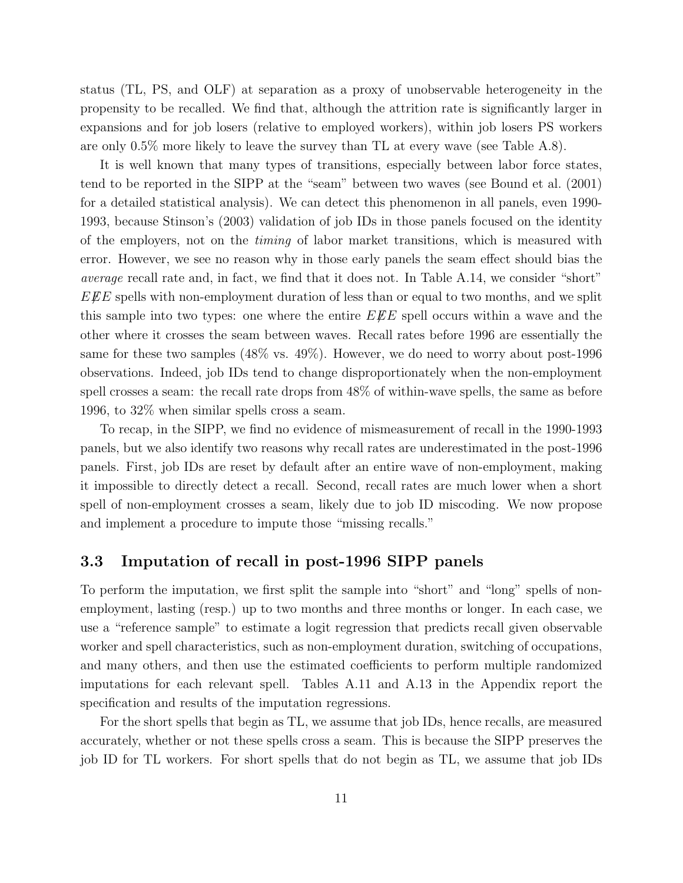status (TL, PS, and OLF) at separation as a proxy of unobservable heterogeneity in the propensity to be recalled. We find that, although the attrition rate is significantly larger in expansions and for job losers (relative to employed workers), within job losers PS workers are only 0.5% more likely to leave the survey than TL at every wave (see Table A.8).

It is well known that many types of transitions, especially between labor force states, tend to be reported in the SIPP at the "seam" between two waves (see Bound et al. (2001) for a detailed statistical analysis). We can detect this phenomenon in all panels, even 1990-1993, because Stinson's (2003) validation of job IDs in those panels focused on the identity of the employers, not on the *timing* of labor market transitions, which is measured with error. However, we see no reason why in those early panels the seam effect should bias the *average* recall rate and, in fact, we find that it does not. In Table A.14, we consider "short" $E\not{E}E$ spells with non-employment duration of less than or equal to two months, and we split this sample into two types: one where the entire $E\not{E}E$ spell occurs within a wave and the other where it crosses the seam between waves. Recall rates before 1996 are essentially the same for these two samples (48% vs. 49%). However, we do need to worry about post-1996 observations. Indeed, job IDs tend to change disproportionately when the non-employment spell crosses a seam: the recall rate drops from 48% of within-wave spells, the same as before 1996, to 32% when similar spells cross a seam.

To recap, in the SIPP, we find no evidence of mismeasurement of recall in the 1990-1993 panels, but we also identify two reasons why recall rates are underestimated in the post-1996 panels. First, job IDs are reset by default after an entire wave of non-employment, making it impossible to directly detect a recall. Second, recall rates are much lower when a short spell of non-employment crosses a seam, likely due to job ID miscoding. We now propose and implement a procedure to impute those "missing recalls."

## 3.3 Imputation of recall in post-1996 SIPP panels

To perform the imputation, we first split the sample into "short" and "long" spells of non-employment, lasting (resp.) up to two months and three months or longer. In each case, we use a "reference sample" to estimate a logit regression that predicts recall given observable worker and spell characteristics, such as non-employment duration, switching of occupations, and many others, and then use the estimated coefficients to perform multiple randomized imputations for each relevant spell. Tables A.11 and A.13 in the Appendix report the specification and results of the imputation regressions.

For the short spells that begin as TL, we assume that job IDs, hence recalls, are measured accurately, whether or not these spells cross a seam. This is because the SIPP preserves the job ID for TL workers. For short spells that do not begin as TL, we assume that job IDs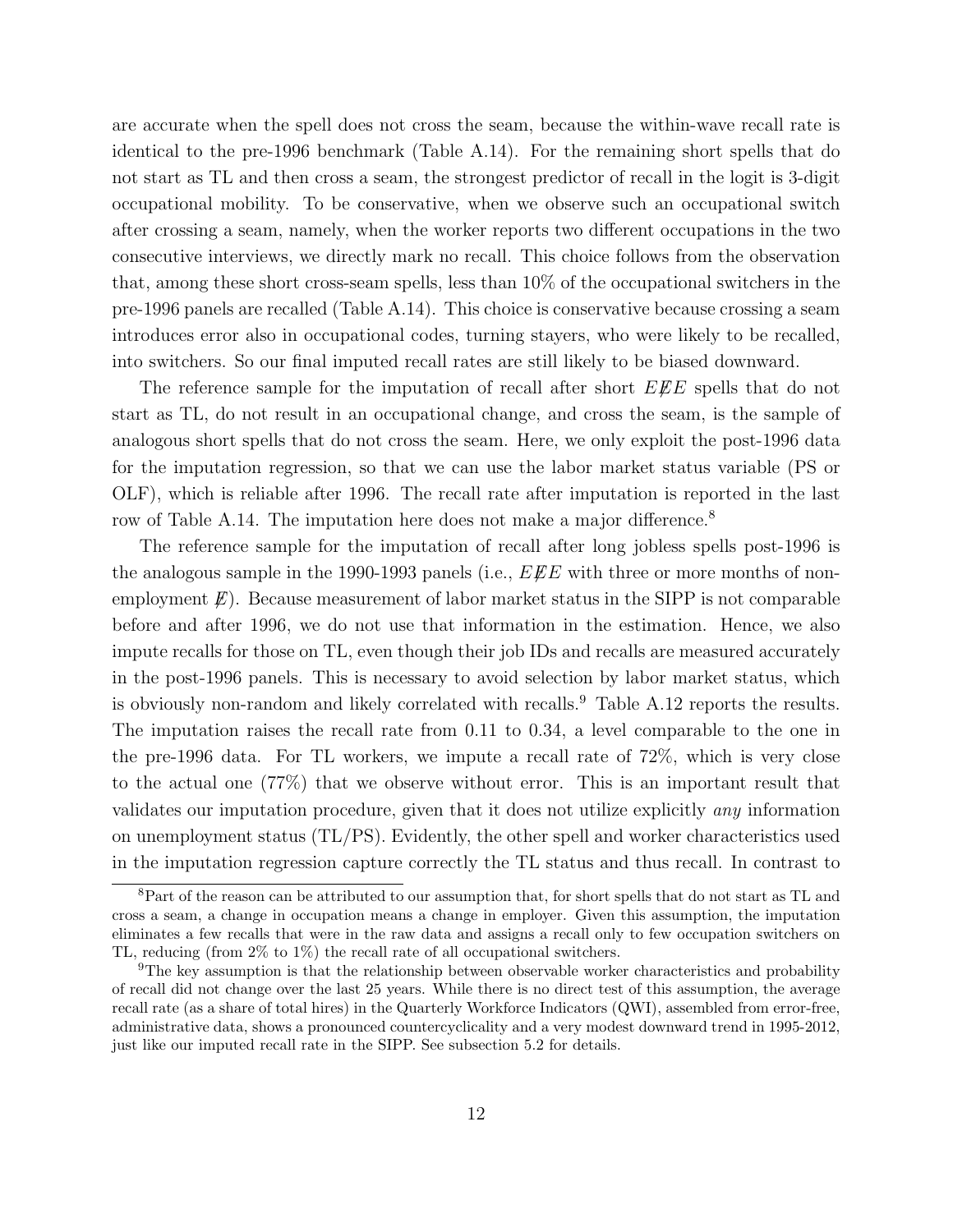are accurate when the spell does not cross the seam, because the within-wave recall rate is identical to the pre-1996 benchmark (Table A.14). For the remaining short spells that do not start as TL and then cross a seam, the strongest predictor of recall in the logit is 3-digit occupational mobility. To be conservative, when we observe such an occupational switch after crossing a seam, namely, when the worker reports two different occupations in the two consecutive interviews, we directly mark no recall. This choice follows from the observation that, among these short cross-seam spells, less than 10% of the occupational switchers in the pre-1996 panels are recalled (Table A.14). This choice is conservative because crossing a seam introduces error also in occupational codes, turning stayers, who were likely to be recalled, into switchers. So our final imputed recall rates are still likely to be biased downward.

The reference sample for the imputation of recall after short $E\not{E}E$ spells that do not start as TL, do not result in an occupational change, and cross the seam, is the sample of analogous short spells that do not cross the seam. Here, we only exploit the post-1996 data for the imputation regression, so that we can use the labor market status variable (PS or OLF), which is reliable after 1996. The recall rate after imputation is reported in the last row of Table A.14. The imputation here does not make a major difference.[8]

The reference sample for the imputation of recall after long jobless spells post-1996 is the analogous sample in the 1990-1993 panels (i.e., $E\not{E}E$ with three or more months of non-employment $\not{E}$). Because measurement of labor market status in the SIPP is not comparable before and after 1996, we do not use that information in the estimation. Hence, we also impute recalls for those on TL, even though their job IDs and recalls are measured accurately in the post-1996 panels. This is necessary to avoid selection by labor market status, which is obviously non-random and likely correlated with recalls.[9] Table A.12 reports the results. The imputation raises the recall rate from 0.11 to 0.34, a level comparable to the one in the pre-1996 data. For TL workers, we impute a recall rate of 72%, which is very close to the actual one (77%) that we observe without error. This is an important result that validates our imputation procedure, given that it does not utilize explicitly *any* information on unemployment status (TL/PS). Evidently, the other spell and worker characteristics used in the imputation regression capture correctly the TL status and thus recall. In contrast to

[8]Part of the reason can be attributed to our assumption that, for short spells that do not start as TL and cross a seam, a change in occupation means a change in employer. Given this assumption, the imputation eliminates a few recalls that were in the raw data and assigns a recall only to few occupation switchers on TL, reducing (from 2% to 1%) the recall rate of all occupational switchers.

[9]The key assumption is that the relationship between observable worker characteristics and probability of recall did not change over the last 25 years. While there is no direct test of this assumption, the average recall rate (as a share of total hires) in the Quarterly Workforce Indicators (QWI), assembled from error-free, administrative data, shows a pronounced countercyclicality and a very modest downward trend in 1995-2012, just like our imputed recall rate in the SIPP. See subsection 5.2 for details.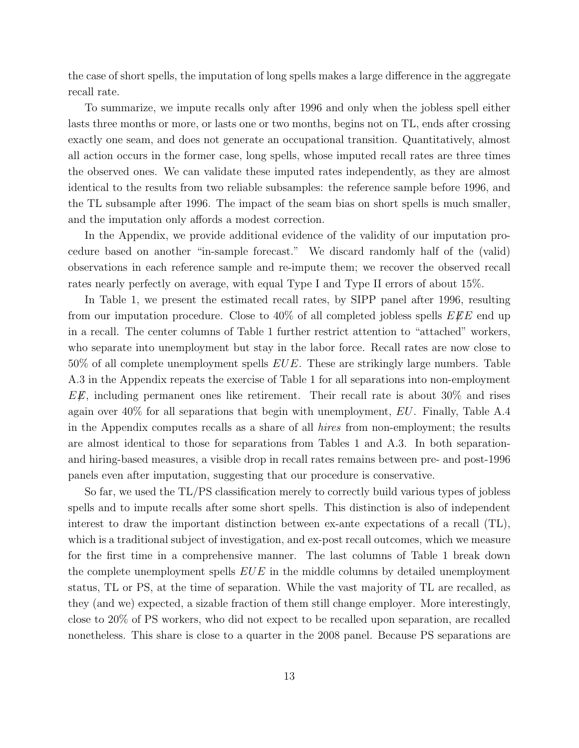the case of short spells, the imputation of long spells makes a large difference in the aggregate recall rate.

To summarize, we impute recalls only after 1996 and only when the jobless spell either lasts three months or more, or lasts one or two months, begins not on TL, ends after crossing exactly one seam, and does not generate an occupational transition. Quantitatively, almost all action occurs in the former case, long spells, whose imputed recall rates are three times the observed ones. We can validate these imputed rates independently, as they are almost identical to the results from two reliable subsamples: the reference sample before 1996, and the TL subsample after 1996. The impact of the seam bias on short spells is much smaller, and the imputation only affords a modest correction.

In the Appendix, we provide additional evidence of the validity of our imputation procedure based on another "in-sample forecast." We discard randomly half of the (valid) observations in each reference sample and re-impute them; we recover the observed recall rates nearly perfectly on average, with equal Type I and Type II errors of about 15%.

In Table 1, we present the estimated recall rates, by SIPP panel after 1996, resulting from our imputation procedure. Close to 40% of all completed jobless spells $E\not{E}E$ end up in a recall. The center columns of Table 1 further restrict attention to "attached" workers, who separate into unemployment but stay in the labor force. Recall rates are now close to 50% of all complete unemployment spells $EUE$. These are strikingly large numbers. Table A.3 in the Appendix repeats the exercise of Table 1 for all separations into non-employment $E\not{E}$, including permanent ones like retirement. Their recall rate is about 30% and rises again over 40% for all separations that begin with unemployment, $EU$. Finally, Table A.4 in the Appendix computes recalls as a share of all *hires* from non-employment; the results are almost identical to those for separations from Tables 1 and A.3. In both separation- and hiring-based measures, a visible drop in recall rates remains between pre- and post-1996 panels even after imputation, suggesting that our procedure is conservative.

So far, we used the TL/PS classification merely to correctly build various types of jobless spells and to impute recalls after some short spells. This distinction is also of independent interest to draw the important distinction between ex-ante expectations of a recall (TL), which is a traditional subject of investigation, and ex-post recall outcomes, which we measure for the first time in a comprehensive manner. The last columns of Table 1 break down the complete unemployment spells $EUE$ in the middle columns by detailed unemployment status, TL or PS, at the time of separation. While the vast majority of TL are recalled, as they (and we) expected, a sizable fraction of them still change employer. More interestingly, close to 20% of PS workers, who did not expect to be recalled upon separation, are recalled nonetheless. This share is close to a quarter in the 2008 panel. Because PS separations are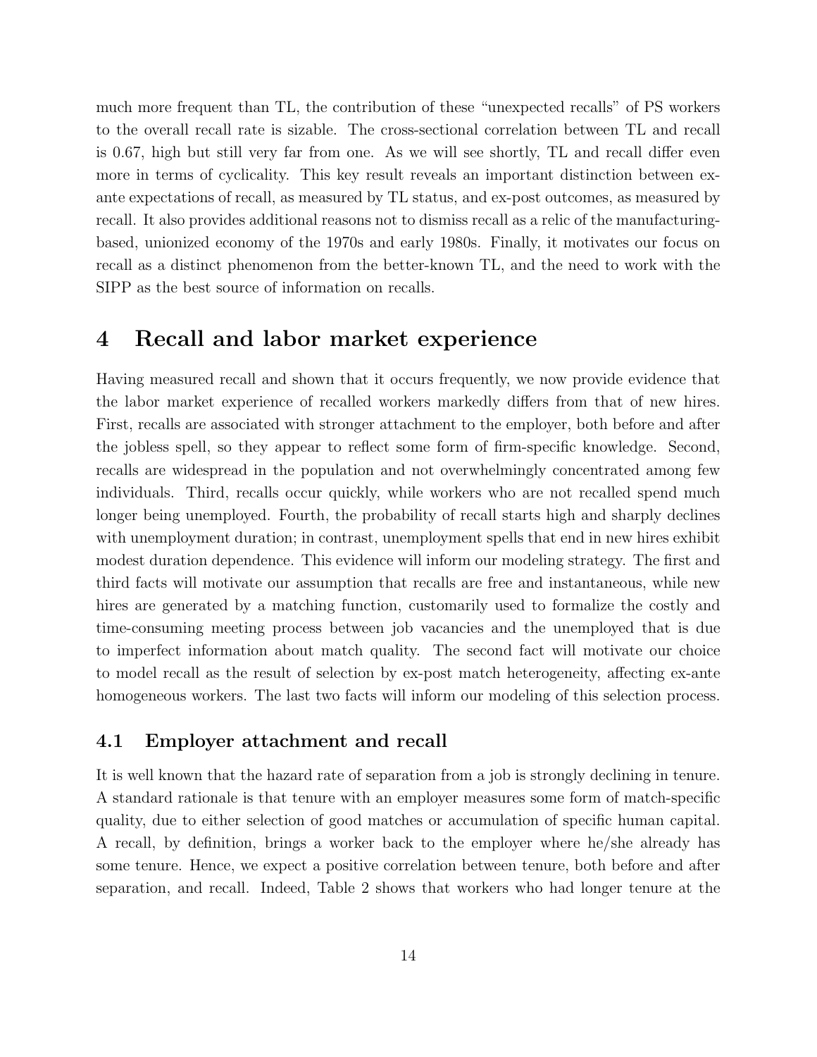much more frequent than TL, the contribution of these "unexpected recalls" of PS workers to the overall recall rate is sizable. The cross-sectional correlation between TL and recall is 0.67, high but still very far from one. As we will see shortly, TL and recall differ even more in terms of cyclicality. This key result reveals an important distinction between ex-ante expectations of recall, as measured by TL status, and ex-post outcomes, as measured by recall. It also provides additional reasons not to dismiss recall as a relic of the manufacturing-based, unionized economy of the 1970s and early 1980s. Finally, it motivates our focus on recall as a distinct phenomenon from the better-known TL, and the need to work with the SIPP as the best source of information on recalls.

# 4 Recall and labor market experience

Having measured recall and shown that it occurs frequently, we now provide evidence that the labor market experience of recalled workers markedly differs from that of new hires. First, recalls are associated with stronger attachment to the employer, both before and after the jobless spell, so they appear to reflect some form of firm-specific knowledge. Second, recalls are widespread in the population and not overwhelmingly concentrated among few individuals. Third, recalls occur quickly, while workers who are not recalled spend much longer being unemployed. Fourth, the probability of recall starts high and sharply declines with unemployment duration; in contrast, unemployment spells that end in new hires exhibit modest duration dependence. This evidence will inform our modeling strategy. The first and third facts will motivate our assumption that recalls are free and instantaneous, while new hires are generated by a matching function, customarily used to formalize the costly and time-consuming meeting process between job vacancies and the unemployed that is due to imperfect information about match quality. The second fact will motivate our choice to model recall as the result of selection by ex-post match heterogeneity, affecting ex-ante homogeneous workers. The last two facts will inform our modeling of this selection process.

## 4.1 Employer attachment and recall

It is well known that the hazard rate of separation from a job is strongly declining in tenure. A standard rationale is that tenure with an employer measures some form of match-specific quality, due to either selection of good matches or accumulation of specific human capital. A recall, by definition, brings a worker back to the employer where he/she already has some tenure. Hence, we expect a positive correlation between tenure, both before and after separation, and recall. Indeed, Table 2 shows that workers who had longer tenure at the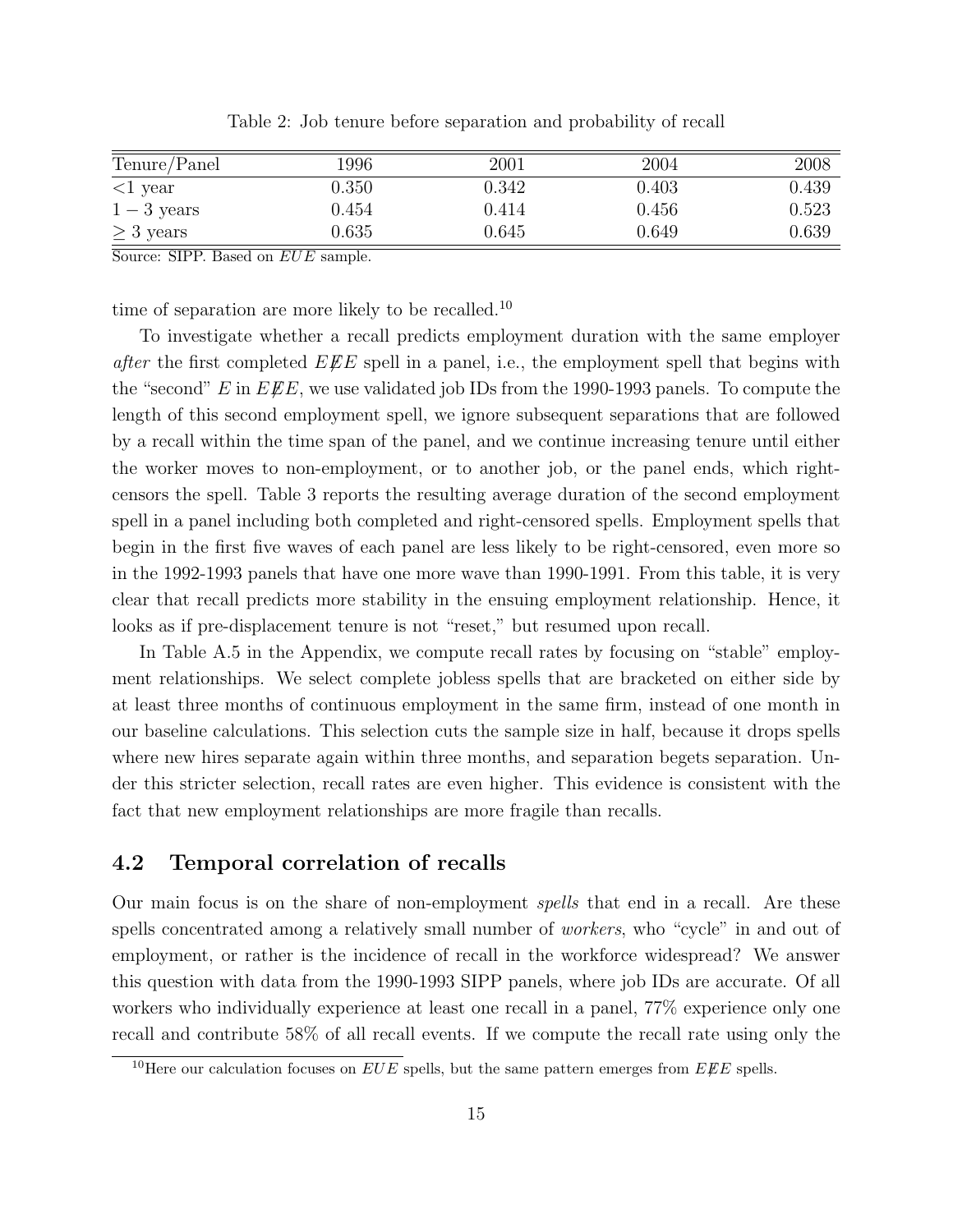Table 2: Job tenure before separation and probability of recall

| Tenure/Panel | 1996 | 2001 | 2004 | 2008 |
|---|---|---|---|---|
| <1 year | 0.350 | 0.342 | 0.403 | 0.439 |
| $1-3$ years | 0.454 | 0.414 | 0.456 | 0.523 |
| $\geq 3$ years | 0.635 | 0.645 | 0.649 | 0.639 |

Source: SIPP. Based on $EUE$ sample.

time of separation are more likely to be recalled.[10]

To investigate whether a recall predicts employment duration with the same employer *after* the first completed $E\not{E}E$ spell in a panel, i.e., the employment spell that begins with the "second" $E$ in $E\not{E}E$, we use validated job IDs from the 1990-1993 panels. To compute the length of this second employment spell, we ignore subsequent separations that are followed by a recall within the time span of the panel, and we continue increasing tenure until either the worker moves to non-employment, or to another job, or the panel ends, which right-censors the spell. Table 3 reports the resulting average duration of the second employment spell in a panel including both completed and right-censored spells. Employment spells that begin in the first five waves of each panel are less likely to be right-censored, even more so in the 1992-1993 panels that have one more wave than 1990-1991. From this table, it is very clear that recall predicts more stability in the ensuing employment relationship. Hence, it looks as if pre-displacement tenure is not "reset," but resumed upon recall.

In Table A.5 in the Appendix, we compute recall rates by focusing on "stable" employment relationships. We select complete jobless spells that are bracketed on either side by at least three months of continuous employment in the same firm, instead of one month in our baseline calculations. This selection cuts the sample size in half, because it drops spells where new hires separate again within three months, and separation begets separation. Under this stricter selection, recall rates are even higher. This evidence is consistent with the fact that new employment relationships are more fragile than recalls.

## 4.2 Temporal correlation of recalls

Our main focus is on the share of non-employment *spells* that end in a recall. Are these spells concentrated among a relatively small number of *workers*, who "cycle" in and out of employment, or rather is the incidence of recall in the workforce widespread? We answer this question with data from the 1990-1993 SIPP panels, where job IDs are accurate. Of all workers who individually experience at least one recall in a panel, 77% experience only one recall and contribute 58% of all recall events. If we compute the recall rate using only the

[10] Here our calculation focuses on $EUE$ spells, but the same pattern emerges from $E\not{E}E$ spells.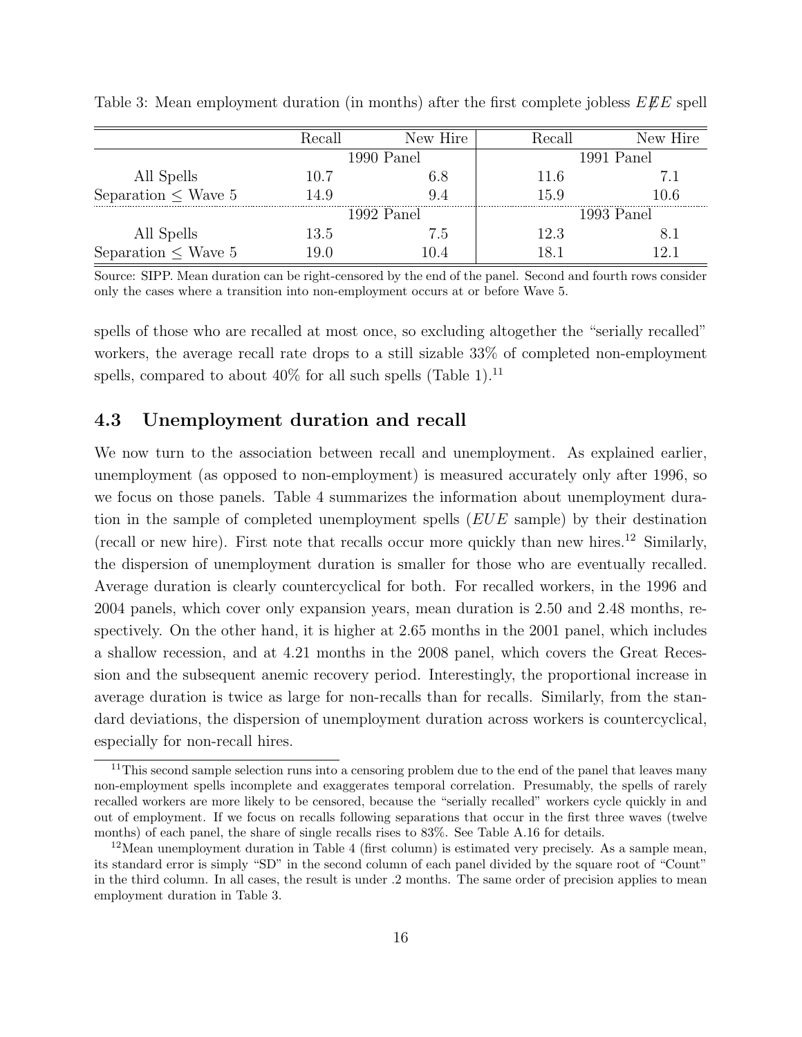Table 3: Mean employment duration (in months) after the first complete jobless $E\not{E}E$ spell

| | Recall | New Hire | Recall | New Hire |
|---|---|---|---|---|
| | 1990 Panel | | 1991 Panel | |
| All Spells | 10.7 | 6.8 | 11.6 | 7.1 |
| Separation ≤ Wave 5 | 14.9 | 9.4 | 15.9 | 10.6 |
| | 1992 Panel | | 1993 Panel | |
| All Spells | 13.5 | 7.5 | 12.3 | 8.1 |
| Separation ≤ Wave 5 | 19.0 | 10.4 | 18.1 | 12.1 |

Source: SIPP. Mean duration can be right-censored by the end of the panel. Second and fourth rows consider only the cases where a transition into non-employment occurs at or before Wave 5.

spells of those who are recalled at most once, so excluding altogether the "serially recalled" workers, the average recall rate drops to a still sizable 33% of completed non-employment spells, compared to about 40% for all such spells (Table 1).[11]

### 4.3 Unemployment duration and recall

We now turn to the association between recall and unemployment. As explained earlier, unemployment (as opposed to non-employment) is measured accurately only after 1996, so we focus on those panels. Table 4 summarizes the information about unemployment duration in the sample of completed unemployment spells ($EUE$ sample) by their destination (recall or new hire). First note that recalls occur more quickly than new hires.[12] Similarly, the dispersion of unemployment duration is smaller for those who are eventually recalled. Average duration is clearly countercyclical for both. For recalled workers, in the 1996 and 2004 panels, which cover only expansion years, mean duration is 2.50 and 2.48 months, respectively. On the other hand, it is higher at 2.65 months in the 2001 panel, which includes a shallow recession, and at 4.21 months in the 2008 panel, which covers the Great Recession and the subsequent anemic recovery period. Interestingly, the proportional increase in average duration is twice as large for non-recalls than for recalls. Similarly, from the standard deviations, the dispersion of unemployment duration across workers is countercyclical, especially for non-recall hires.

[11] This second sample selection runs into a censoring problem due to the end of the panel that leaves many non-employment spells incomplete and exaggerates temporal correlation. Presumably, the spells of rarely recalled workers are more likely to be censored, because the "serially recalled" workers cycle quickly in and out of employment. If we focus on recalls following separations that occur in the first three waves (twelve months) of each panel, the share of single recalls rises to 83%. See Table A.16 for details.

[12] Mean unemployment duration in Table 4 (first column) is estimated very precisely. As a sample mean, its standard error is simply "SD" in the second column of each panel divided by the square root of "Count" in the third column. In all cases, the result is under .2 months. The same order of precision applies to mean employment duration in Table 3.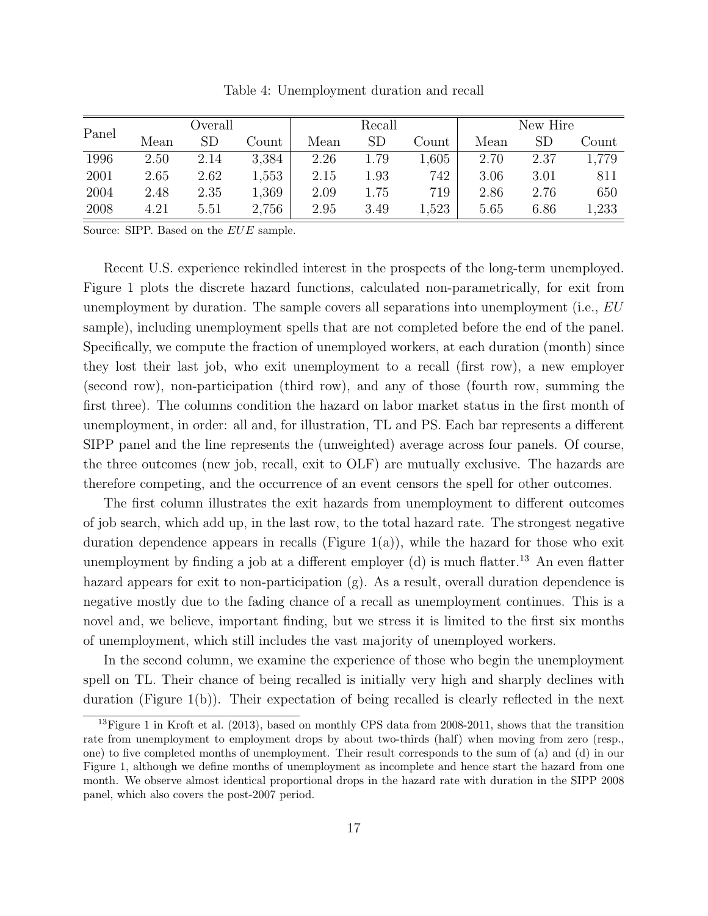Table 4: Unemployment duration and recall

| Panel | Overall | | | Recall | | | New Hire | | |
|---|---|---|---|---|---|---|---|---|---|
| | Mean | SD | Count | Mean | SD | Count | Mean | SD | Count |
| 1996 | 2.50 | 2.14 | 3,384 | 2.26 | 1.79 | 1,605 | 2.70 | 2.37 | 1,779 |
| 2001 | 2.65 | 2.62 | 1,553 | 2.15 | 1.93 | 742 | 3.06 | 3.01 | 811 |
| 2004 | 2.48 | 2.35 | 1,369 | 2.09 | 1.75 | 719 | 2.86 | 2.76 | 650 |
| 2008 | 4.21 | 5.51 | 2,756 | 2.95 | 3.49 | 1,523 | 5.65 | 6.86 | 1,233 |

Source: SIPP. Based on the $EUE$ sample.

Recent U.S. experience rekindled interest in the prospects of the long-term unemployed. Figure 1 plots the discrete hazard functions, calculated non-parametrically, for exit from unemployment by duration. The sample covers all separations into unemployment (i.e., $EU$ sample), including unemployment spells that are not completed before the end of the panel. Specifically, we compute the fraction of unemployed workers, at each duration (month) since they lost their last job, who exit unemployment to a recall (first row), a new employer (second row), non-participation (third row), and any of those (fourth row, summing the first three). The columns condition the hazard on labor market status in the first month of unemployment, in order: all and, for illustration, TL and PS. Each bar represents a different SIPP panel and the line represents the (unweighted) average across four panels. Of course, the three outcomes (new job, recall, exit to OLF) are mutually exclusive. The hazards are therefore competing, and the occurrence of an event censors the spell for other outcomes.

The first column illustrates the exit hazards from unemployment to different outcomes of job search, which add up, in the last row, to the total hazard rate. The strongest negative duration dependence appears in recalls (Figure 1(a)), while the hazard for those who exit unemployment by finding a job at a different employer (d) is much flatter.[13] An even flatter hazard appears for exit to non-participation (g). As a result, overall duration dependence is negative mostly due to the fading chance of a recall as unemployment continues. This is a novel and, we believe, important finding, but we stress it is limited to the first six months of unemployment, which still includes the vast majority of unemployed workers.

In the second column, we examine the experience of those who begin the unemployment spell on TL. Their chance of being recalled is initially very high and sharply declines with duration (Figure 1(b)). Their expectation of being recalled is clearly reflected in the next

[13] Figure 1 in Kroft et al. (2013), based on monthly CPS data from 2008-2011, shows that the transition rate from unemployment to employment drops by about two-thirds (half) when moving from zero (resp., one) to five completed months of unemployment. Their result corresponds to the sum of (a) and (d) in our Figure 1, although we define months of unemployment as incomplete and hence start the hazard from one month. We observe almost identical proportional drops in the hazard rate with duration in the SIPP 2008 panel, which also covers the post-2007 period.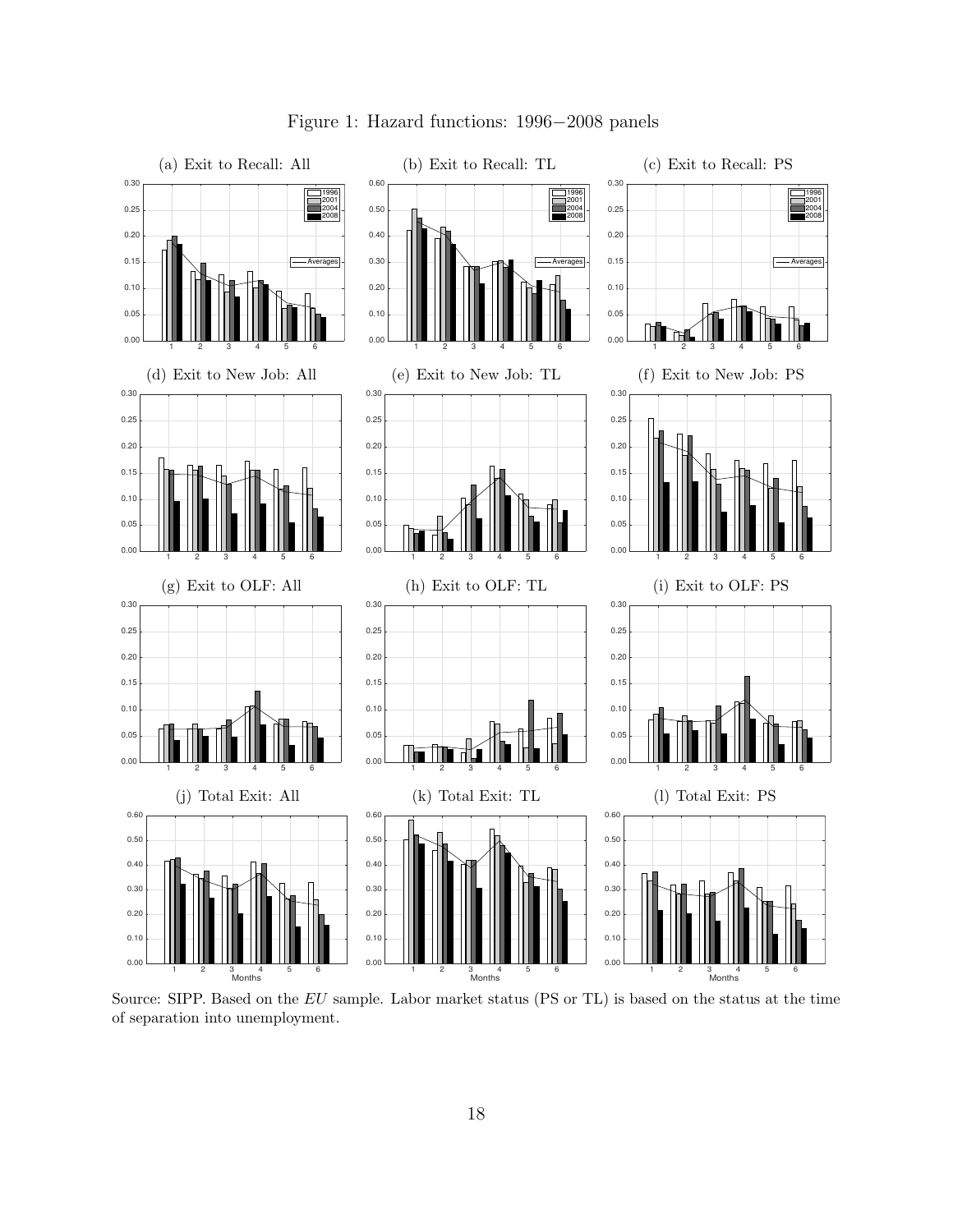Figure 1: Hazard functions: 1996−2008 panels

(a) Exit to Recall: All

(b) Exit to Recall: TL

(c) Exit to Recall: PS

(d) Exit to New Job: All

(e) Exit to New Job: TL

(f) Exit to New Job: PS

(g) Exit to OLF: All

(h) Exit to OLF: TL

(i) Exit to OLF: PS

(j) Total Exit: All

(k) Total Exit: TL

(l) Total Exit: PS

Source: SIPP. Based on the *EU* sample. Labor market status (PS or TL) is based on the status at the time of separation into unemployment.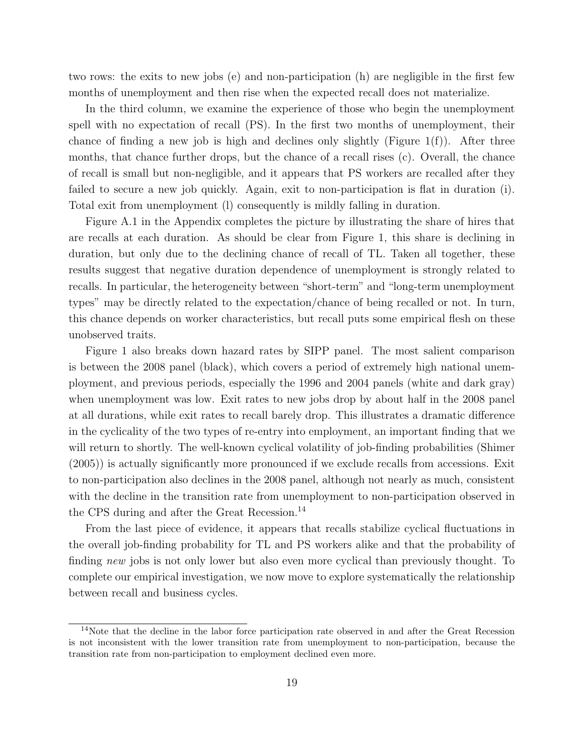two rows: the exits to new jobs (e) and non-participation (h) are negligible in the first few months of unemployment and then rise when the expected recall does not materialize.

In the third column, we examine the experience of those who begin the unemployment spell with no expectation of recall (PS). In the first two months of unemployment, their chance of finding a new job is high and declines only slightly (Figure 1(f)). After three months, that chance further drops, but the chance of a recall rises (c). Overall, the chance of recall is small but non-negligible, and it appears that PS workers are recalled after they failed to secure a new job quickly. Again, exit to non-participation is flat in duration (i). Total exit from unemployment (l) consequently is mildly falling in duration.

Figure A.1 in the Appendix completes the picture by illustrating the share of hires that are recalls at each duration. As should be clear from Figure 1, this share is declining in duration, but only due to the declining chance of recall of TL. Taken all together, these results suggest that negative duration dependence of unemployment is strongly related to recalls. In particular, the heterogeneity between "short-term" and "long-term unemployment types" may be directly related to the expectation/chance of being recalled or not. In turn, this chance depends on worker characteristics, but recall puts some empirical flesh on these unobserved traits.

Figure 1 also breaks down hazard rates by SIPP panel. The most salient comparison is between the 2008 panel (black), which covers a period of extremely high national unemployment, and previous periods, especially the 1996 and 2004 panels (white and dark gray) when unemployment was low. Exit rates to new jobs drop by about half in the 2008 panel at all durations, while exit rates to recall barely drop. This illustrates a dramatic difference in the cyclicality of the two types of re-entry into employment, an important finding that we will return to shortly. The well-known cyclical volatility of job-finding probabilities (Shimer (2005)) is actually significantly more pronounced if we exclude recalls from accessions. Exit to non-participation also declines in the 2008 panel, although not nearly as much, consistent with the decline in the transition rate from unemployment to non-participation observed in the CPS during and after the Great Recession.[14]

From the last piece of evidence, it appears that recalls stabilize cyclical fluctuations in the overall job-finding probability for TL and PS workers alike and that the probability of finding *new* jobs is not only lower but also even more cyclical than previously thought. To complete our empirical investigation, we now move to explore systematically the relationship between recall and business cycles.

[14] Note that the decline in the labor force participation rate observed in and after the Great Recession is not inconsistent with the lower transition rate from unemployment to non-participation, because the transition rate from non-participation to employment declined even more.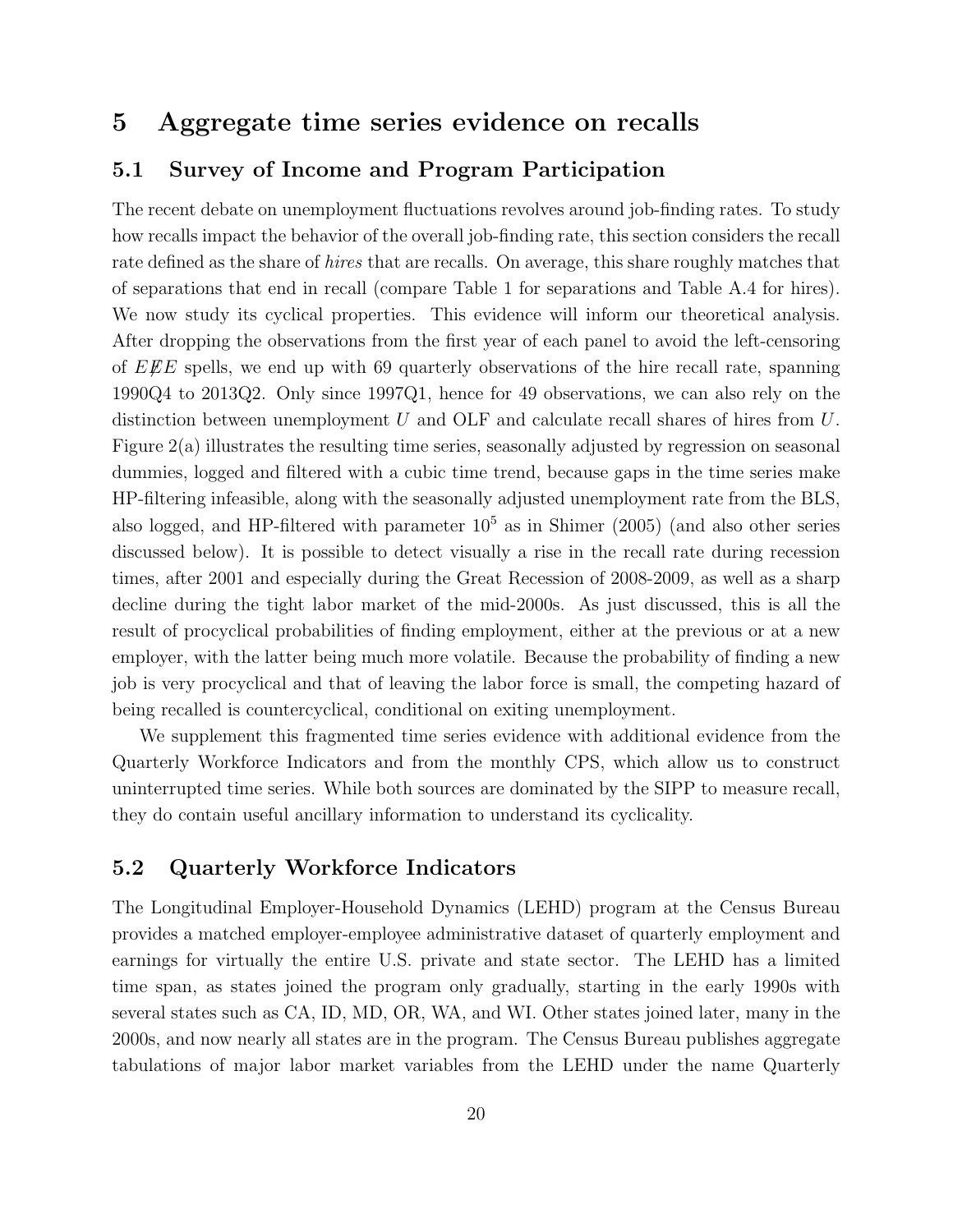# 5 Aggregate time series evidence on recalls

## 5.1 Survey of Income and Program Participation

The recent debate on unemployment fluctuations revolves around job-finding rates. To study how recalls impact the behavior of the overall job-finding rate, this section considers the recall rate defined as the share of *hires* that are recalls. On average, this share roughly matches that of separations that end in recall (compare Table 1 for separations and Table A.4 for hires). We now study its cyclical properties. This evidence will inform our theoretical analysis. After dropping the observations from the first year of each panel to avoid the left-censoring of $E\not{E}E$ spells, we end up with 69 quarterly observations of the hire recall rate, spanning 1990Q4 to 2013Q2. Only since 1997Q1, hence for 49 observations, we can also rely on the distinction between unemployment $U$ and OLF and calculate recall shares of hires from $U$. Figure 2(a) illustrates the resulting time series, seasonally adjusted by regression on seasonal dummies, logged and filtered with a cubic time trend, because gaps in the time series make HP-filtering infeasible, along with the seasonally adjusted unemployment rate from the BLS, also logged, and HP-filtered with parameter $10^5$ as in Shimer (2005) (and also other series discussed below). It is possible to detect visually a rise in the recall rate during recession times, after 2001 and especially during the Great Recession of 2008-2009, as well as a sharp decline during the tight labor market of the mid-2000s. As just discussed, this is all the result of procyclical probabilities of finding employment, either at the previous or at a new employer, with the latter being much more volatile. Because the probability of finding a new job is very procyclical and that of leaving the labor force is small, the competing hazard of being recalled is countercyclical, conditional on exiting unemployment.

We supplement this fragmented time series evidence with additional evidence from the Quarterly Workforce Indicators and from the monthly CPS, which allow us to construct uninterrupted time series. While both sources are dominated by the SIPP to measure recall, they do contain useful ancillary information to understand its cyclicality.

## 5.2 Quarterly Workforce Indicators

The Longitudinal Employer-Household Dynamics (LEHD) program at the Census Bureau provides a matched employer-employee administrative dataset of quarterly employment and earnings for virtually the entire U.S. private and state sector. The LEHD has a limited time span, as states joined the program only gradually, starting in the early 1990s with several states such as CA, ID, MD, OR, WA, and WI. Other states joined later, many in the 2000s, and now nearly all states are in the program. The Census Bureau publishes aggregate tabulations of major labor market variables from the LEHD under the name Quarterly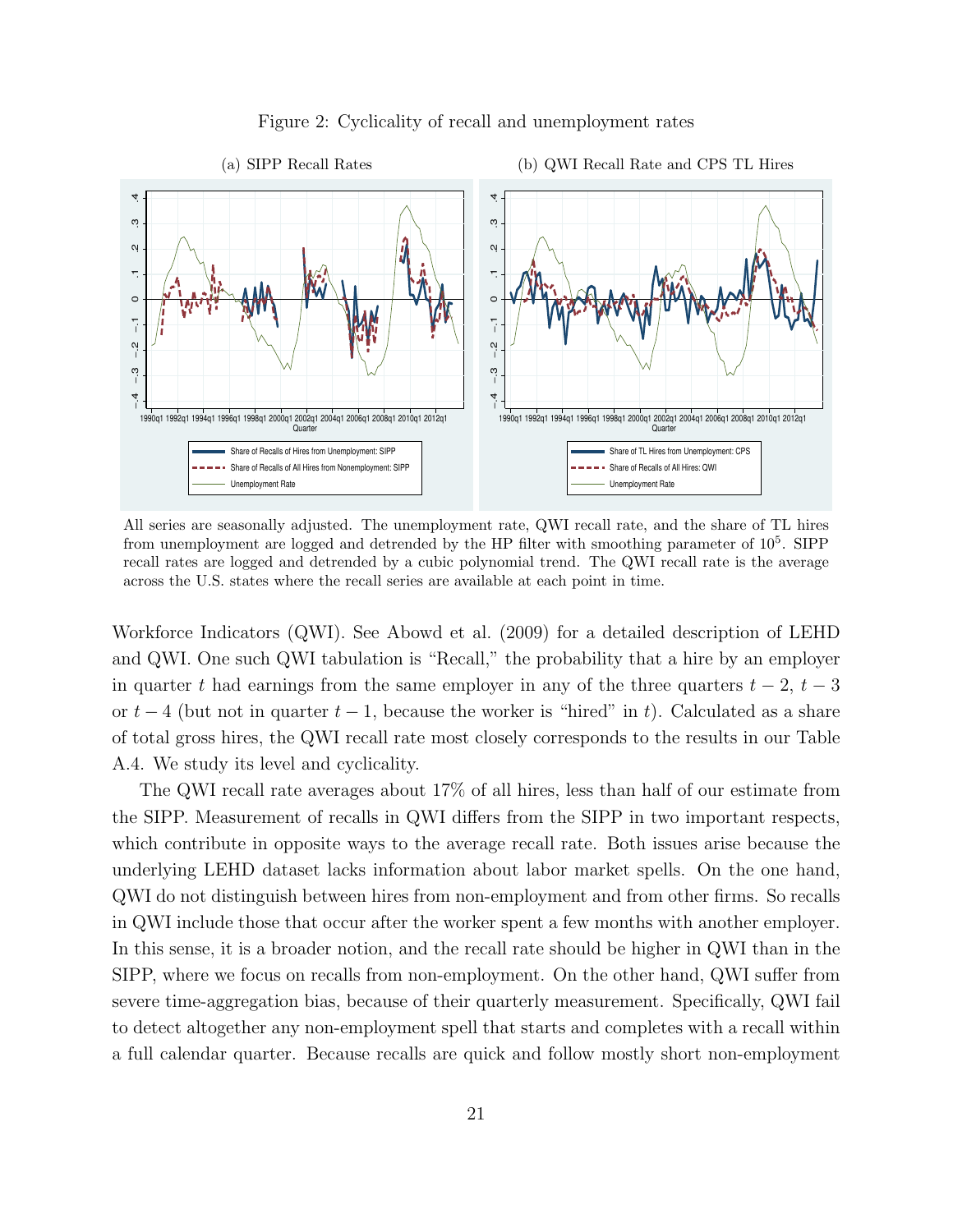Figure 2: Cyclicality of recall and unemployment rates

(a) SIPP Recall Rates

(b) QWI Recall Rate and CPS TL Hires

All series are seasonally adjusted. The unemployment rate, QWI recall rate, and the share of TL hires from unemployment are logged and detrended by the HP filter with smoothing parameter of $10^5$. SIPP recall rates are logged and detrended by a cubic polynomial trend. The QWI recall rate is the average across the U.S. states where the recall series are available at each point in time.

Workforce Indicators (QWI). See Abowd et al. (2009) for a detailed description of LEHD and QWI. One such QWI tabulation is "Recall," the probability that a hire by an employer in quarter $t$ had earnings from the same employer in any of the three quarters $t-2$, $t-3$ or $t-4$ (but not in quarter $t-1$, because the worker is "hired" in $t$). Calculated as a share of total gross hires, the QWI recall rate most closely corresponds to the results in our Table A.4. We study its level and cyclicality.

The QWI recall rate averages about 17% of all hires, less than half of our estimate from the SIPP. Measurement of recalls in QWI differs from the SIPP in two important respects, which contribute in opposite ways to the average recall rate. Both issues arise because the underlying LEHD dataset lacks information about labor market spells. On the one hand, QWI do not distinguish between hires from non-employment and from other firms. So recalls in QWI include those that occur after the worker spent a few months with another employer. In this sense, it is a broader notion, and the recall rate should be higher in QWI than in the SIPP, where we focus on recalls from non-employment. On the other hand, QWI suffer from severe time-aggregation bias, because of their quarterly measurement. Specifically, QWI fail to detect altogether any non-employment spell that starts and completes with a recall within a full calendar quarter. Because recalls are quick and follow mostly short non-employment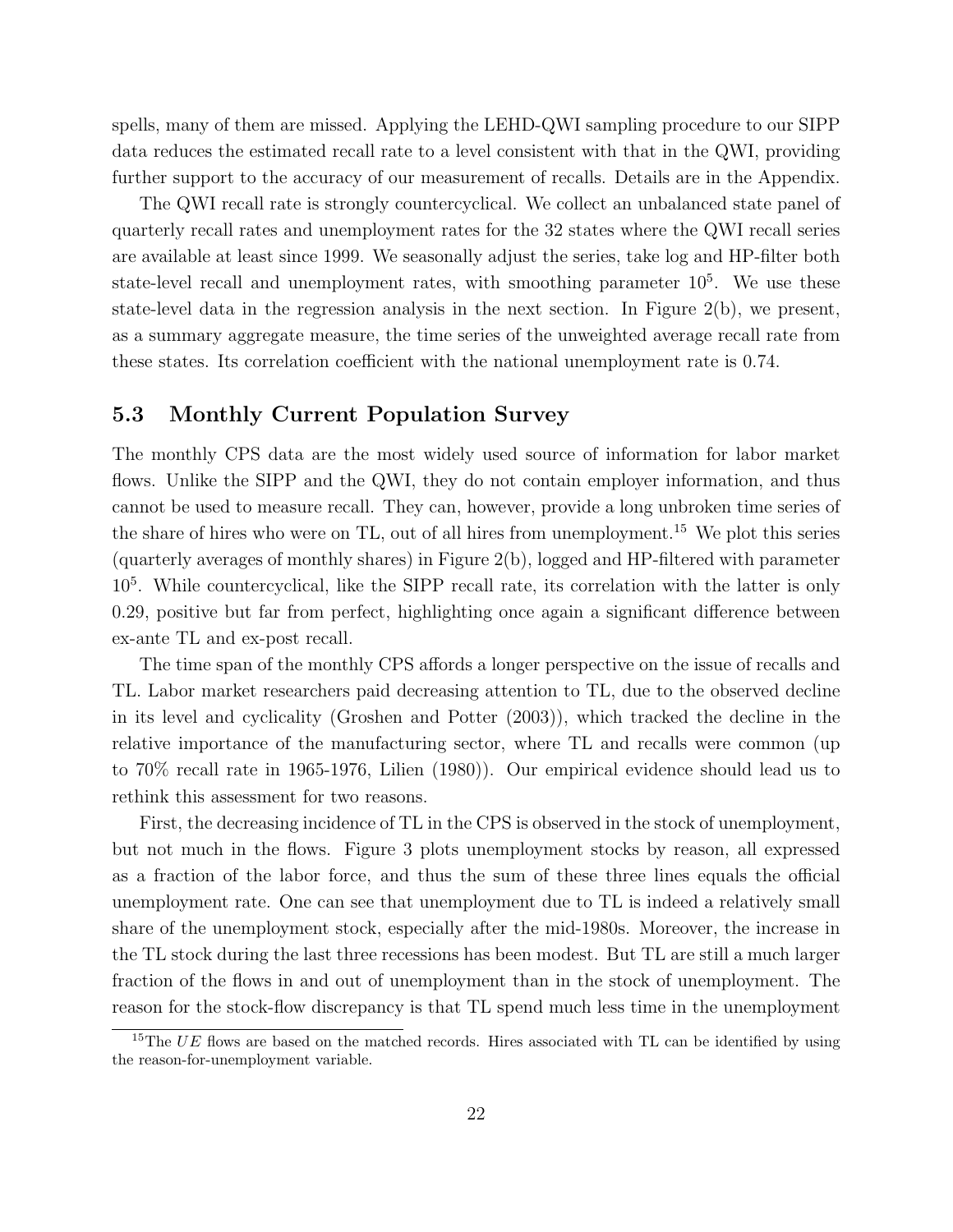spells, many of them are missed. Applying the LEHD-QWI sampling procedure to our SIPP data reduces the estimated recall rate to a level consistent with that in the QWI, providing further support to the accuracy of our measurement of recalls. Details are in the Appendix.

The QWI recall rate is strongly countercyclical. We collect an unbalanced state panel of quarterly recall rates and unemployment rates for the 32 states where the QWI recall series are available at least since 1999. We seasonally adjust the series, take log and HP-filter both state-level recall and unemployment rates, with smoothing parameter $10^5$. We use these state-level data in the regression analysis in the next section. In Figure 2(b), we present, as a summary aggregate measure, the time series of the unweighted average recall rate from these states. Its correlation coefficient with the national unemployment rate is 0.74.

## 5.3 Monthly Current Population Survey

The monthly CPS data are the most widely used source of information for labor market flows. Unlike the SIPP and the QWI, they do not contain employer information, and thus cannot be used to measure recall. They can, however, provide a long unbroken time series of the share of hires who were on TL, out of all hires from unemployment.[15] We plot this series (quarterly averages of monthly shares) in Figure 2(b), logged and HP-filtered with parameter $10^5$. While countercyclical, like the SIPP recall rate, its correlation with the latter is only 0.29, positive but far from perfect, highlighting once again a significant difference between ex-ante TL and ex-post recall.

The time span of the monthly CPS affords a longer perspective on the issue of recalls and TL. Labor market researchers paid decreasing attention to TL, due to the observed decline in its level and cyclicality (Groshen and Potter (2003)), which tracked the decline in the relative importance of the manufacturing sector, where TL and recalls were common (up to 70% recall rate in 1965-1976, Lilien (1980)). Our empirical evidence should lead us to rethink this assessment for two reasons.

First, the decreasing incidence of TL in the CPS is observed in the stock of unemployment, but not much in the flows. Figure 3 plots unemployment stocks by reason, all expressed as a fraction of the labor force, and thus the sum of these three lines equals the official unemployment rate. One can see that unemployment due to TL is indeed a relatively small share of the unemployment stock, especially after the mid-1980s. Moreover, the increase in the TL stock during the last three recessions has been modest. But TL are still a much larger fraction of the flows in and out of unemployment than in the stock of unemployment. The reason for the stock-flow discrepancy is that TL spend much less time in the unemployment

[15] The $UE$ flows are based on the matched records. Hires associated with TL can be identified by using the reason-for-unemployment variable.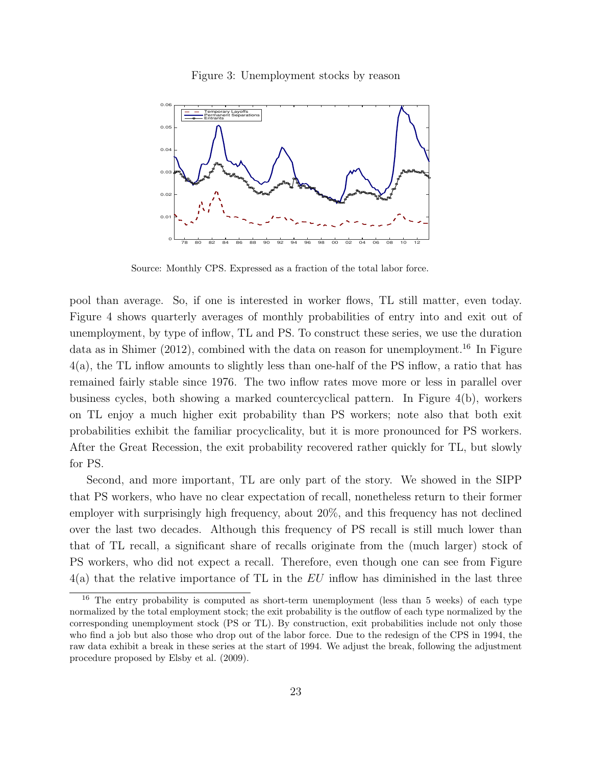Figure 3: Unemployment stocks by reason

Source: Monthly CPS. Expressed as a fraction of the total labor force.

pool than average. So, if one is interested in worker flows, TL still matter, even today. Figure 4 shows quarterly averages of monthly probabilities of entry into and exit out of unemployment, by type of inflow, TL and PS. To construct these series, we use the duration data as in Shimer (2012), combined with the data on reason for unemployment.[16] In Figure 4(a), the TL inflow amounts to slightly less than one-half of the PS inflow, a ratio that has remained fairly stable since 1976. The two inflow rates move more or less in parallel over business cycles, both showing a marked countercyclical pattern. In Figure 4(b), workers on TL enjoy a much higher exit probability than PS workers; note also that both exit probabilities exhibit the familiar procyclicality, but it is more pronounced for PS workers. After the Great Recession, the exit probability recovered rather quickly for TL, but slowly for PS.

Second, and more important, TL are only part of the story. We showed in the SIPP that PS workers, who have no clear expectation of recall, nonetheless return to their former employer with surprisingly high frequency, about 20%, and this frequency has not declined over the last two decades. Although this frequency of PS recall is still much lower than that of TL recall, a significant share of recalls originate from the (much larger) stock of PS workers, who did not expect a recall. Therefore, even though one can see from Figure 4(a) that the relative importance of TL in the *EU* inflow has diminished in the last three

[16] The entry probability is computed as short-term unemployment (less than 5 weeks) of each type normalized by the total employment stock; the exit probability is the outflow of each type normalized by the corresponding unemployment stock (PS or TL). By construction, exit probabilities include not only those who find a job but also those who drop out of the labor force. Due to the redesign of the CPS in 1994, the raw data exhibit a break in these series at the start of 1994. We adjust the break, following the adjustment procedure proposed by Elsby et al. (2009).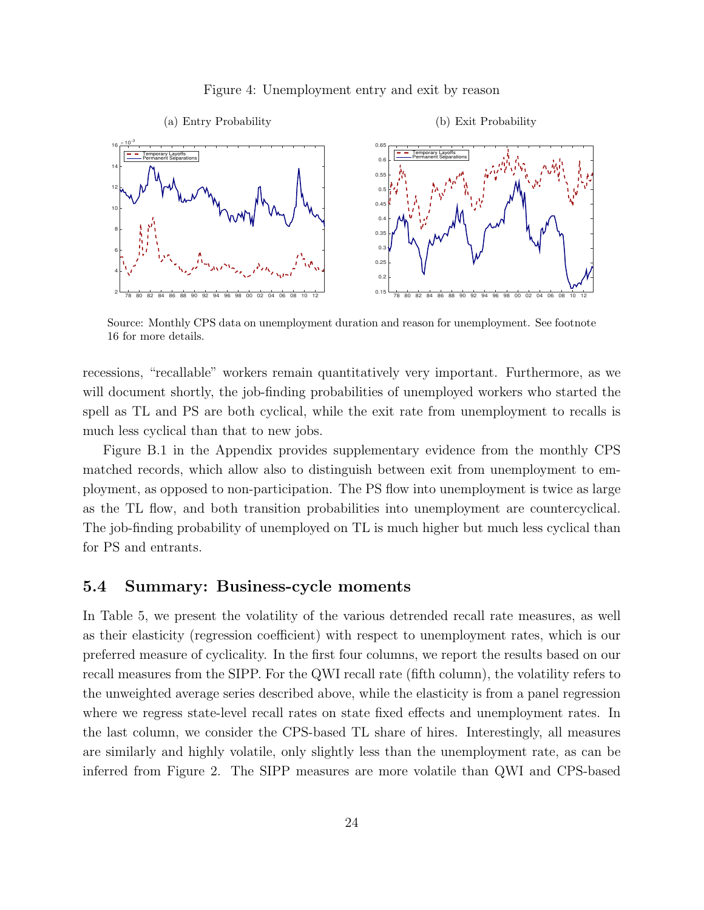Figure 4: Unemployment entry and exit by reason

(a) Entry Probability

(b) Exit Probability

Source: Monthly CPS data on unemployment duration and reason for unemployment. See footnote 16 for more details.

recessions, "recallable" workers remain quantitatively very important. Furthermore, as we will document shortly, the job-finding probabilities of unemployed workers who started the spell as TL and PS are both cyclical, while the exit rate from unemployment to recalls is much less cyclical than that to new jobs.

Figure B.1 in the Appendix provides supplementary evidence from the monthly CPS matched records, which allow also to distinguish between exit from unemployment to employment, as opposed to non-participation. The PS flow into unemployment is twice as large as the TL flow, and both transition probabilities into unemployment are countercyclical. The job-finding probability of unemployed on TL is much higher but much less cyclical than for PS and entrants.

### 5.4 Summary: Business-cycle moments

In Table 5, we present the volatility of the various detrended recall rate measures, as well as their elasticity (regression coefficient) with respect to unemployment rates, which is our preferred measure of cyclicality. In the first four columns, we report the results based on our recall measures from the SIPP. For the QWI recall rate (fifth column), the volatility refers to the unweighted average series described above, while the elasticity is from a panel regression where we regress state-level recall rates on state fixed effects and unemployment rates. In the last column, we consider the CPS-based TL share of hires. Interestingly, all measures are similarly and highly volatile, only slightly less than the unemployment rate, as can be inferred from Figure 2. The SIPP measures are more volatile than QWI and CPS-based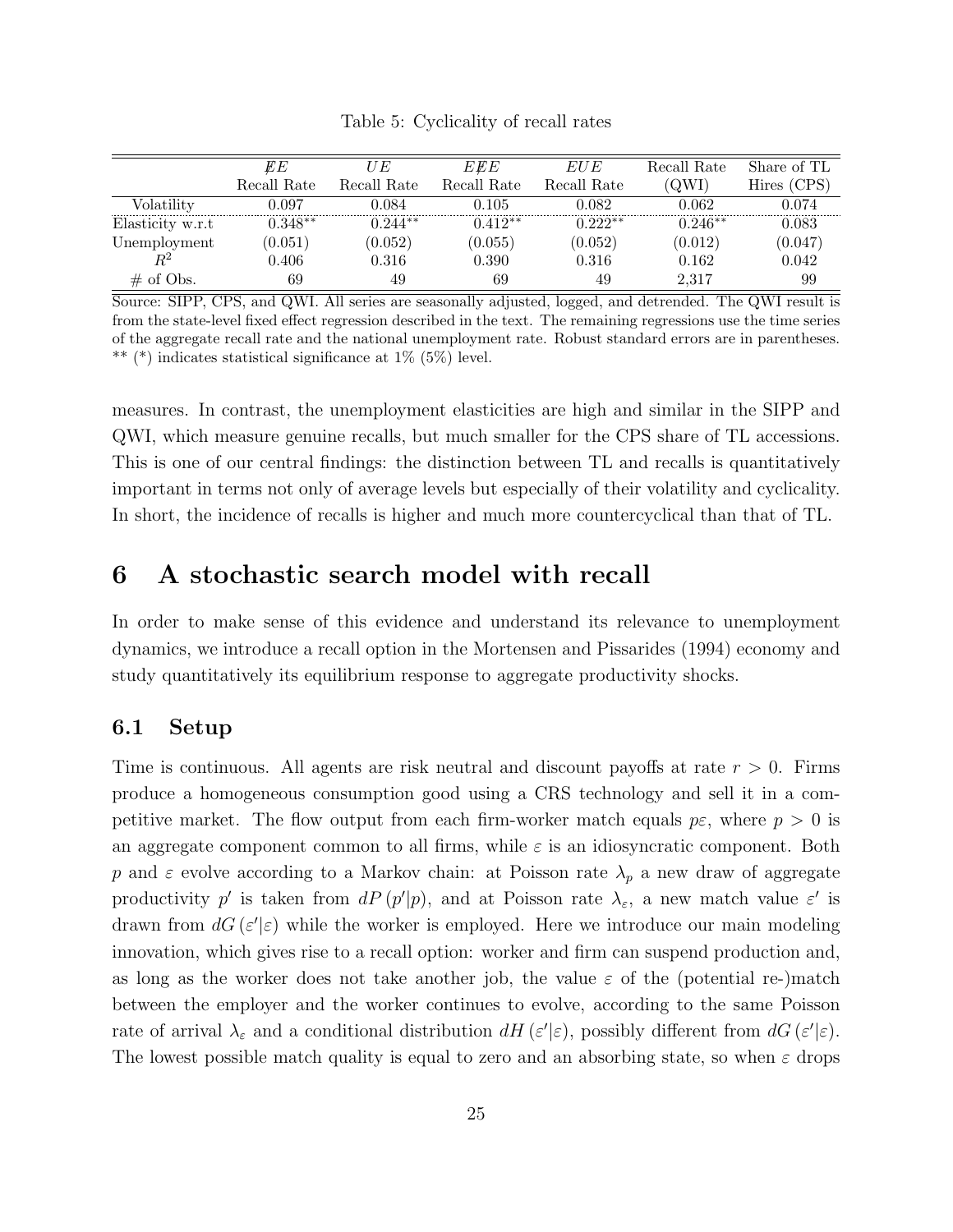Table 5: Cyclicality of recall rates

| | $\cancel{E}E$ Recall Rate | $UE$ Recall Rate | $E\cancel{E}E$ Recall Rate | $EUE$ Recall Rate | Recall Rate (QWI) | Share of TL Hires (CPS) |
|---|---|---|---|---|---|---|
| Volatility | 0.097 | 0.084 | 0.105 | 0.082 | 0.062 | 0.074 |
| Elasticity w.r.t | $0.348^{**}$ | $0.244^{**}$ | $0.412^{**}$ | $0.222^{**}$ | $0.246^{**}$ | 0.083 |
| Unemployment | (0.051) | (0.052) | (0.055) | (0.052) | (0.012) | (0.047) |
| $R^2$ | 0.406 | 0.316 | 0.390 | 0.316 | 0.162 | 0.042 |
| # of Obs. | 69 | 49 | 69 | 49 | 2,317 | 99 |

Source: SIPP, CPS, and QWI. All series are seasonally adjusted, logged, and detrended. The QWI result is from the state-level fixed effect regression described in the text. The remaining regressions use the time series of the aggregate recall rate and the national unemployment rate. Robust standard errors are in parentheses. ** (*) indicates statistical significance at 1% (5%) level.

measures. In contrast, the unemployment elasticities are high and similar in the SIPP and QWI, which measure genuine recalls, but much smaller for the CPS share of TL accessions. This is one of our central findings: the distinction between TL and recalls is quantitatively important in terms not only of average levels but especially of their volatility and cyclicality. In short, the incidence of recalls is higher and much more countercyclical than that of TL.

# 6 A stochastic search model with recall

In order to make sense of this evidence and understand its relevance to unemployment dynamics, we introduce a recall option in the Mortensen and Pissarides (1994) economy and study quantitatively its equilibrium response to aggregate productivity shocks.

## 6.1 Setup

Time is continuous. All agents are risk neutral and discount payoffs at rate $r > 0$. Firms produce a homogeneous consumption good using a CRS technology and sell it in a competitive market. The flow output from each firm-worker match equals $p\varepsilon$, where $p > 0$ is an aggregate component common to all firms, while $\varepsilon$ is an idiosyncratic component. Both $p$ and $\varepsilon$ evolve according to a Markov chain: at Poisson rate $\lambda_p$ a new draw of aggregate productivity $p'$ is taken from $dP(p'|p)$, and at Poisson rate $\lambda_\varepsilon$, a new match value $\varepsilon'$ is drawn from $dG(\varepsilon'|\varepsilon)$ while the worker is employed. Here we introduce our main modeling innovation, which gives rise to a recall option: worker and firm can suspend production and, as long as the worker does not take another job, the value $\varepsilon$ of the (potential re-)match between the employer and the worker continues to evolve, according to the same Poisson rate of arrival $\lambda_\varepsilon$ and a conditional distribution $dH(\varepsilon'|\varepsilon)$, possibly different from $dG(\varepsilon'|\varepsilon)$. The lowest possible match quality is equal to zero and an absorbing state, so when $\varepsilon$ drops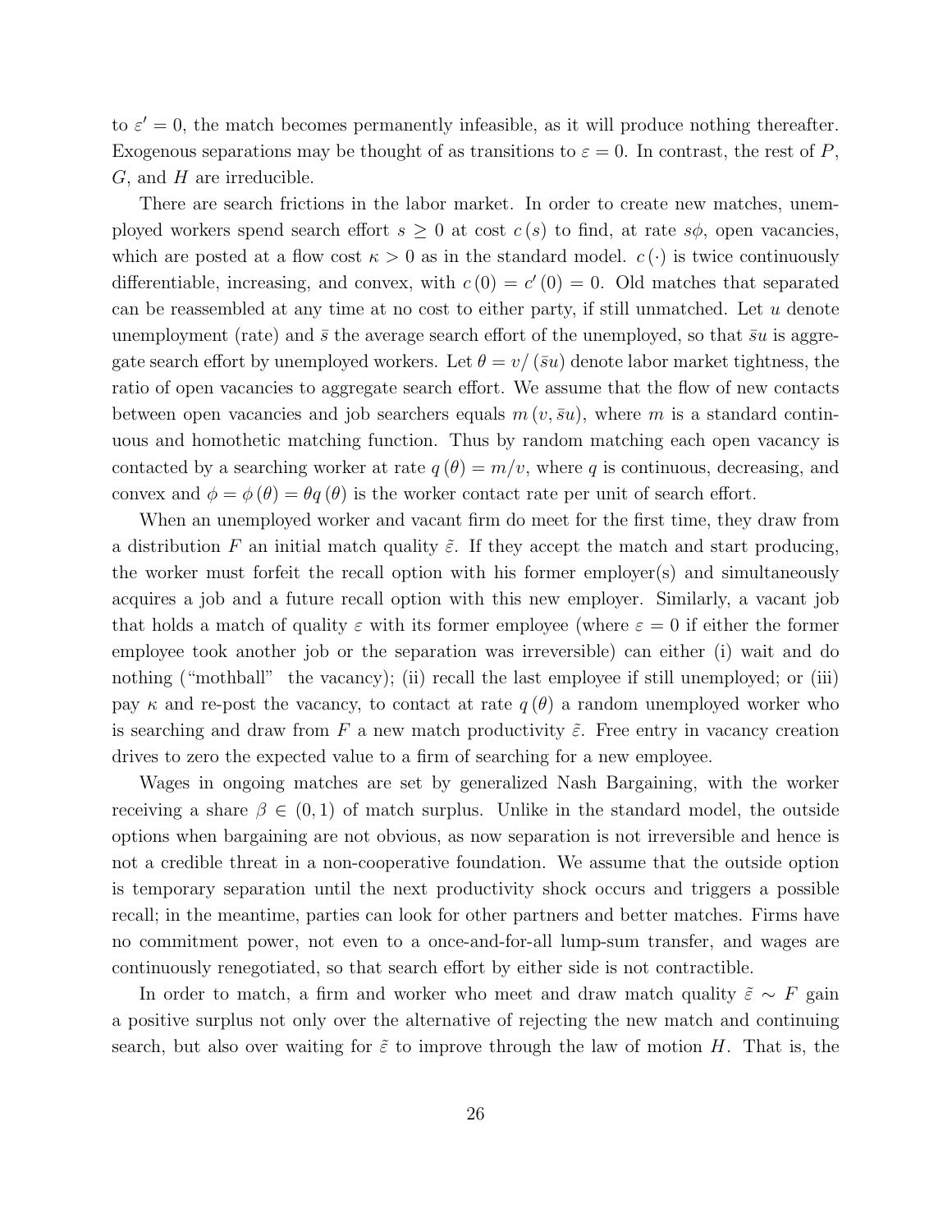to $\varepsilon' = 0$, the match becomes permanently infeasible, as it will produce nothing thereafter. Exogenous separations may be thought of as transitions to $\varepsilon = 0$. In contrast, the rest of $P$, $G$, and $H$ are irreducible.

There are search frictions in the labor market. In order to create new matches, unemployed workers spend search effort $s \geq 0$ at cost $c(s)$ to find, at rate $s\phi$, open vacancies, which are posted at a flow cost $\kappa > 0$ as in the standard model. $c(\cdot)$ is twice continuously differentiable, increasing, and convex, with $c(0) = c'(0) = 0$. Old matches that separated can be reassembled at any time at no cost to either party, if still unmatched. Let $u$ denote unemployment (rate) and $\bar{s}$ the average search effort of the unemployed, so that $\bar{s}u$ is aggregate search effort by unemployed workers. Let $\theta = v/(\bar{s}u)$ denote labor market tightness, the ratio of open vacancies to aggregate search effort. We assume that the flow of new contacts between open vacancies and job searchers equals $m(v, \bar{s}u)$, where $m$ is a standard continuous and homothetic matching function. Thus by random matching each open vacancy is contacted by a searching worker at rate $q(\theta) = m/v$, where $q$ is continuous, decreasing, and convex and $\phi = \phi(\theta) = \theta q(\theta)$ is the worker contact rate per unit of search effort.

When an unemployed worker and vacant firm do meet for the first time, they draw from a distribution $F$ an initial match quality $\tilde{\varepsilon}$. If they accept the match and start producing, the worker must forfeit the recall option with his former employer(s) and simultaneously acquires a job and a future recall option with this new employer. Similarly, a vacant job that holds a match of quality $\varepsilon$ with its former employee (where $\varepsilon = 0$ if either the former employee took another job or the separation was irreversible) can either (i) wait and do nothing ("mothball" the vacancy); (ii) recall the last employee if still unemployed; or (iii) pay $\kappa$ and re-post the vacancy, to contact at rate $q(\theta)$ a random unemployed worker who is searching and draw from $F$ a new match productivity $\tilde{\varepsilon}$. Free entry in vacancy creation drives to zero the expected value to a firm of searching for a new employee.

Wages in ongoing matches are set by generalized Nash Bargaining, with the worker receiving a share $\beta \in (0, 1)$ of match surplus. Unlike in the standard model, the outside options when bargaining are not obvious, as now separation is not irreversible and hence is not a credible threat in a non-cooperative foundation. We assume that the outside option is temporary separation until the next productivity shock occurs and triggers a possible recall; in the meantime, parties can look for other partners and better matches. Firms have no commitment power, not even to a once-and-for-all lump-sum transfer, and wages are continuously renegotiated, so that search effort by either side is not contractible.

In order to match, a firm and worker who meet and draw match quality $\tilde{\varepsilon} \sim F$ gain a positive surplus not only over the alternative of rejecting the new match and continuing search, but also over waiting for $\tilde{\varepsilon}$ to improve through the law of motion $H$. That is, the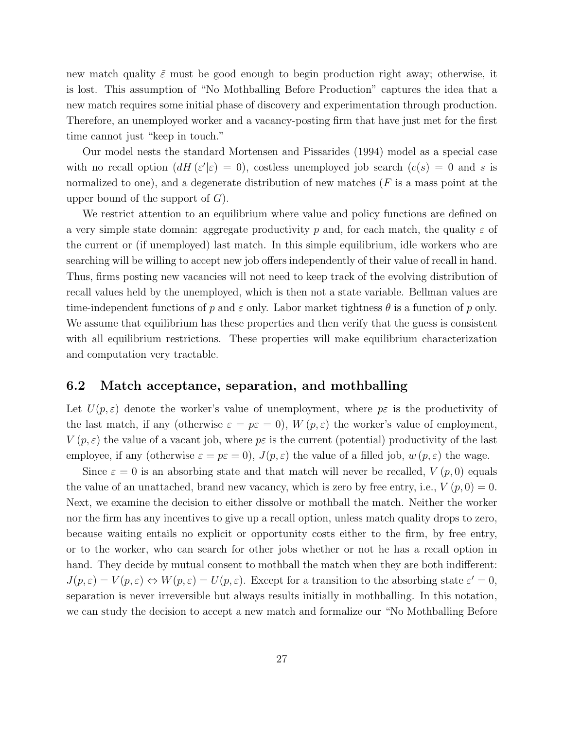new match quality $\tilde{\varepsilon}$ must be good enough to begin production right away; otherwise, it is lost. This assumption of "No Mothballing Before Production" captures the idea that a new match requires some initial phase of discovery and experimentation through production. Therefore, an unemployed worker and a vacancy-posting firm that have just met for the first time cannot just "keep in touch."

Our model nests the standard Mortensen and Pissarides (1994) model as a special case with no recall option ($dH(\varepsilon'|\varepsilon) = 0$), costless unemployed job search ($c(s) = 0$ and $s$ is normalized to one), and a degenerate distribution of new matches ($F$ is a mass point at the upper bound of the support of $G$).

We restrict attention to an equilibrium where value and policy functions are defined on a very simple state domain: aggregate productivity $p$ and, for each match, the quality $\varepsilon$ of the current or (if unemployed) last match. In this simple equilibrium, idle workers who are searching will be willing to accept new job offers independently of their value of recall in hand. Thus, firms posting new vacancies will not need to keep track of the evolving distribution of recall values held by the unemployed, which is then not a state variable. Bellman values are time-independent functions of $p$ and $\varepsilon$ only. Labor market tightness $\theta$ is a function of $p$ only. We assume that equilibrium has these properties and then verify that the guess is consistent with all equilibrium restrictions. These properties will make equilibrium characterization and computation very tractable.

## 6.2 Match acceptance, separation, and mothballing

Let $U(p, \varepsilon)$ denote the worker's value of unemployment, where $p\varepsilon$ is the productivity of the last match, if any (otherwise $\varepsilon = p\varepsilon = 0$), $W(p, \varepsilon)$ the worker's value of employment, $V(p, \varepsilon)$ the value of a vacant job, where $p\varepsilon$ is the current (potential) productivity of the last employee, if any (otherwise $\varepsilon = p\varepsilon = 0$), $J(p, \varepsilon)$ the value of a filled job, $w(p, \varepsilon)$ the wage.

Since $\varepsilon = 0$ is an absorbing state and that match will never be recalled, $V(p, 0)$ equals the value of an unattached, brand new vacancy, which is zero by free entry, i.e., $V(p, 0) = 0$. Next, we examine the decision to either dissolve or mothball the match. Neither the worker nor the firm has any incentives to give up a recall option, unless match quality drops to zero, because waiting entails no explicit or opportunity costs either to the firm, by free entry, or to the worker, who can search for other jobs whether or not he has a recall option in hand. They decide by mutual consent to mothball the match when they are both indifferent: $J(p, \varepsilon) = V(p, \varepsilon) \Leftrightarrow W(p, \varepsilon) = U(p, \varepsilon)$. Except for a transition to the absorbing state $\varepsilon' = 0$, separation is never irreversible but always results initially in mothballing. In this notation, we can study the decision to accept a new match and formalize our "No Mothballing Before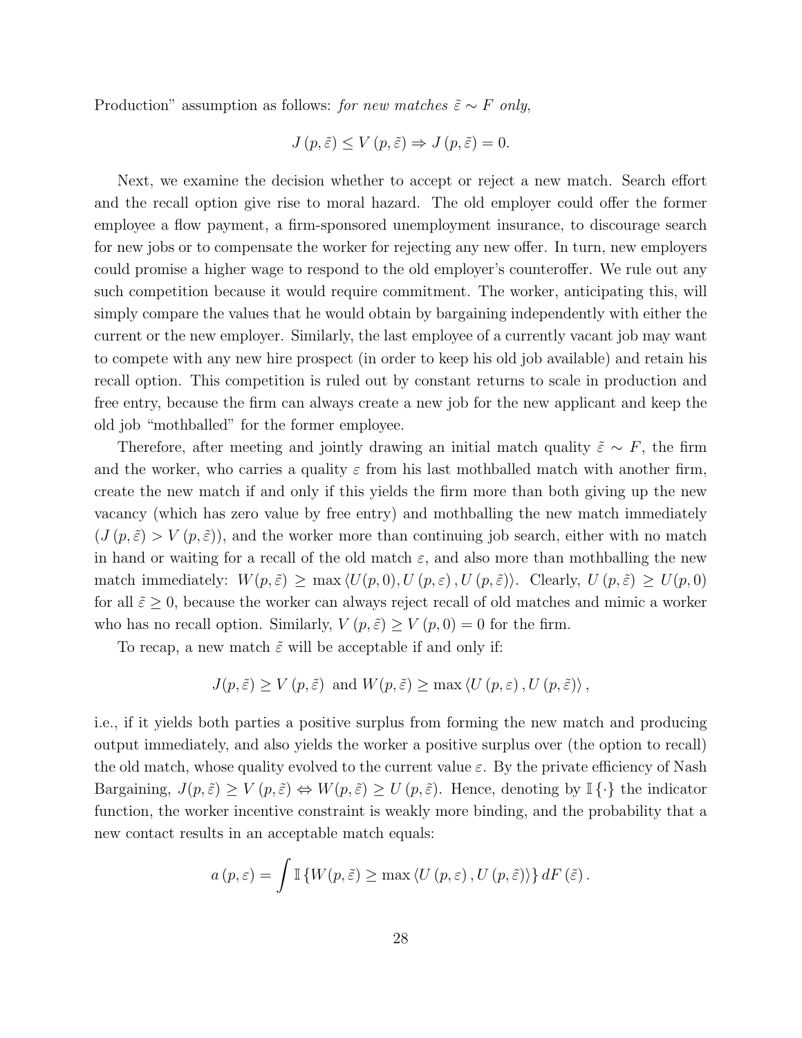Production" assumption as follows: *for new matches $\tilde{\varepsilon} \sim F$ only*,

$$J\left(p, \tilde{\varepsilon}\right) \leq V\left(p, \tilde{\varepsilon}\right) \Rightarrow J\left(p, \tilde{\varepsilon}\right) = 0.$$

Next, we examine the decision whether to accept or reject a new match. Search effort and the recall option give rise to moral hazard. The old employer could offer the former employee a flow payment, a firm-sponsored unemployment insurance, to discourage search for new jobs or to compensate the worker for rejecting any new offer. In turn, new employers could promise a higher wage to respond to the old employer's counteroffer. We rule out any such competition because it would require commitment. The worker, anticipating this, will simply compare the values that he would obtain by bargaining independently with either the current or the new employer. Similarly, the last employee of a currently vacant job may want to compete with any new hire prospect (in order to keep his old job available) and retain his recall option. This competition is ruled out by constant returns to scale in production and free entry, because the firm can always create a new job for the new applicant and keep the old job "mothballed" for the former employee.

Therefore, after meeting and jointly drawing an initial match quality $\tilde{\varepsilon} \sim F$, the firm and the worker, who carries a quality $\varepsilon$ from his last mothballed match with another firm, create the new match if and only if this yields the firm more than both giving up the new vacancy (which has zero value by free entry) and mothballing the new match immediately ($J\left(p, \tilde{\varepsilon}\right) > V\left(p, \tilde{\varepsilon}\right)$), and the worker more than continuing job search, either with no match in hand or waiting for a recall of the old match $\varepsilon$, and also more than mothballing the new match immediately: $W(p, \tilde{\varepsilon}) \geq \max \left\langle U(p, 0), U\left(p, \varepsilon\right), U\left(p, \tilde{\varepsilon}\right)\right\rangle$. Clearly, $U\left(p, \tilde{\varepsilon}\right) \geq U(p, 0)$ for all $\tilde{\varepsilon} \geq 0$, because the worker can always reject recall of old matches and mimic a worker who has no recall option. Similarly, $V\left(p, \tilde{\varepsilon}\right) \geq V\left(p, 0\right) = 0$ for the firm.

To recap, a new match $\tilde{\varepsilon}$ will be acceptable if and only if:

$$J(p, \tilde{\varepsilon}) \geq V\left(p, \tilde{\varepsilon}\right) \text{ and } W(p, \tilde{\varepsilon}) \geq \max \left\langle U\left(p, \varepsilon\right), U\left(p, \tilde{\varepsilon}\right)\right\rangle,$$

i.e., if it yields both parties a positive surplus from forming the new match and producing output immediately, and also yields the worker a positive surplus over (the option to recall) the old match, whose quality evolved to the current value $\varepsilon$. By the private efficiency of Nash Bargaining, $J(p, \tilde{\varepsilon}) \geq V\left(p, \tilde{\varepsilon}\right) \Leftrightarrow W(p, \tilde{\varepsilon}) \geq U\left(p, \tilde{\varepsilon}\right)$. Hence, denoting by $\mathbb{I}\left\{\cdot\right\}$ the indicator function, the worker incentive constraint is weakly more binding, and the probability that a new contact results in an acceptable match equals:

$$a\left(p, \varepsilon\right) = \int \mathbb{I}\left\{W(p, \tilde{\varepsilon}) \geq \max \left\langle U\left(p, \varepsilon\right), U\left(p, \tilde{\varepsilon}\right)\right\rangle\right\} dF\left(\tilde{\varepsilon}\right).$$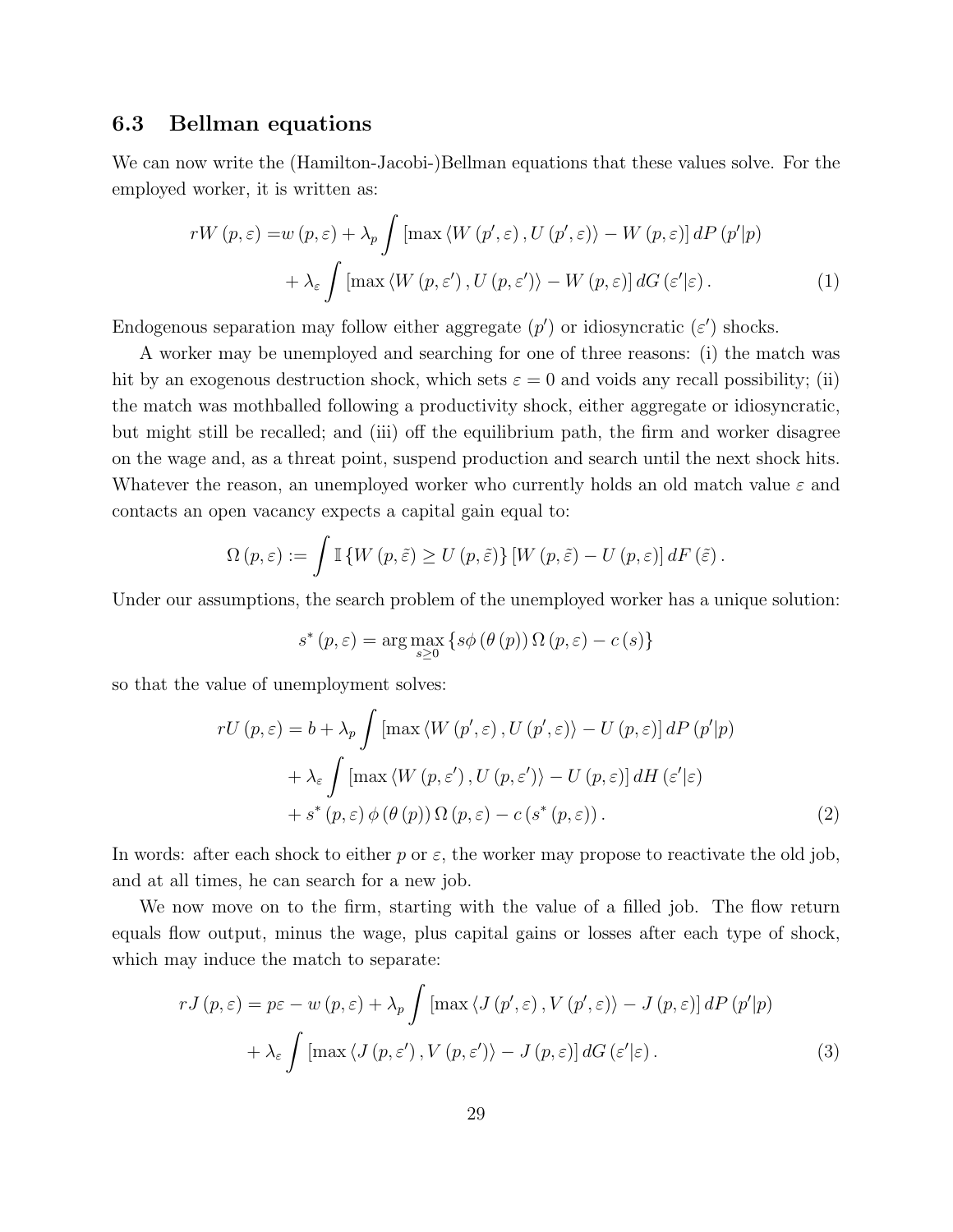### 6.3 Bellman equations

We can now write the (Hamilton-Jacobi-)Bellman equations that these values solve. For the employed worker, it is written as:

$$
\begin{aligned}
rW(p,\varepsilon) =& w(p,\varepsilon) + \lambda_p \int \left[\max\left\langle W(p',\varepsilon), U(p',\varepsilon)\right\rangle - W(p,\varepsilon)\right] dP(p'|p) \\
&+ \lambda_\varepsilon \int \left[\max\left\langle W(p,\varepsilon'), U(p,\varepsilon')\right\rangle - W(p,\varepsilon)\right] dG(\varepsilon'|\varepsilon). \qquad (1)
\end{aligned}
$$

Endogenous separation may follow either aggregate ($p'$) or idiosyncratic ($\varepsilon'$) shocks.

A worker may be unemployed and searching for one of three reasons: (i) the match was hit by an exogenous destruction shock, which sets $\varepsilon = 0$ and voids any recall possibility; (ii) the match was mothballed following a productivity shock, either aggregate or idiosyncratic, but might still be recalled; and (iii) off the equilibrium path, the firm and worker disagree on the wage and, as a threat point, suspend production and search until the next shock hits. Whatever the reason, an unemployed worker who currently holds an old match value $\varepsilon$ and contacts an open vacancy expects a capital gain equal to:

$$
\Omega(p,\varepsilon) := \int \mathbb{I}\left\{W(p,\tilde{\varepsilon}) \geq U(p,\tilde{\varepsilon})\right\}\left[W(p,\tilde{\varepsilon}) - U(p,\varepsilon)\right] dF(\tilde{\varepsilon}).
$$

Under our assumptions, the search problem of the unemployed worker has a unique solution:

$$
s^*(p,\varepsilon) = \arg\max_{s\geq 0}\left\{s\phi(\theta(p))\Omega(p,\varepsilon) - c(s)\right\}
$$

so that the value of unemployment solves:

$$
\begin{aligned}
rU(p,\varepsilon) =& b + \lambda_p \int \left[\max\left\langle W(p',\varepsilon), U(p',\varepsilon)\right\rangle - U(p,\varepsilon)\right] dP(p'|p) \\
&+ \lambda_\varepsilon \int \left[\max\left\langle W(p,\varepsilon'), U(p,\varepsilon')\right\rangle - U(p,\varepsilon)\right] dH(\varepsilon'|\varepsilon) \\
&+ s^*(p,\varepsilon)\phi(\theta(p))\Omega(p,\varepsilon) - c(s^*(p,\varepsilon)). \qquad (2)
\end{aligned}
$$

In words: after each shock to either $p$ or $\varepsilon$, the worker may propose to reactivate the old job, and at all times, he can search for a new job.

We now move on to the firm, starting with the value of a filled job. The flow return equals flow output, minus the wage, plus capital gains or losses after each type of shock, which may induce the match to separate:

$$
\begin{aligned}
rJ(p,\varepsilon) =& p\varepsilon - w(p,\varepsilon) + \lambda_p \int \left[\max\left\langle J(p',\varepsilon), V(p',\varepsilon)\right\rangle - J(p,\varepsilon)\right] dP(p'|p) \\
&+ \lambda_\varepsilon \int \left[\max\left\langle J(p,\varepsilon'), V(p,\varepsilon')\right\rangle - J(p,\varepsilon)\right] dG(\varepsilon'|\varepsilon). \qquad (3)
\end{aligned}
$$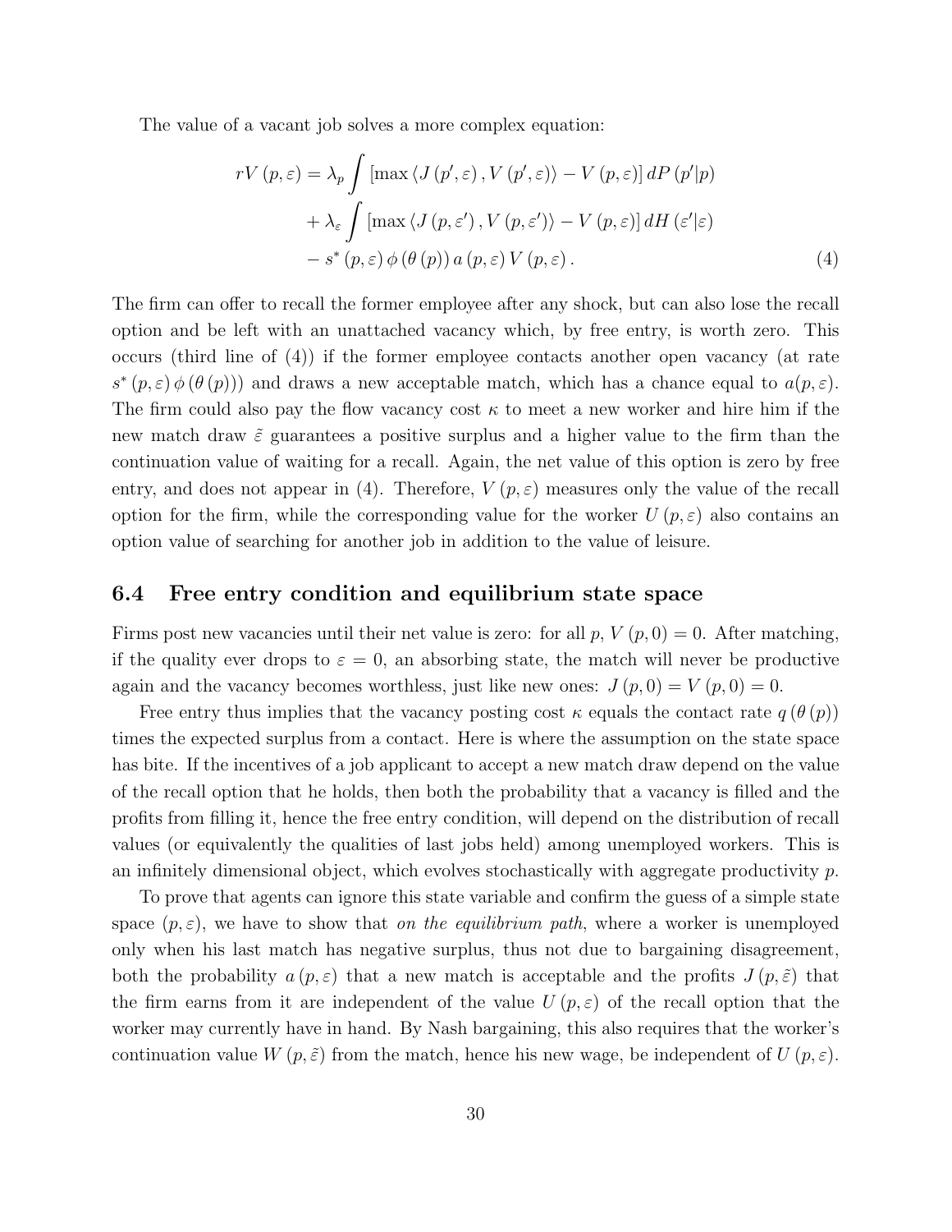The value of a vacant job solves a more complex equation:

$$
\begin{aligned}
rV(p,\varepsilon) &= \lambda_p \int \left[\max\left\langle J(p',\varepsilon), V(p',\varepsilon)\right\rangle - V(p,\varepsilon)\right] dP(p'|p) \\
&\quad + \lambda_\varepsilon \int \left[\max\left\langle J(p,\varepsilon'), V(p,\varepsilon')\right\rangle - V(p,\varepsilon)\right] dH(\varepsilon'|\varepsilon) \\
&\quad - s^*(p,\varepsilon)\,\phi(\theta(p))\,a(p,\varepsilon)\,V(p,\varepsilon). \qquad (4)
\end{aligned}
$$

The firm can offer to recall the former employee after any shock, but can also lose the recall option and be left with an unattached vacancy which, by free entry, is worth zero. This occurs (third line of (4)) if the former employee contacts another open vacancy (at rate $s^*(p,\varepsilon)\,\phi(\theta(p))$) and draws a new acceptable match, which has a chance equal to $a(p,\varepsilon)$. The firm could also pay the flow vacancy cost $\kappa$ to meet a new worker and hire him if the new match draw $\tilde{\varepsilon}$ guarantees a positive surplus and a higher value to the firm than the continuation value of waiting for a recall. Again, the net value of this option is zero by free entry, and does not appear in (4). Therefore, $V(p,\varepsilon)$ measures only the value of the recall option for the firm, while the corresponding value for the worker $U(p,\varepsilon)$ also contains an option value of searching for another job in addition to the value of leisure.

## 6.4 Free entry condition and equilibrium state space

Firms post new vacancies until their net value is zero: for all $p$, $V(p,0) = 0$. After matching, if the quality ever drops to $\varepsilon = 0$, an absorbing state, the match will never be productive again and the vacancy becomes worthless, just like new ones: $J(p,0) = V(p,0) = 0$.

Free entry thus implies that the vacancy posting cost $\kappa$ equals the contact rate $q(\theta(p))$ times the expected surplus from a contact. Here is where the assumption on the state space has bite. If the incentives of a job applicant to accept a new match draw depend on the value of the recall option that he holds, then both the probability that a vacancy is filled and the profits from filling it, hence the free entry condition, will depend on the distribution of recall values (or equivalently the qualities of last jobs held) among unemployed workers. This is an infinitely dimensional object, which evolves stochastically with aggregate productivity $p$.

To prove that agents can ignore this state variable and confirm the guess of a simple state space $(p,\varepsilon)$, we have to show that *on the equilibrium path*, where a worker is unemployed only when his last match has negative surplus, thus not due to bargaining disagreement, both the probability $a(p,\varepsilon)$ that a new match is acceptable and the profits $J(p,\tilde{\varepsilon})$ that the firm earns from it are independent of the value $U(p,\varepsilon)$ of the recall option that the worker may currently have in hand. By Nash bargaining, this also requires that the worker's continuation value $W(p,\tilde{\varepsilon})$ from the match, hence his new wage, be independent of $U(p,\varepsilon)$.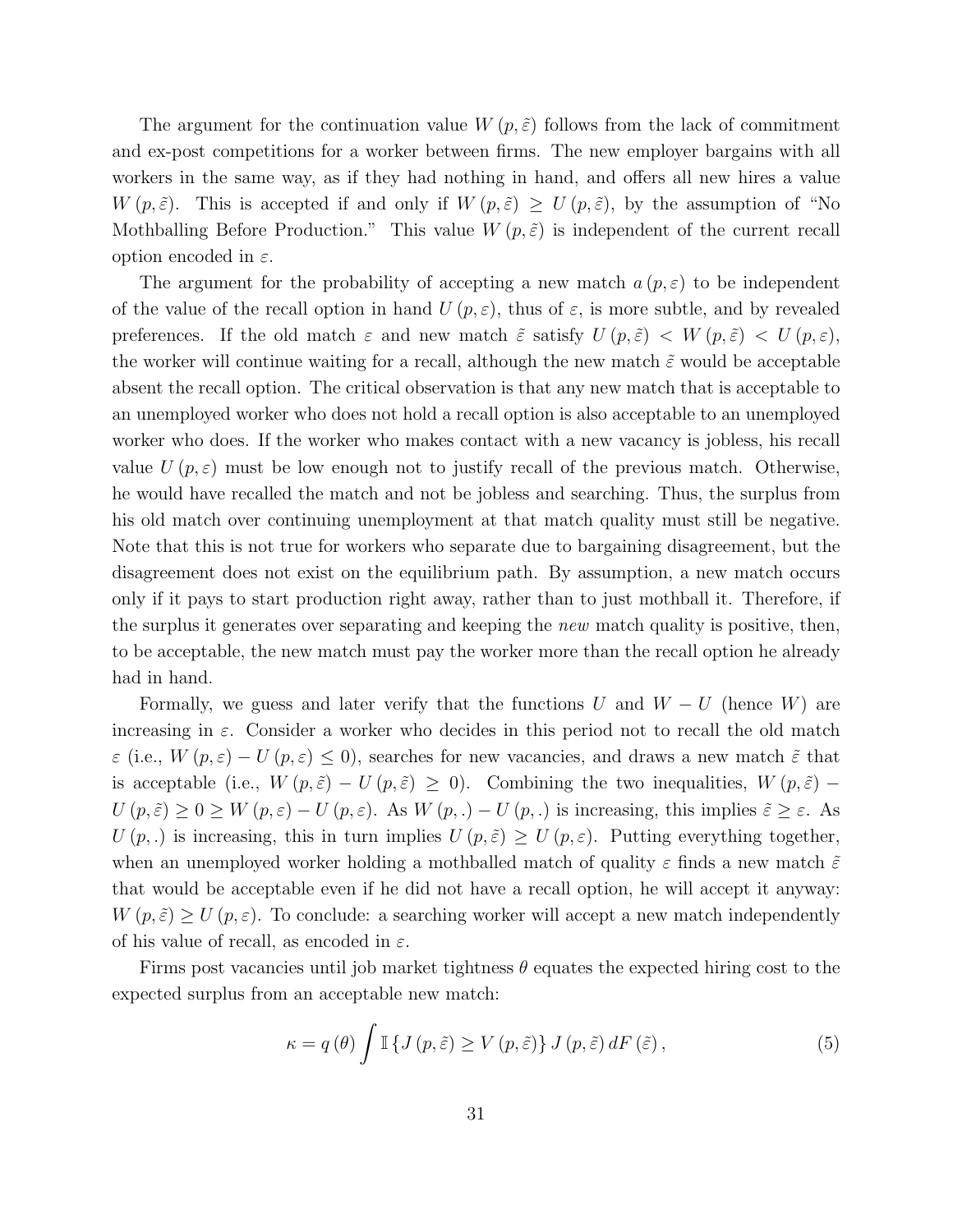The argument for the continuation value $W(p, \tilde{\varepsilon})$ follows from the lack of commitment and ex-post competitions for a worker between firms. The new employer bargains with all workers in the same way, as if they had nothing in hand, and offers all new hires a value $W(p, \tilde{\varepsilon})$. This is accepted if and only if $W(p, \tilde{\varepsilon}) \geq U(p, \tilde{\varepsilon})$, by the assumption of "No Mothballing Before Production." This value $W(p, \tilde{\varepsilon})$ is independent of the current recall option encoded in $\varepsilon$.

The argument for the probability of accepting a new match $a(p, \varepsilon)$ to be independent of the value of the recall option in hand $U(p, \varepsilon)$, thus of $\varepsilon$, is more subtle, and by revealed preferences. If the old match $\varepsilon$ and new match $\tilde{\varepsilon}$ satisfy $U(p, \tilde{\varepsilon}) < W(p, \tilde{\varepsilon}) < U(p, \varepsilon)$, the worker will continue waiting for a recall, although the new match $\tilde{\varepsilon}$ would be acceptable absent the recall option. The critical observation is that any new match that is acceptable to an unemployed worker who does not hold a recall option is also acceptable to an unemployed worker who does. If the worker who makes contact with a new vacancy is jobless, his recall value $U(p, \varepsilon)$ must be low enough not to justify recall of the previous match. Otherwise, he would have recalled the match and not be jobless and searching. Thus, the surplus from his old match over continuing unemployment at that match quality must still be negative. Note that this is not true for workers who separate due to bargaining disagreement, but the disagreement does not exist on the equilibrium path. By assumption, a new match occurs only if it pays to start production right away, rather than to just mothball it. Therefore, if the surplus it generates over separating and keeping the *new* match quality is positive, then, to be acceptable, the new match must pay the worker more than the recall option he already had in hand.

Formally, we guess and later verify that the functions $U$ and $W - U$ (hence $W$) are increasing in $\varepsilon$. Consider a worker who decides in this period not to recall the old match $\varepsilon$ (i.e., $W(p, \varepsilon) - U(p, \varepsilon) \leq 0$), searches for new vacancies, and draws a new match $\tilde{\varepsilon}$ that is acceptable (i.e., $W(p, \tilde{\varepsilon}) - U(p, \tilde{\varepsilon}) \geq 0$). Combining the two inequalities, $W(p, \tilde{\varepsilon}) - U(p, \tilde{\varepsilon}) \geq 0 \geq W(p, \varepsilon) - U(p, \varepsilon)$. As $W(p, .) - U(p, .)$ is increasing, this implies $\tilde{\varepsilon} \geq \varepsilon$. As $U(p, .)$ is increasing, this in turn implies $U(p, \tilde{\varepsilon}) \geq U(p, \varepsilon)$. Putting everything together, when an unemployed worker holding a mothballed match of quality $\varepsilon$ finds a new match $\tilde{\varepsilon}$ that would be acceptable even if he did not have a recall option, he will accept it anyway: $W(p, \tilde{\varepsilon}) \geq U(p, \varepsilon)$. To conclude: a searching worker will accept a new match independently of his value of recall, as encoded in $\varepsilon$.

Firms post vacancies until job market tightness $\theta$ equates the expected hiring cost to the expected surplus from an acceptable new match:

$$\kappa = q(\theta) \int \mathbb{I}\{J(p, \tilde{\varepsilon}) \geq V(p, \tilde{\varepsilon})\} J(p, \tilde{\varepsilon}) \, dF(\tilde{\varepsilon}), \tag{5}$$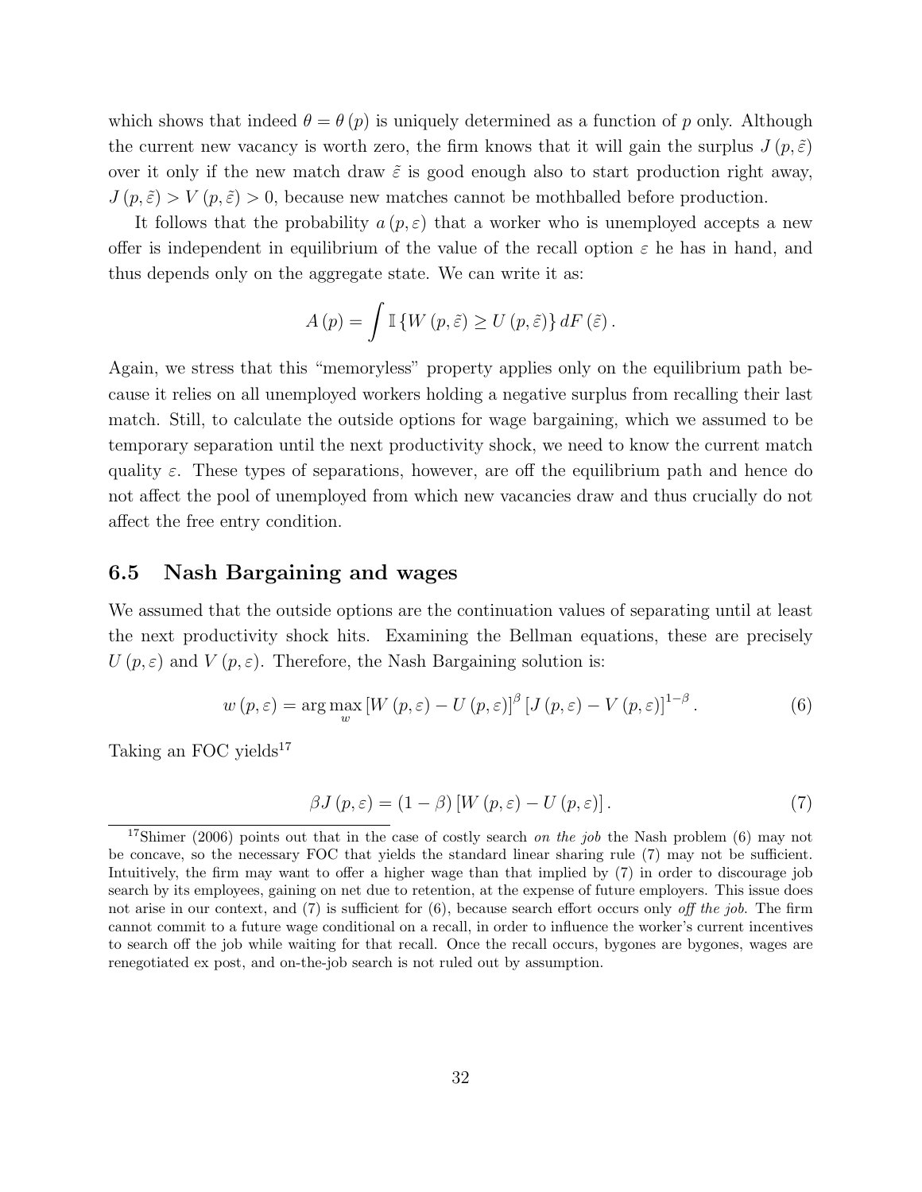which shows that indeed $\theta = \theta(p)$ is uniquely determined as a function of $p$ only. Although the current new vacancy is worth zero, the firm knows that it will gain the surplus $J(p, \tilde{\varepsilon})$ over it only if the new match draw $\tilde{\varepsilon}$ is good enough also to start production right away, $J(p, \tilde{\varepsilon}) > V(p, \tilde{\varepsilon}) > 0$, because new matches cannot be mothballed before production.

It follows that the probability $a(p, \varepsilon)$ that a worker who is unemployed accepts a new offer is independent in equilibrium of the value of the recall option $\varepsilon$ he has in hand, and thus depends only on the aggregate state. We can write it as:

$$A(p) = \int \mathbb{I}\{W(p, \tilde{\varepsilon}) \geq U(p, \tilde{\varepsilon})\} dF(\tilde{\varepsilon}).$$

Again, we stress that this "memoryless" property applies only on the equilibrium path because it relies on all unemployed workers holding a negative surplus from recalling their last match. Still, to calculate the outside options for wage bargaining, which we assumed to be temporary separation until the next productivity shock, we need to know the current match quality $\varepsilon$. These types of separations, however, are off the equilibrium path and hence do not affect the pool of unemployed from which new vacancies draw and thus crucially do not affect the free entry condition.

## 6.5 Nash Bargaining and wages

We assumed that the outside options are the continuation values of separating until at least the next productivity shock hits. Examining the Bellman equations, these are precisely $U(p, \varepsilon)$ and $V(p, \varepsilon)$. Therefore, the Nash Bargaining solution is:

$$w(p, \varepsilon) = \arg\max_{w} [W(p, \varepsilon) - U(p, \varepsilon)]^{\beta} [J(p, \varepsilon) - V(p, \varepsilon)]^{1-\beta}. \tag{6}$$

Taking an FOC yields[17]

$$\beta J(p, \varepsilon) = (1 - \beta)[W(p, \varepsilon) - U(p, \varepsilon)]. \tag{7}$$

[17] Shimer (2006) points out that in the case of costly search *on the job* the Nash problem (6) may not be concave, so the necessary FOC that yields the standard linear sharing rule (7) may not be sufficient. Intuitively, the firm may want to offer a higher wage than that implied by (7) in order to discourage job search by its employees, gaining on net due to retention, at the expense of future employers. This issue does not arise in our context, and (7) is sufficient for (6), because search effort occurs only *off the job*. The firm cannot commit to a future wage conditional on a recall, in order to influence the worker's current incentives to search off the job while waiting for that recall. Once the recall occurs, bygones are bygones, wages are renegotiated ex post, and on-the-job search is not ruled out by assumption.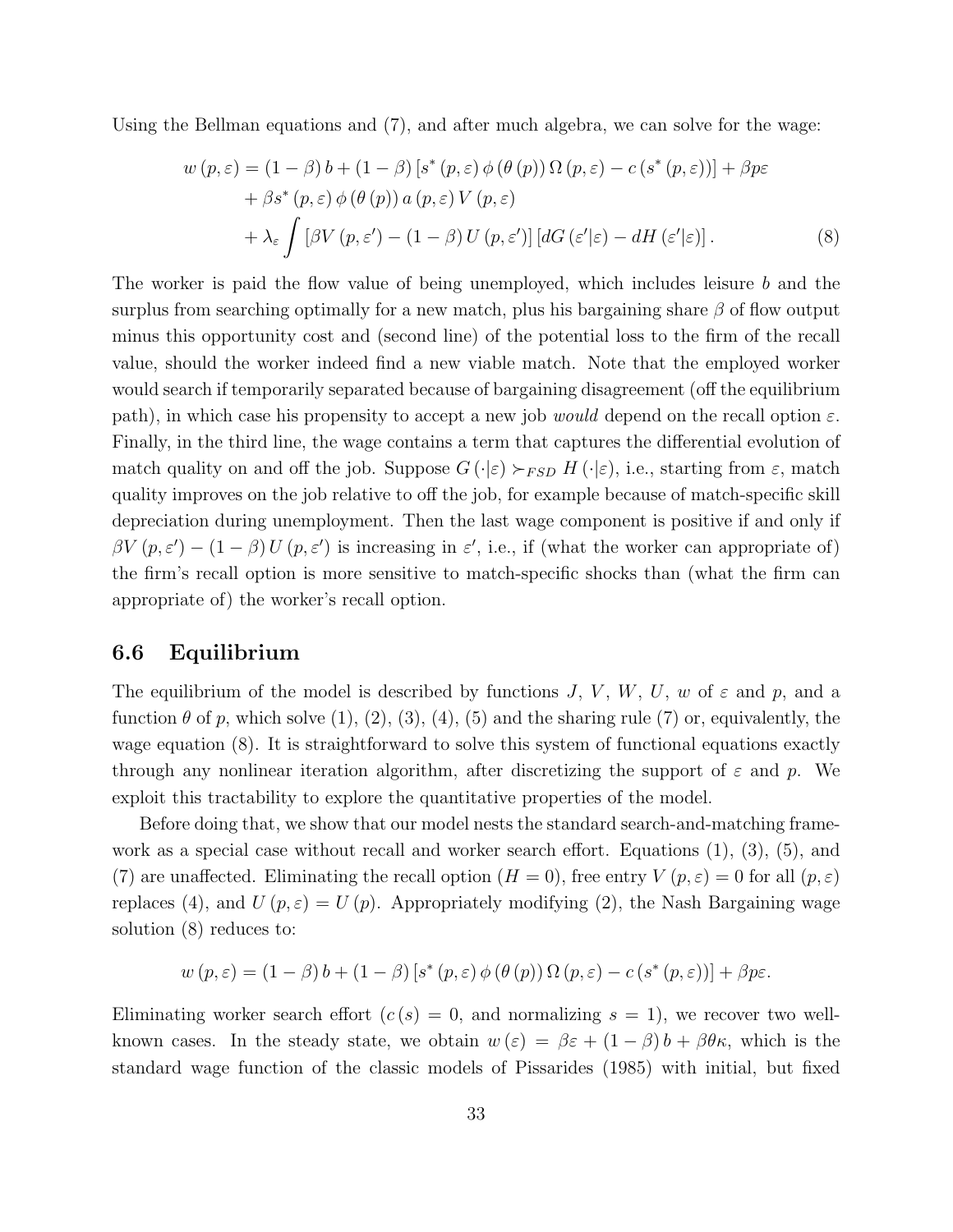Using the Bellman equations and (7), and after much algebra, we can solve for the wage:

$$
\begin{aligned}
w(p,\varepsilon) &= (1-\beta)\,b + (1-\beta)\left[s^*(p,\varepsilon)\,\phi(\theta(p))\,\Omega(p,\varepsilon) - c(s^*(p,\varepsilon))\right] + \beta p\varepsilon \\
&\quad + \beta s^*(p,\varepsilon)\,\phi(\theta(p))\,a(p,\varepsilon)\,V(p,\varepsilon) \\
&\quad + \lambda_\varepsilon \int \left[\beta V(p,\varepsilon') - (1-\beta)\,U(p,\varepsilon')\right]\left[dG(\varepsilon'|\varepsilon) - dH(\varepsilon'|\varepsilon)\right]. \qquad (8)
\end{aligned}
$$

The worker is paid the flow value of being unemployed, which includes leisure $b$ and the surplus from searching optimally for a new match, plus his bargaining share $\beta$ of flow output minus this opportunity cost and (second line) of the potential loss to the firm of the recall value, should the worker indeed find a new viable match. Note that the employed worker would search if temporarily separated because of bargaining disagreement (off the equilibrium path), in which case his propensity to accept a new job *would* depend on the recall option $\varepsilon$. Finally, in the third line, the wage contains a term that captures the differential evolution of match quality on and off the job. Suppose $G(\cdot|\varepsilon) \succ_{FSD} H(\cdot|\varepsilon)$, i.e., starting from $\varepsilon$, match quality improves on the job relative to off the job, for example because of match-specific skill depreciation during unemployment. Then the last wage component is positive if and only if $\beta V(p,\varepsilon') - (1-\beta)\,U(p,\varepsilon')$ is increasing in $\varepsilon'$, i.e., if (what the worker can appropriate of) the firm's recall option is more sensitive to match-specific shocks than (what the firm can appropriate of) the worker's recall option.

## 6.6 Equilibrium

The equilibrium of the model is described by functions $J$, $V$, $W$, $U$, $w$ of $\varepsilon$ and $p$, and a function $\theta$ of $p$, which solve (1), (2), (3), (4), (5) and the sharing rule (7) or, equivalently, the wage equation (8). It is straightforward to solve this system of functional equations exactly through any nonlinear iteration algorithm, after discretizing the support of $\varepsilon$ and $p$. We exploit this tractability to explore the quantitative properties of the model.

Before doing that, we show that our model nests the standard search-and-matching framework as a special case without recall and worker search effort. Equations (1), (3), (5), and (7) are unaffected. Eliminating the recall option ($H = 0$), free entry $V(p,\varepsilon) = 0$ for all $(p,\varepsilon)$ replaces (4), and $U(p,\varepsilon) = U(p)$. Appropriately modifying (2), the Nash Bargaining wage solution (8) reduces to:

$$
w(p,\varepsilon) = (1-\beta)\,b + (1-\beta)\left[s^*(p,\varepsilon)\,\phi(\theta(p))\,\Omega(p,\varepsilon) - c(s^*(p,\varepsilon))\right] + \beta p\varepsilon.
$$

Eliminating worker search effort ($c(s) = 0$, and normalizing $s = 1$), we recover two well-known cases. In the steady state, we obtain $w(\varepsilon) = \beta\varepsilon + (1-\beta)\,b + \beta\theta\kappa$, which is the standard wage function of the classic models of Pissarides (1985) with initial, but fixed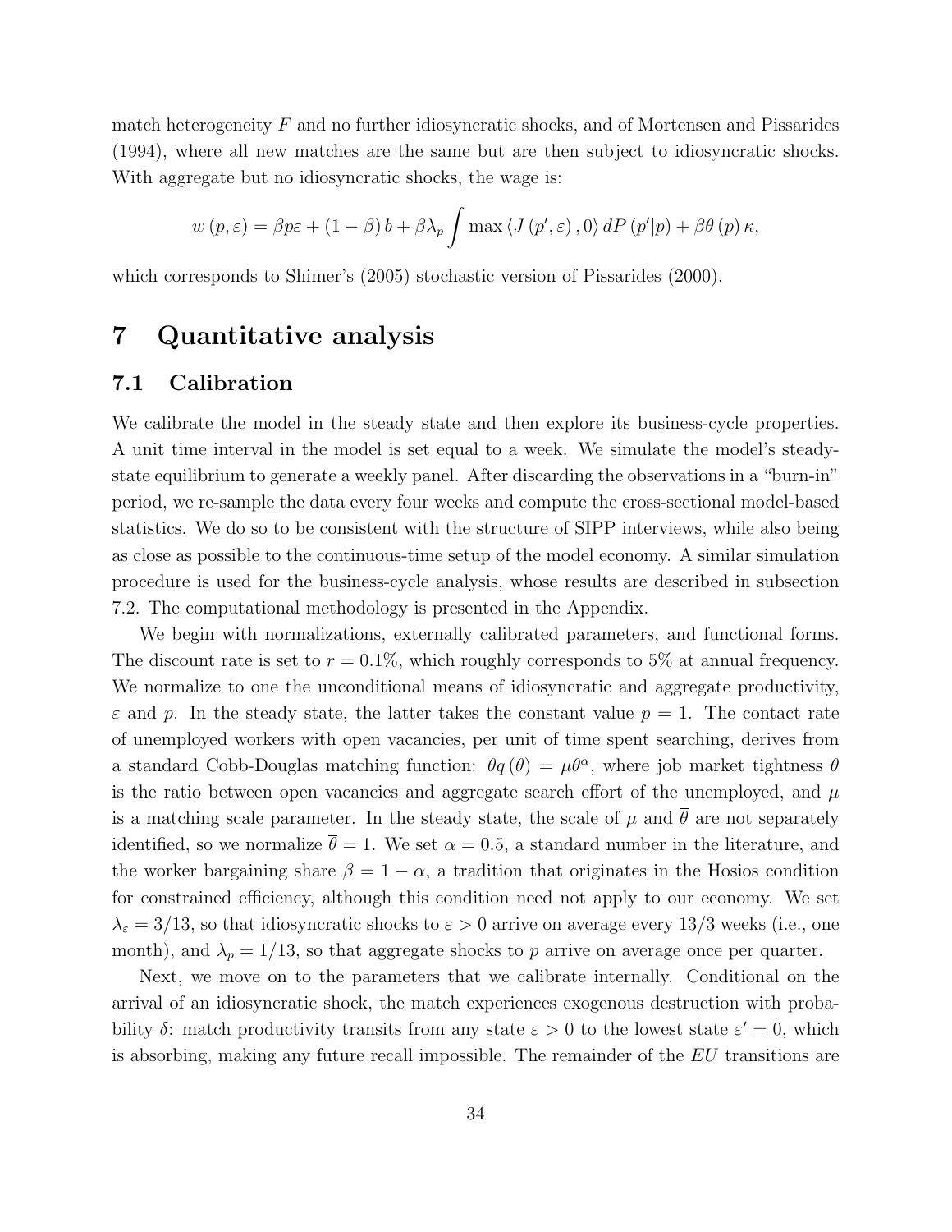match heterogeneity $F$ and no further idiosyncratic shocks, and of Mortensen and Pissarides (1994), where all new matches are the same but are then subject to idiosyncratic shocks. With aggregate but no idiosyncratic shocks, the wage is:

$$w(p,\varepsilon) = \beta p\varepsilon + (1-\beta)\, b + \beta\lambda_p \int \max\langle J(p',\varepsilon), 0\rangle \, dP(p'|p) + \beta\theta(p)\,\kappa,$$

which corresponds to Shimer's (2005) stochastic version of Pissarides (2000).

# 7 Quantitative analysis

## 7.1 Calibration

We calibrate the model in the steady state and then explore its business-cycle properties. A unit time interval in the model is set equal to a week. We simulate the model's steady-state equilibrium to generate a weekly panel. After discarding the observations in a "burn-in" period, we re-sample the data every four weeks and compute the cross-sectional model-based statistics. We do so to be consistent with the structure of SIPP interviews, while also being as close as possible to the continuous-time setup of the model economy. A similar simulation procedure is used for the business-cycle analysis, whose results are described in subsection 7.2. The computational methodology is presented in the Appendix.

We begin with normalizations, externally calibrated parameters, and functional forms. The discount rate is set to $r = 0.1\%$, which roughly corresponds to 5% at annual frequency. We normalize to one the unconditional means of idiosyncratic and aggregate productivity, $\varepsilon$ and $p$. In the steady state, the latter takes the constant value $p = 1$. The contact rate of unemployed workers with open vacancies, per unit of time spent searching, derives from a standard Cobb-Douglas matching function: $\theta q(\theta) = \mu\theta^{\alpha}$, where job market tightness $\theta$ is the ratio between open vacancies and aggregate search effort of the unemployed, and $\mu$ is a matching scale parameter. In the steady state, the scale of $\mu$ and $\overline{\theta}$ are not separately identified, so we normalize $\overline{\theta} = 1$. We set $\alpha = 0.5$, a standard number in the literature, and the worker bargaining share $\beta = 1 - \alpha$, a tradition that originates in the Hosios condition for constrained efficiency, although this condition need not apply to our economy. We set $\lambda_{\varepsilon} = 3/13$, so that idiosyncratic shocks to $\varepsilon > 0$ arrive on average every 13/3 weeks (i.e., one month), and $\lambda_p = 1/13$, so that aggregate shocks to $p$ arrive on average once per quarter.

Next, we move on to the parameters that we calibrate internally. Conditional on the arrival of an idiosyncratic shock, the match experiences exogenous destruction with probability $\delta$: match productivity transits from any state $\varepsilon > 0$ to the lowest state $\varepsilon' = 0$, which is absorbing, making any future recall impossible. The remainder of the $EU$ transitions are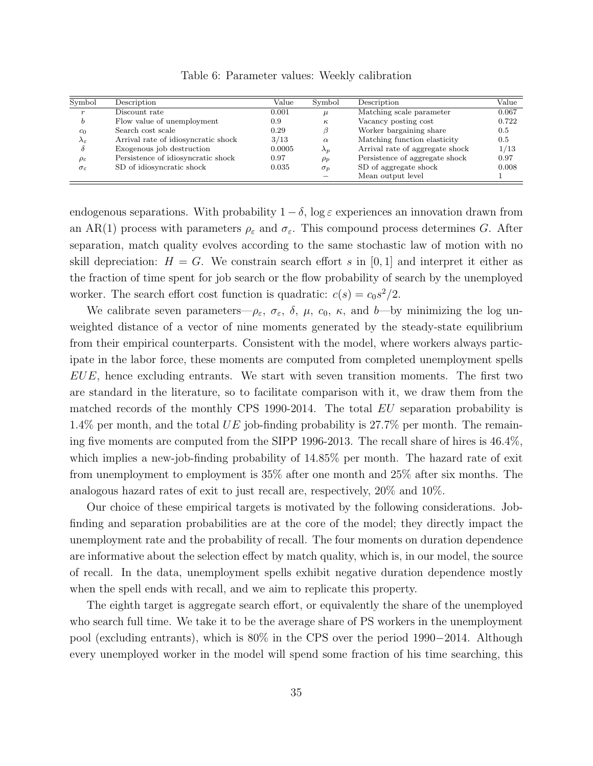Table 6: Parameter values: Weekly calibration

| Symbol | Description | Value | Symbol | Description | Value |
|---|---|---|---|---|---|
| $r$ | Discount rate | 0.001 | $\mu$ | Matching scale parameter | 0.067 |
| $b$ | Flow value of unemployment | 0.9 | $\kappa$ | Vacancy posting cost | 0.722 |
| $c_0$ | Search cost scale | 0.29 | $\beta$ | Worker bargaining share | 0.5 |
| $\lambda_\varepsilon$ | Arrival rate of idiosyncratic shock | 3/13 | $\alpha$ | Matching function elasticity | 0.5 |
| $\delta$ | Exogenous job destruction | 0.0005 | $\lambda_p$ | Arrival rate of aggregate shock | 1/13 |
| $\rho_\varepsilon$ | Persistence of idiosyncratic shock | 0.97 | $\rho_p$ | Persistence of aggregate shock | 0.97 |
| $\sigma_\varepsilon$ | SD of idiosyncratic shock | 0.035 | $\sigma_p$ | SD of aggregate shock | 0.008 |
| | | | $-$ | Mean output level | 1 |

endogenous separations. With probability $1-\delta$, $\log \varepsilon$ experiences an innovation drawn from an AR(1) process with parameters $\rho_\varepsilon$ and $\sigma_\varepsilon$. This compound process determines $G$. After separation, match quality evolves according to the same stochastic law of motion with no skill depreciation: $H = G$. We constrain search effort $s$ in $[0, 1]$ and interpret it either as the fraction of time spent for job search or the flow probability of search by the unemployed worker. The search effort cost function is quadratic: $c(s) = c_0 s^2/2$.

We calibrate seven parameters—$\rho_\varepsilon$, $\sigma_\varepsilon$, $\delta$, $\mu$, $c_0$, $\kappa$, and $b$—by minimizing the log unweighted distance of a vector of nine moments generated by the steady-state equilibrium from their empirical counterparts. Consistent with the model, where workers always participate in the labor force, these moments are computed from completed unemployment spells $EUE$, hence excluding entrants. We start with seven transition moments. The first two are standard in the literature, so to facilitate comparison with it, we draw them from the matched records of the monthly CPS 1990-2014. The total $EU$ separation probability is 1.4% per month, and the total $UE$ job-finding probability is 27.7% per month. The remaining five moments are computed from the SIPP 1996-2013. The recall share of hires is 46.4%, which implies a new-job-finding probability of 14.85% per month. The hazard rate of exit from unemployment to employment is 35% after one month and 25% after six months. The analogous hazard rates of exit to just recall are, respectively, 20% and 10%.

Our choice of these empirical targets is motivated by the following considerations. Job-finding and separation probabilities are at the core of the model; they directly impact the unemployment rate and the probability of recall. The four moments on duration dependence are informative about the selection effect by match quality, which is, in our model, the source of recall. In the data, unemployment spells exhibit negative duration dependence mostly when the spell ends with recall, and we aim to replicate this property.

The eighth target is aggregate search effort, or equivalently the share of the unemployed who search full time. We take it to be the average share of PS workers in the unemployment pool (excluding entrants), which is 80% in the CPS over the period 1990−2014. Although every unemployed worker in the model will spend some fraction of his time searching, this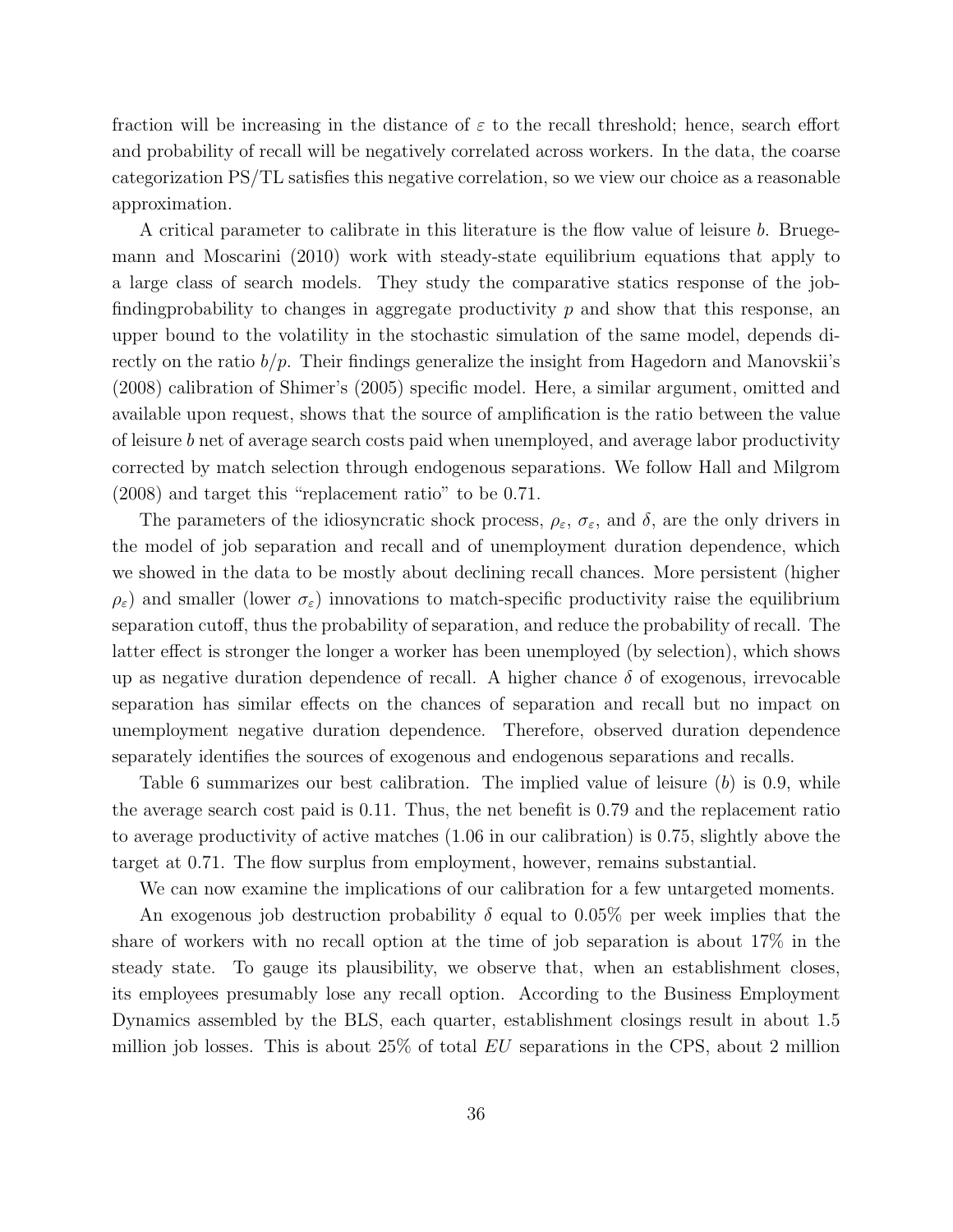fraction will be increasing in the distance of $\varepsilon$ to the recall threshold; hence, search effort and probability of recall will be negatively correlated across workers. In the data, the coarse categorization PS/TL satisfies this negative correlation, so we view our choice as a reasonable approximation.

A critical parameter to calibrate in this literature is the flow value of leisure $b$. Bruegemann and Moscarini (2010) work with steady-state equilibrium equations that apply to a large class of search models. They study the comparative statics response of the job-findingprobability to changes in aggregate productivity $p$ and show that this response, an upper bound to the volatility in the stochastic simulation of the same model, depends directly on the ratio $b/p$. Their findings generalize the insight from Hagedorn and Manovskii's (2008) calibration of Shimer's (2005) specific model. Here, a similar argument, omitted and available upon request, shows that the source of amplification is the ratio between the value of leisure $b$ net of average search costs paid when unemployed, and average labor productivity corrected by match selection through endogenous separations. We follow Hall and Milgrom (2008) and target this "replacement ratio" to be 0.71.

The parameters of the idiosyncratic shock process, $\rho_\varepsilon$, $\sigma_\varepsilon$, and $\delta$, are the only drivers in the model of job separation and recall and of unemployment duration dependence, which we showed in the data to be mostly about declining recall chances. More persistent (higher $\rho_\varepsilon$) and smaller (lower $\sigma_\varepsilon$) innovations to match-specific productivity raise the equilibrium separation cutoff, thus the probability of separation, and reduce the probability of recall. The latter effect is stronger the longer a worker has been unemployed (by selection), which shows up as negative duration dependence of recall. A higher chance $\delta$ of exogenous, irrevocable separation has similar effects on the chances of separation and recall but no impact on unemployment negative duration dependence. Therefore, observed duration dependence separately identifies the sources of exogenous and endogenous separations and recalls.

Table 6 summarizes our best calibration. The implied value of leisure ($b$) is 0.9, while the average search cost paid is 0.11. Thus, the net benefit is 0.79 and the replacement ratio to average productivity of active matches (1.06 in our calibration) is 0.75, slightly above the target at 0.71. The flow surplus from employment, however, remains substantial.

We can now examine the implications of our calibration for a few untargeted moments.

An exogenous job destruction probability $\delta$ equal to 0.05% per week implies that the share of workers with no recall option at the time of job separation is about 17% in the steady state. To gauge its plausibility, we observe that, when an establishment closes, its employees presumably lose any recall option. According to the Business Employment Dynamics assembled by the BLS, each quarter, establishment closings result in about 1.5 million job losses. This is about 25% of total $EU$ separations in the CPS, about 2 million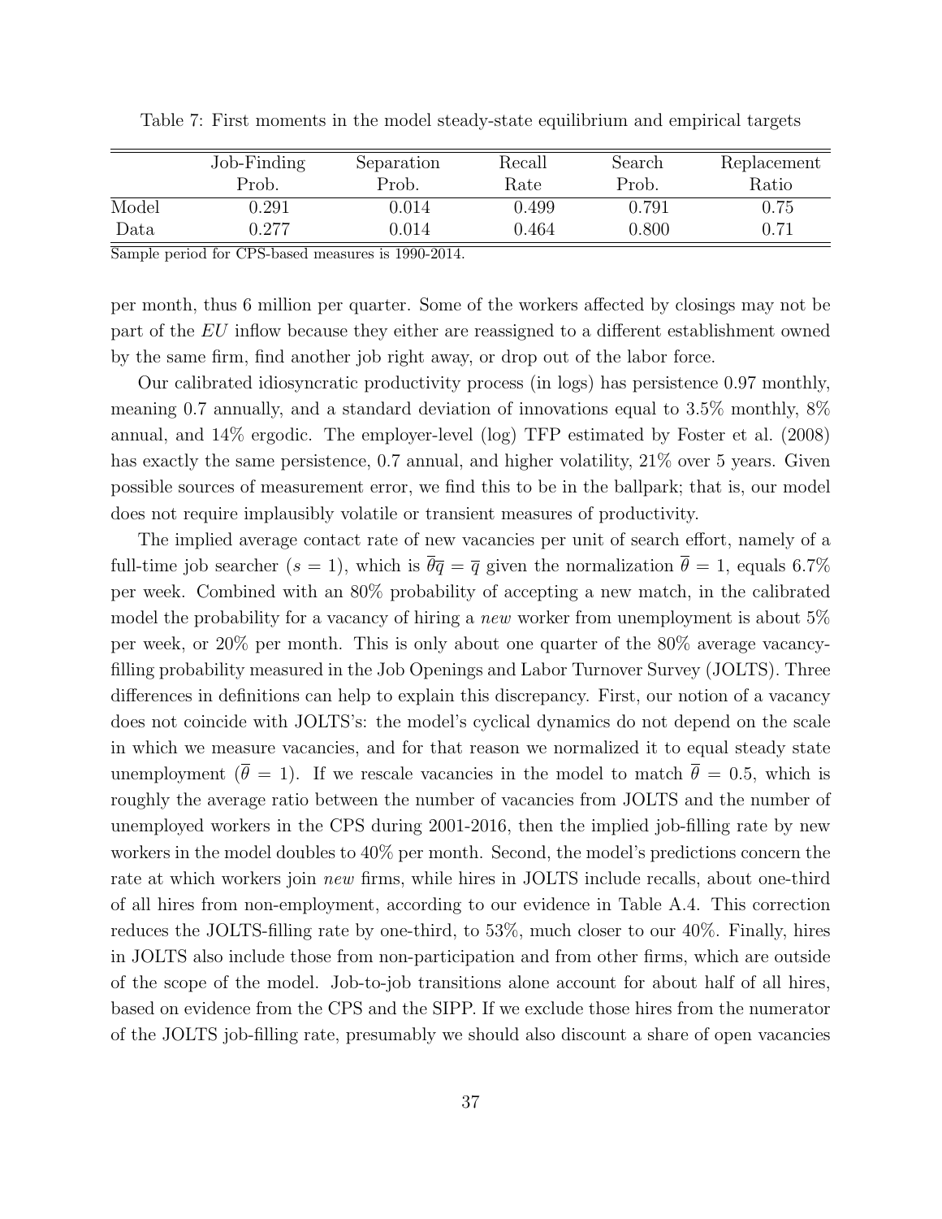Table 7: First moments in the model steady-state equilibrium and empirical targets

| | Job-Finding Prob. | Separation Prob. | Recall Rate | Search Prob. | Replacement Ratio |
|---|---|---|---|---|---|
| Model | 0.291 | 0.014 | 0.499 | 0.791 | 0.75 |
| Data | 0.277 | 0.014 | 0.464 | 0.800 | 0.71 |

Sample period for CPS-based measures is 1990-2014.

per month, thus 6 million per quarter. Some of the workers affected by closings may not be part of the *EU* inflow because they either are reassigned to a different establishment owned by the same firm, find another job right away, or drop out of the labor force.

Our calibrated idiosyncratic productivity process (in logs) has persistence 0.97 monthly, meaning 0.7 annually, and a standard deviation of innovations equal to 3.5% monthly, 8% annual, and 14% ergodic. The employer-level (log) TFP estimated by Foster et al. (2008) has exactly the same persistence, 0.7 annual, and higher volatility, 21% over 5 years. Given possible sources of measurement error, we find this to be in the ballpark; that is, our model does not require implausibly volatile or transient measures of productivity.

The implied average contact rate of new vacancies per unit of search effort, namely of a full-time job searcher ($s = 1$), which is $\overline{\theta}\overline{q} = \overline{q}$ given the normalization $\overline{\theta} = 1$, equals 6.7% per week. Combined with an 80% probability of accepting a new match, in the calibrated model the probability for a vacancy of hiring a *new* worker from unemployment is about 5% per week, or 20% per month. This is only about one quarter of the 80% average vacancy-filling probability measured in the Job Openings and Labor Turnover Survey (JOLTS). Three differences in definitions can help to explain this discrepancy. First, our notion of a vacancy does not coincide with JOLTS's: the model's cyclical dynamics do not depend on the scale in which we measure vacancies, and for that reason we normalized it to equal steady state unemployment ($\overline{\theta} = 1$). If we rescale vacancies in the model to match $\overline{\theta} = 0.5$, which is roughly the average ratio between the number of vacancies from JOLTS and the number of unemployed workers in the CPS during 2001-2016, then the implied job-filling rate by new workers in the model doubles to 40% per month. Second, the model's predictions concern the rate at which workers join *new* firms, while hires in JOLTS include recalls, about one-third of all hires from non-employment, according to our evidence in Table A.4. This correction reduces the JOLTS-filling rate by one-third, to 53%, much closer to our 40%. Finally, hires in JOLTS also include those from non-participation and from other firms, which are outside of the scope of the model. Job-to-job transitions alone account for about half of all hires, based on evidence from the CPS and the SIPP. If we exclude those hires from the numerator of the JOLTS job-filling rate, presumably we should also discount a share of open vacancies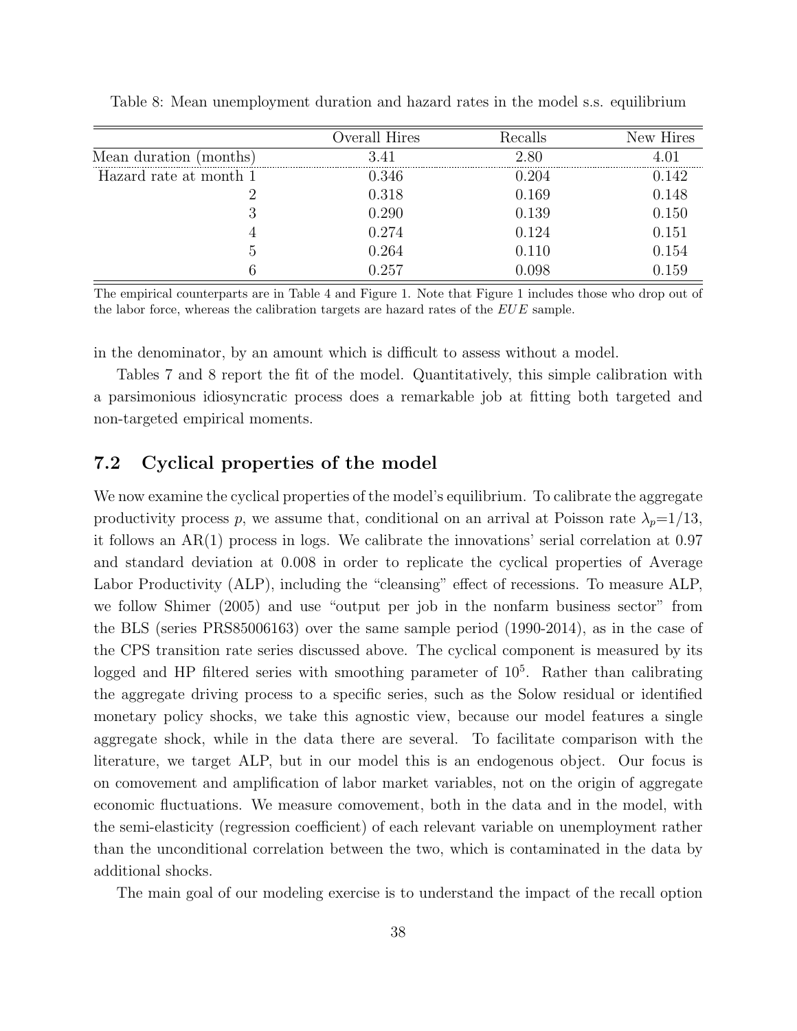Table 8: Mean unemployment duration and hazard rates in the model s.s. equilibrium

| | Overall Hires | Recalls | New Hires |
|---|---|---|---|
| Mean duration (months) | 3.41 | 2.80 | 4.01 |
| Hazard rate at month 1 | 0.346 | 0.204 | 0.142 |
| 2 | 0.318 | 0.169 | 0.148 |
| 3 | 0.290 | 0.139 | 0.150 |
| 4 | 0.274 | 0.124 | 0.151 |
| 5 | 0.264 | 0.110 | 0.154 |
| 6 | 0.257 | 0.098 | 0.159 |

The empirical counterparts are in Table 4 and Figure 1. Note that Figure 1 includes those who drop out of the labor force, whereas the calibration targets are hazard rates of the $EUE$ sample.

in the denominator, by an amount which is difficult to assess without a model.

Tables 7 and 8 report the fit of the model. Quantitatively, this simple calibration with a parsimonious idiosyncratic process does a remarkable job at fitting both targeted and non-targeted empirical moments.

## 7.2 Cyclical properties of the model

We now examine the cyclical properties of the model's equilibrium. To calibrate the aggregate productivity process $p$, we assume that, conditional on an arrival at Poisson rate $\lambda_p$=1/13, it follows an AR(1) process in logs. We calibrate the innovations' serial correlation at 0.97 and standard deviation at 0.008 in order to replicate the cyclical properties of Average Labor Productivity (ALP), including the "cleansing" effect of recessions. To measure ALP, we follow Shimer (2005) and use "output per job in the nonfarm business sector" from the BLS (series PRS85006163) over the same sample period (1990-2014), as in the case of the CPS transition rate series discussed above. The cyclical component is measured by its logged and HP filtered series with smoothing parameter of $10^5$. Rather than calibrating the aggregate driving process to a specific series, such as the Solow residual or identified monetary policy shocks, we take this agnostic view, because our model features a single aggregate shock, while in the data there are several. To facilitate comparison with the literature, we target ALP, but in our model this is an endogenous object. Our focus is on comovement and amplification of labor market variables, not on the origin of aggregate economic fluctuations. We measure comovement, both in the data and in the model, with the semi-elasticity (regression coefficient) of each relevant variable on unemployment rather than the unconditional correlation between the two, which is contaminated in the data by additional shocks.

The main goal of our modeling exercise is to understand the impact of the recall option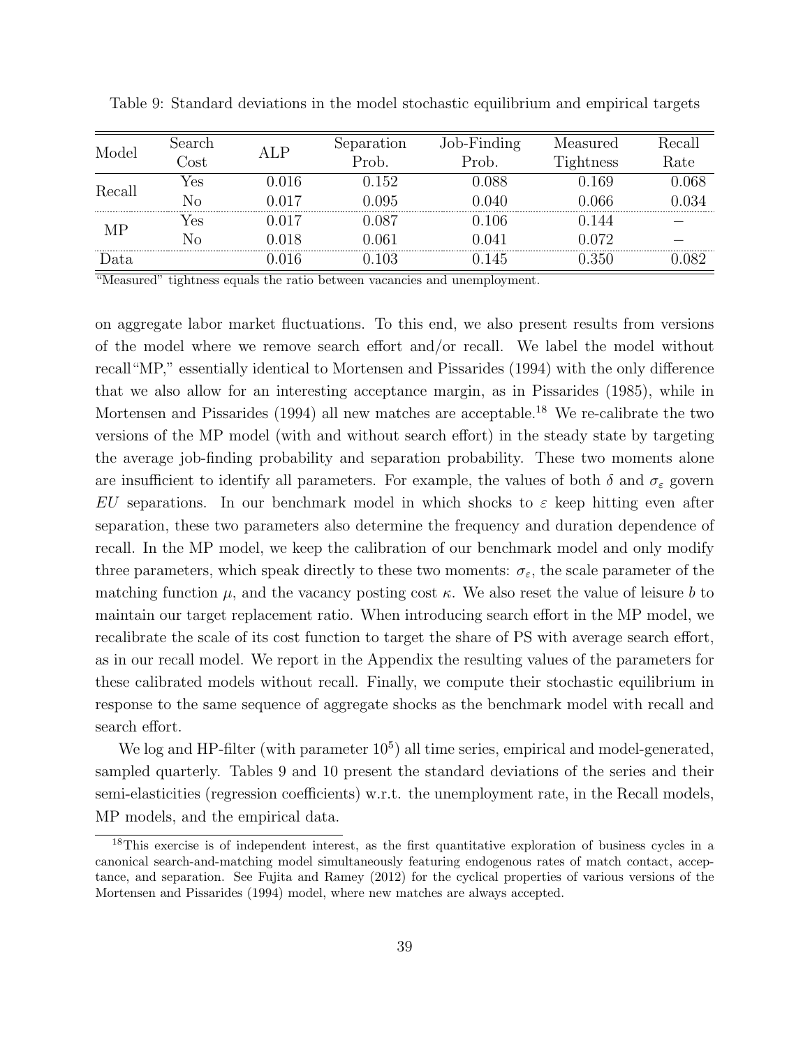Table 9: Standard deviations in the model stochastic equilibrium and empirical targets

| Model | Search Cost | ALP | Separation Prob. | Job-Finding Prob. | Measured Tightness | Recall Rate |
|---|---|---|---|---|---|---|
| Recall | Yes | 0.016 | 0.152 | 0.088 | 0.169 | 0.068 |
| | No | 0.017 | 0.095 | 0.040 | 0.066 | 0.034 |
| MP | Yes | 0.017 | 0.087 | 0.106 | 0.144 | – |
| | No | 0.018 | 0.061 | 0.041 | 0.072 | – |
| Data | | 0.016 | 0.103 | 0.145 | 0.350 | 0.082 |

"Measured" tightness equals the ratio between vacancies and unemployment.

on aggregate labor market fluctuations. To this end, we also present results from versions of the model where we remove search effort and/or recall. We label the model without recall "MP," essentially identical to Mortensen and Pissarides (1994) with the only difference that we also allow for an interesting acceptance margin, as in Pissarides (1985), while in Mortensen and Pissarides (1994) all new matches are acceptable.[18] We re-calibrate the two versions of the MP model (with and without search effort) in the steady state by targeting the average job-finding probability and separation probability. These two moments alone are insufficient to identify all parameters. For example, the values of both $\delta$ and $\sigma_\varepsilon$ govern $EU$ separations. In our benchmark model in which shocks to $\varepsilon$ keep hitting even after separation, these two parameters also determine the frequency and duration dependence of recall. In the MP model, we keep the calibration of our benchmark model and only modify three parameters, which speak directly to these two moments: $\sigma_\varepsilon$, the scale parameter of the matching function $\mu$, and the vacancy posting cost $\kappa$. We also reset the value of leisure $b$ to maintain our target replacement ratio. When introducing search effort in the MP model, we recalibrate the scale of its cost function to target the share of PS with average search effort, as in our recall model. We report in the Appendix the resulting values of the parameters for these calibrated models without recall. Finally, we compute their stochastic equilibrium in response to the same sequence of aggregate shocks as the benchmark model with recall and search effort.

We log and HP-filter (with parameter $10^5$) all time series, empirical and model-generated, sampled quarterly. Tables 9 and 10 present the standard deviations of the series and their semi-elasticities (regression coefficients) w.r.t. the unemployment rate, in the Recall models, MP models, and the empirical data.

[18] This exercise is of independent interest, as the first quantitative exploration of business cycles in a canonical search-and-matching model simultaneously featuring endogenous rates of match contact, acceptance, and separation. See Fujita and Ramey (2012) for the cyclical properties of various versions of the Mortensen and Pissarides (1994) model, where new matches are always accepted.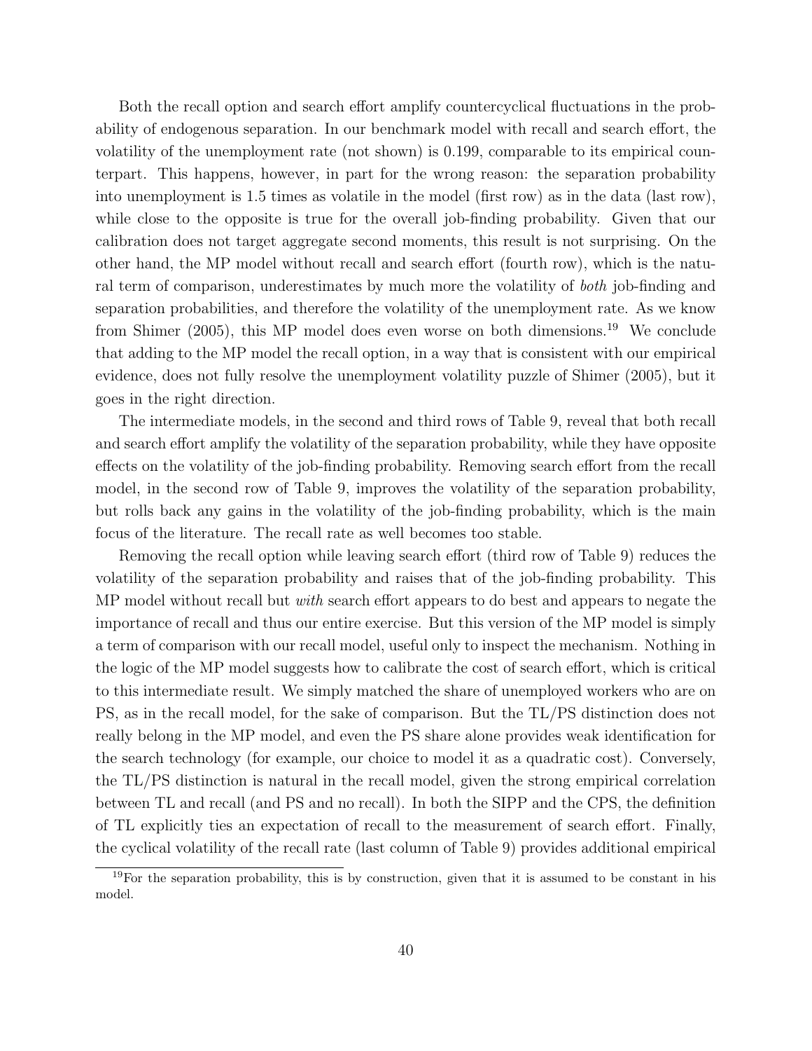Both the recall option and search effort amplify countercyclical fluctuations in the probability of endogenous separation. In our benchmark model with recall and search effort, the volatility of the unemployment rate (not shown) is 0.199, comparable to its empirical counterpart. This happens, however, in part for the wrong reason: the separation probability into unemployment is 1.5 times as volatile in the model (first row) as in the data (last row), while close to the opposite is true for the overall job-finding probability. Given that our calibration does not target aggregate second moments, this result is not surprising. On the other hand, the MP model without recall and search effort (fourth row), which is the natural term of comparison, underestimates by much more the volatility of *both* job-finding and separation probabilities, and therefore the volatility of the unemployment rate. As we know from Shimer (2005), this MP model does even worse on both dimensions.[19] We conclude that adding to the MP model the recall option, in a way that is consistent with our empirical evidence, does not fully resolve the unemployment volatility puzzle of Shimer (2005), but it goes in the right direction.

The intermediate models, in the second and third rows of Table 9, reveal that both recall and search effort amplify the volatility of the separation probability, while they have opposite effects on the volatility of the job-finding probability. Removing search effort from the recall model, in the second row of Table 9, improves the volatility of the separation probability, but rolls back any gains in the volatility of the job-finding probability, which is the main focus of the literature. The recall rate as well becomes too stable.

Removing the recall option while leaving search effort (third row of Table 9) reduces the volatility of the separation probability and raises that of the job-finding probability. This MP model without recall but *with* search effort appears to do best and appears to negate the importance of recall and thus our entire exercise. But this version of the MP model is simply a term of comparison with our recall model, useful only to inspect the mechanism. Nothing in the logic of the MP model suggests how to calibrate the cost of search effort, which is critical to this intermediate result. We simply matched the share of unemployed workers who are on PS, as in the recall model, for the sake of comparison. But the TL/PS distinction does not really belong in the MP model, and even the PS share alone provides weak identification for the search technology (for example, our choice to model it as a quadratic cost). Conversely, the TL/PS distinction is natural in the recall model, given the strong empirical correlation between TL and recall (and PS and no recall). In both the SIPP and the CPS, the definition of TL explicitly ties an expectation of recall to the measurement of search effort. Finally, the cyclical volatility of the recall rate (last column of Table 9) provides additional empirical

[19] For the separation probability, this is by construction, given that it is assumed to be constant in his model.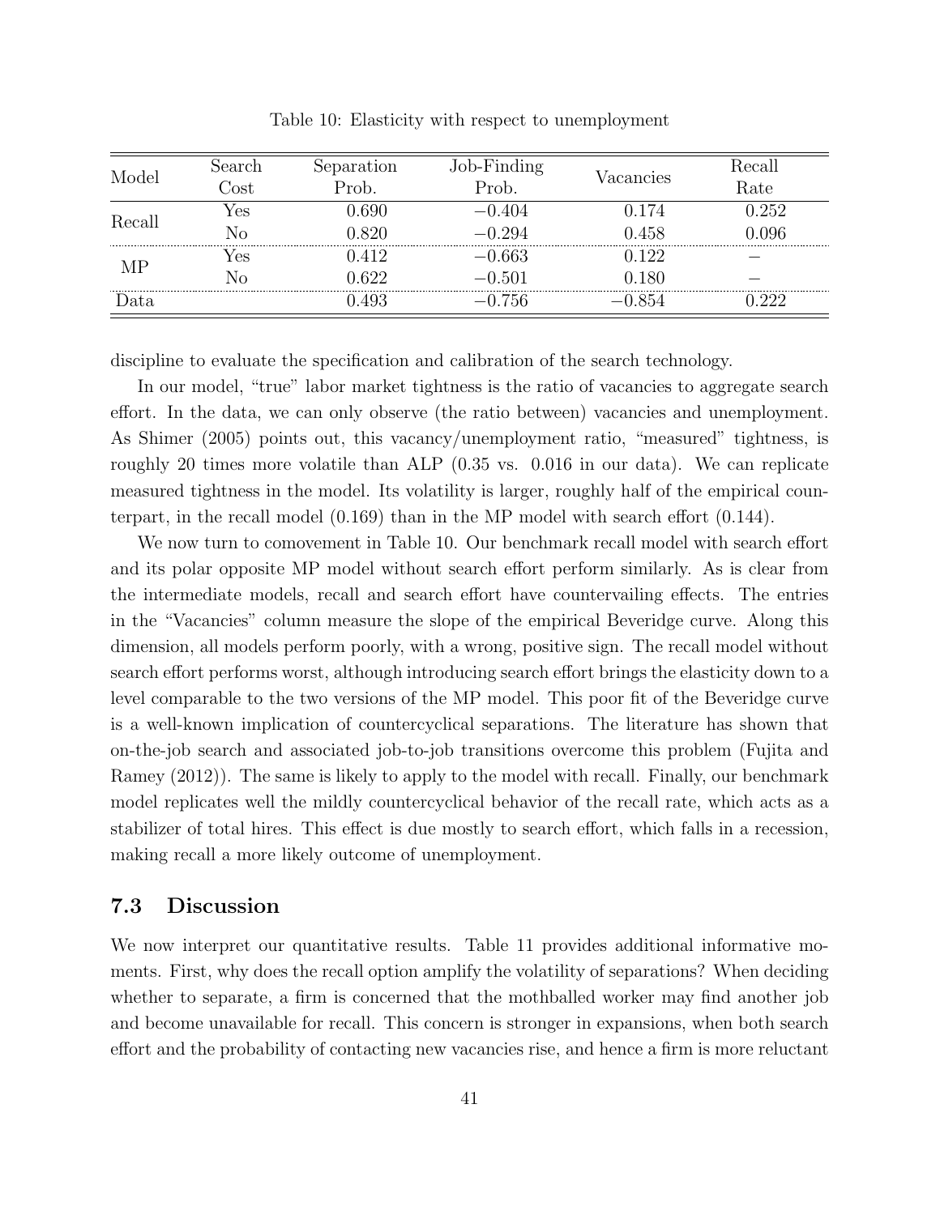Table 10: Elasticity with respect to unemployment

| Model | Search Cost | Separation Prob. | Job-Finding Prob. | Vacancies | Recall Rate |
|---|---|---|---|---|---|
| Recall | Yes | 0.690 | −0.404 | 0.174 | 0.252 |
| | No | 0.820 | −0.294 | 0.458 | 0.096 |
| MP | Yes | 0.412 | −0.663 | 0.122 | − |
| | No | 0.622 | −0.501 | 0.180 | − |
| Data | | 0.493 | −0.756 | −0.854 | 0.222 |

discipline to evaluate the specification and calibration of the search technology.

In our model, "true" labor market tightness is the ratio of vacancies to aggregate search effort. In the data, we can only observe (the ratio between) vacancies and unemployment. As Shimer (2005) points out, this vacancy/unemployment ratio, "measured" tightness, is roughly 20 times more volatile than ALP (0.35 vs. 0.016 in our data). We can replicate measured tightness in the model. Its volatility is larger, roughly half of the empirical counterpart, in the recall model (0.169) than in the MP model with search effort (0.144).

We now turn to comovement in Table 10. Our benchmark recall model with search effort and its polar opposite MP model without search effort perform similarly. As is clear from the intermediate models, recall and search effort have countervailing effects. The entries in the "Vacancies" column measure the slope of the empirical Beveridge curve. Along this dimension, all models perform poorly, with a wrong, positive sign. The recall model without search effort performs worst, although introducing search effort brings the elasticity down to a level comparable to the two versions of the MP model. This poor fit of the Beveridge curve is a well-known implication of countercyclical separations. The literature has shown that on-the-job search and associated job-to-job transitions overcome this problem (Fujita and Ramey (2012)). The same is likely to apply to the model with recall. Finally, our benchmark model replicates well the mildly countercyclical behavior of the recall rate, which acts as a stabilizer of total hires. This effect is due mostly to search effort, which falls in a recession, making recall a more likely outcome of unemployment.

### 7.3 Discussion

We now interpret our quantitative results. Table 11 provides additional informative moments. First, why does the recall option amplify the volatility of separations? When deciding whether to separate, a firm is concerned that the mothballed worker may find another job and become unavailable for recall. This concern is stronger in expansions, when both search effort and the probability of contacting new vacancies rise, and hence a firm is more reluctant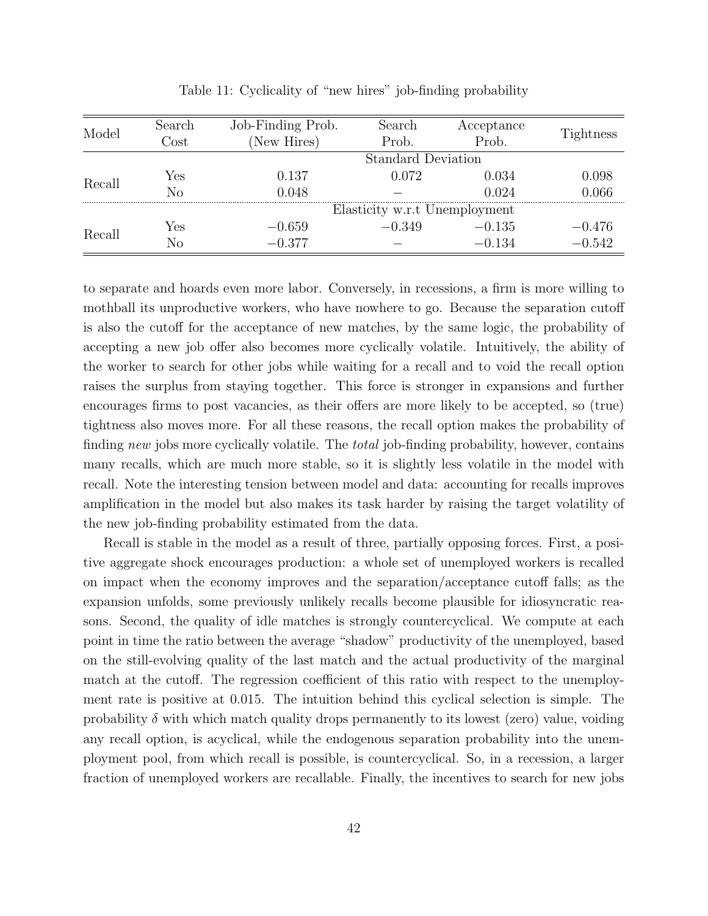Table 11: Cyclicality of "new hires" job-finding probability

| Model | Search Cost | Job-Finding Prob. (New Hires) | Search Prob. | Acceptance Prob. | Tightness |
|---|---|---|---|---|---|
| | | | Standard Deviation | | |
| Recall | Yes | 0.137 | 0.072 | 0.034 | 0.098 |
| | No | 0.048 | – | 0.024 | 0.066 |
| | | | Elasticity w.r.t Unemployment | | |
| Recall | Yes | −0.659 | −0.349 | −0.135 | −0.476 |
| | No | −0.377 | – | −0.134 | −0.542 |

to separate and hoards even more labor. Conversely, in recessions, a firm is more willing to mothball its unproductive workers, who have nowhere to go. Because the separation cutoff is also the cutoff for the acceptance of new matches, by the same logic, the probability of accepting a new job offer also becomes more cyclically volatile. Intuitively, the ability of the worker to search for other jobs while waiting for a recall and to void the recall option raises the surplus from staying together. This force is stronger in expansions and further encourages firms to post vacancies, as their offers are more likely to be accepted, so (true) tightness also moves more. For all these reasons, the recall option makes the probability of finding *new* jobs more cyclically volatile. The *total* job-finding probability, however, contains many recalls, which are much more stable, so it is slightly less volatile in the model with recall. Note the interesting tension between model and data: accounting for recalls improves amplification in the model but also makes its task harder by raising the target volatility of the new job-finding probability estimated from the data.

Recall is stable in the model as a result of three, partially opposing forces. First, a positive aggregate shock encourages production: a whole set of unemployed workers is recalled on impact when the economy improves and the separation/acceptance cutoff falls; as the expansion unfolds, some previously unlikely recalls become plausible for idiosyncratic reasons. Second, the quality of idle matches is strongly countercyclical. We compute at each point in time the ratio between the average "shadow" productivity of the unemployed, based on the still-evolving quality of the last match and the actual productivity of the marginal match at the cutoff. The regression coefficient of this ratio with respect to the unemployment rate is positive at 0.015. The intuition behind this cyclical selection is simple. The probability $\delta$ with which match quality drops permanently to its lowest (zero) value, voiding any recall option, is acyclical, while the endogenous separation probability into the unemployment pool, from which recall is possible, is countercyclical. So, in a recession, a larger fraction of unemployed workers are recallable. Finally, the incentives to search for new jobs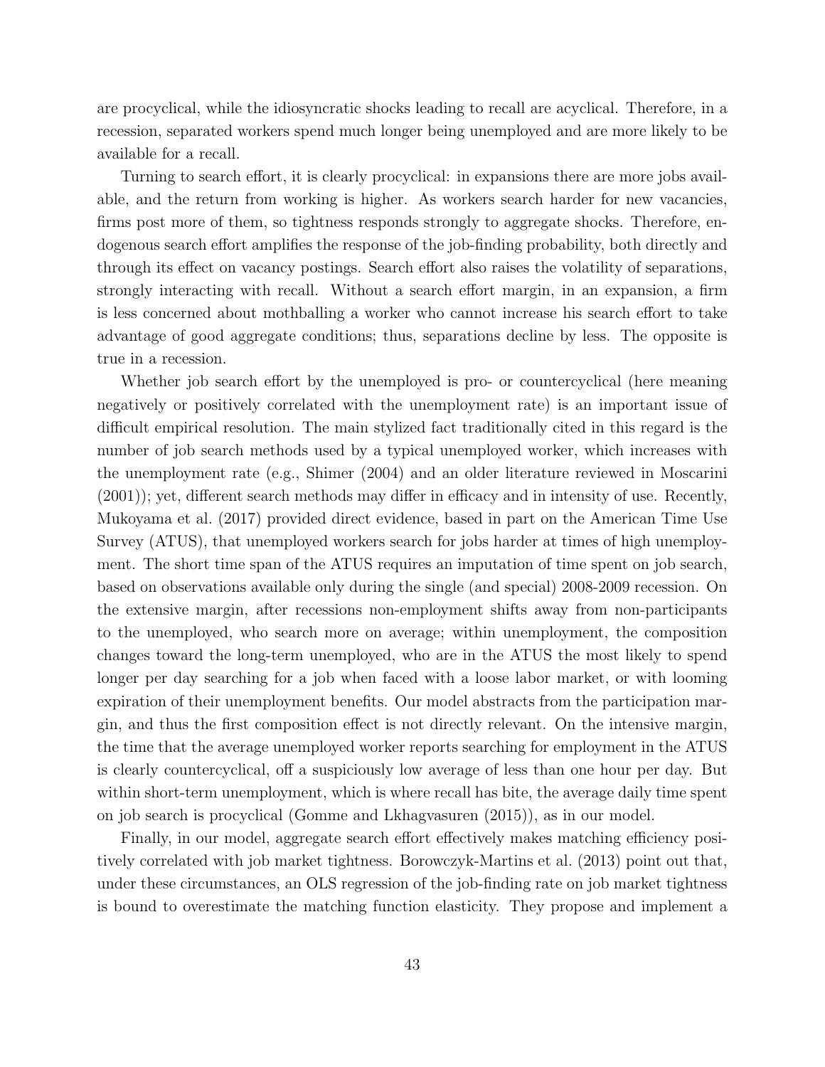are procyclical, while the idiosyncratic shocks leading to recall are acyclical. Therefore, in a recession, separated workers spend much longer being unemployed and are more likely to be available for a recall.

Turning to search effort, it is clearly procyclical: in expansions there are more jobs available, and the return from working is higher. As workers search harder for new vacancies, firms post more of them, so tightness responds strongly to aggregate shocks. Therefore, endogenous search effort amplifies the response of the job-finding probability, both directly and through its effect on vacancy postings. Search effort also raises the volatility of separations, strongly interacting with recall. Without a search effort margin, in an expansion, a firm is less concerned about mothballing a worker who cannot increase his search effort to take advantage of good aggregate conditions; thus, separations decline by less. The opposite is true in a recession.

Whether job search effort by the unemployed is pro- or countercyclical (here meaning negatively or positively correlated with the unemployment rate) is an important issue of difficult empirical resolution. The main stylized fact traditionally cited in this regard is the number of job search methods used by a typical unemployed worker, which increases with the unemployment rate (e.g., Shimer (2004) and an older literature reviewed in Moscarini (2001)); yet, different search methods may differ in efficacy and in intensity of use. Recently, Mukoyama et al. (2017) provided direct evidence, based in part on the American Time Use Survey (ATUS), that unemployed workers search for jobs harder at times of high unemployment. The short time span of the ATUS requires an imputation of time spent on job search, based on observations available only during the single (and special) 2008-2009 recession. On the extensive margin, after recessions non-employment shifts away from non-participants to the unemployed, who search more on average; within unemployment, the composition changes toward the long-term unemployed, who are in the ATUS the most likely to spend longer per day searching for a job when faced with a loose labor market, or with looming expiration of their unemployment benefits. Our model abstracts from the participation margin, and thus the first composition effect is not directly relevant. On the intensive margin, the time that the average unemployed worker reports searching for employment in the ATUS is clearly countercyclical, off a suspiciously low average of less than one hour per day. But within short-term unemployment, which is where recall has bite, the average daily time spent on job search is procyclical (Gomme and Lkhagvasuren (2015)), as in our model.

Finally, in our model, aggregate search effort effectively makes matching efficiency positively correlated with job market tightness. Borowczyk-Martins et al. (2013) point out that, under these circumstances, an OLS regression of the job-finding rate on job market tightness is bound to overestimate the matching function elasticity. They propose and implement a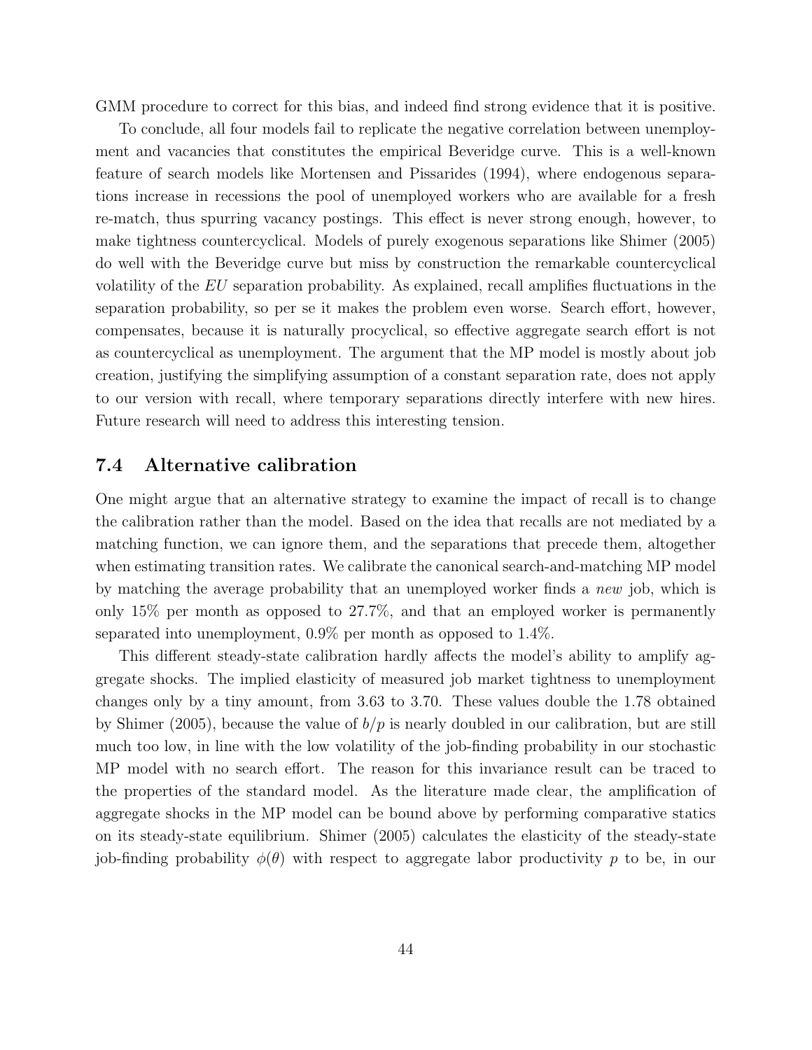GMM procedure to correct for this bias, and indeed find strong evidence that it is positive.

To conclude, all four models fail to replicate the negative correlation between unemployment and vacancies that constitutes the empirical Beveridge curve. This is a well-known feature of search models like Mortensen and Pissarides (1994), where endogenous separations increase in recessions the pool of unemployed workers who are available for a fresh re-match, thus spurring vacancy postings. This effect is never strong enough, however, to make tightness countercyclical. Models of purely exogenous separations like Shimer (2005) do well with the Beveridge curve but miss by construction the remarkable countercyclical volatility of the *EU* separation probability. As explained, recall amplifies fluctuations in the separation probability, so per se it makes the problem even worse. Search effort, however, compensates, because it is naturally procyclical, so effective aggregate search effort is not as countercyclical as unemployment. The argument that the MP model is mostly about job creation, justifying the simplifying assumption of a constant separation rate, does not apply to our version with recall, where temporary separations directly interfere with new hires. Future research will need to address this interesting tension.

### 7.4 Alternative calibration

One might argue that an alternative strategy to examine the impact of recall is to change the calibration rather than the model. Based on the idea that recalls are not mediated by a matching function, we can ignore them, and the separations that precede them, altogether when estimating transition rates. We calibrate the canonical search-and-matching MP model by matching the average probability that an unemployed worker finds a *new* job, which is only 15% per month as opposed to 27.7%, and that an employed worker is permanently separated into unemployment, 0.9% per month as opposed to 1.4%.

This different steady-state calibration hardly affects the model's ability to amplify aggregate shocks. The implied elasticity of measured job market tightness to unemployment changes only by a tiny amount, from 3.63 to 3.70. These values double the 1.78 obtained by Shimer (2005), because the value of $b/p$ is nearly doubled in our calibration, but are still much too low, in line with the low volatility of the job-finding probability in our stochastic MP model with no search effort. The reason for this invariance result can be traced to the properties of the standard model. As the literature made clear, the amplification of aggregate shocks in the MP model can be bound above by performing comparative statics on its steady-state equilibrium. Shimer (2005) calculates the elasticity of the steady-state job-finding probability $\phi(\theta)$ with respect to aggregate labor productivity $p$ to be, in our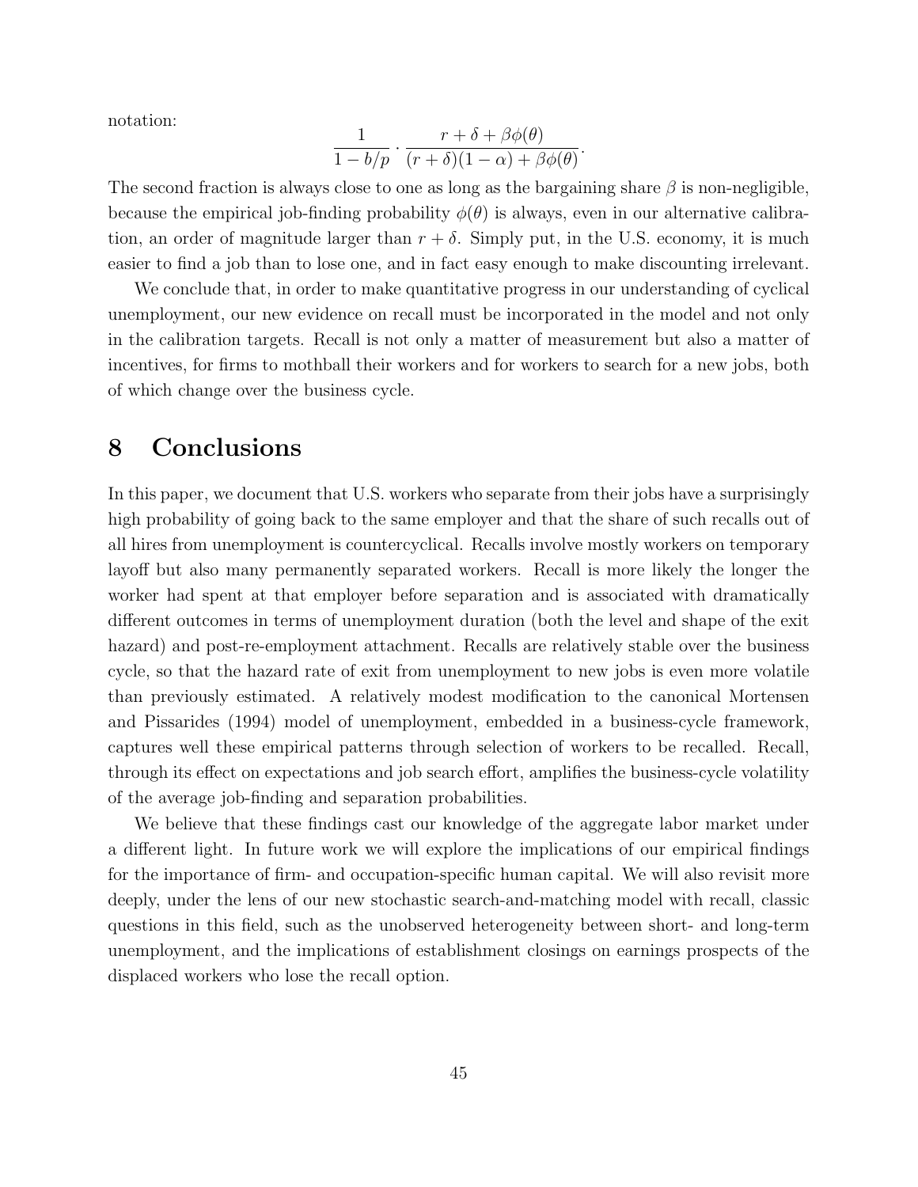notation:

$$\frac{1}{1-b/p} \cdot \frac{r+\delta+\beta\phi(\theta)}{(r+\delta)(1-\alpha)+\beta\phi(\theta)}.$$

The second fraction is always close to one as long as the bargaining share $\beta$ is non-negligible, because the empirical job-finding probability $\phi(\theta)$ is always, even in our alternative calibration, an order of magnitude larger than $r+\delta$. Simply put, in the U.S. economy, it is much easier to find a job than to lose one, and in fact easy enough to make discounting irrelevant.

We conclude that, in order to make quantitative progress in our understanding of cyclical unemployment, our new evidence on recall must be incorporated in the model and not only in the calibration targets. Recall is not only a matter of measurement but also a matter of incentives, for firms to mothball their workers and for workers to search for a new jobs, both of which change over the business cycle.

# 8 Conclusions

In this paper, we document that U.S. workers who separate from their jobs have a surprisingly high probability of going back to the same employer and that the share of such recalls out of all hires from unemployment is countercyclical. Recalls involve mostly workers on temporary layoff but also many permanently separated workers. Recall is more likely the longer the worker had spent at that employer before separation and is associated with dramatically different outcomes in terms of unemployment duration (both the level and shape of the exit hazard) and post-re-employment attachment. Recalls are relatively stable over the business cycle, so that the hazard rate of exit from unemployment to new jobs is even more volatile than previously estimated. A relatively modest modification to the canonical Mortensen and Pissarides (1994) model of unemployment, embedded in a business-cycle framework, captures well these empirical patterns through selection of workers to be recalled. Recall, through its effect on expectations and job search effort, amplifies the business-cycle volatility of the average job-finding and separation probabilities.

We believe that these findings cast our knowledge of the aggregate labor market under a different light. In future work we will explore the implications of our empirical findings for the importance of firm- and occupation-specific human capital. We will also revisit more deeply, under the lens of our new stochastic search-and-matching model with recall, classic questions in this field, such as the unobserved heterogeneity between short- and long-term unemployment, and the implications of establishment closings on earnings prospects of the displaced workers who lose the recall option.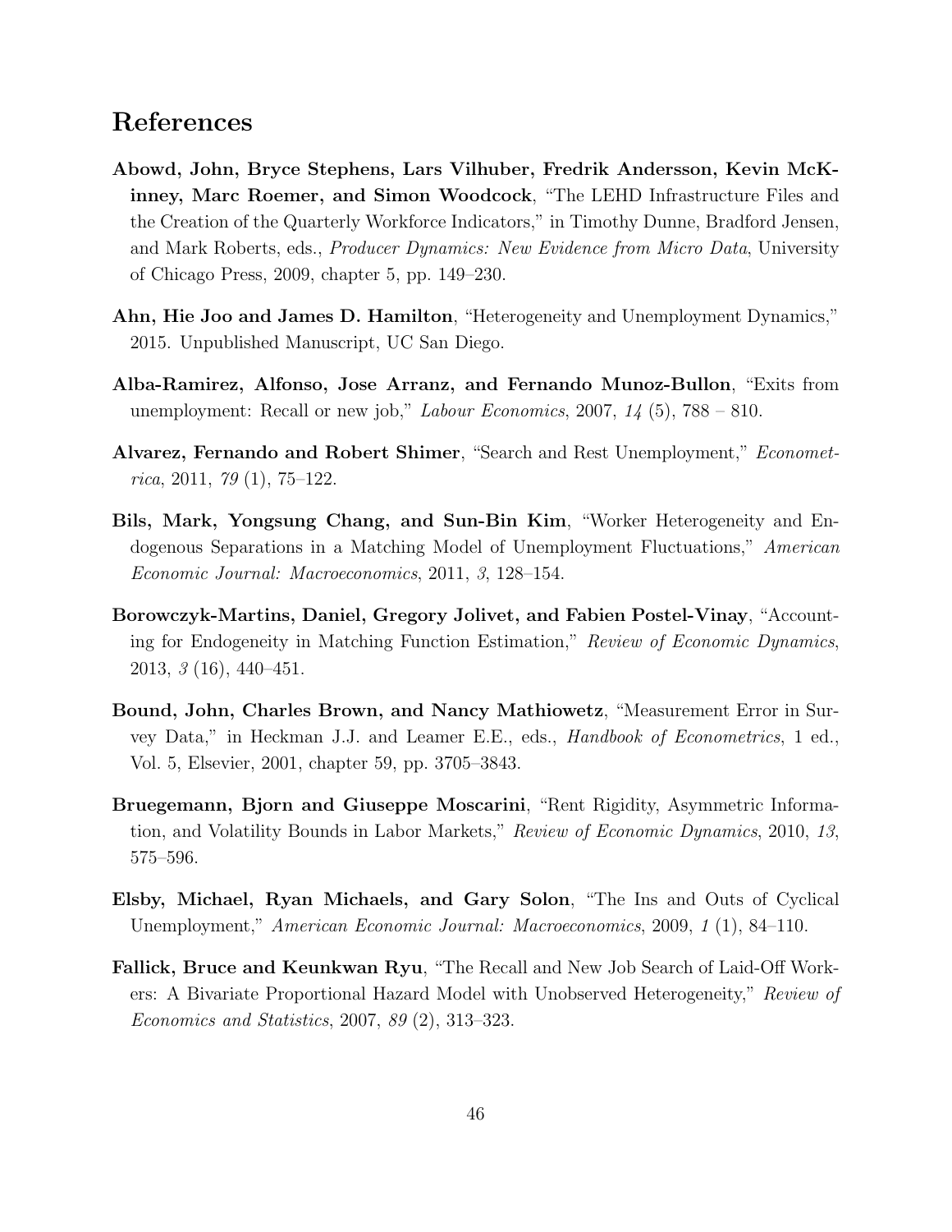## References

**Abowd, John, Bryce Stephens, Lars Vilhuber, Fredrik Andersson, Kevin McKinney, Marc Roemer, and Simon Woodcock**, "The LEHD Infrastructure Files and the Creation of the Quarterly Workforce Indicators," in Timothy Dunne, Bradford Jensen, and Mark Roberts, eds., *Producer Dynamics: New Evidence from Micro Data*, University of Chicago Press, 2009, chapter 5, pp. 149–230.

**Ahn, Hie Joo and James D. Hamilton**, "Heterogeneity and Unemployment Dynamics," 2015. Unpublished Manuscript, UC San Diego.

**Alba-Ramirez, Alfonso, Jose Arranz, and Fernando Munoz-Bullon**, "Exits from unemployment: Recall or new job," *Labour Economics*, 2007, *14* (5), 788 – 810.

**Alvarez, Fernando and Robert Shimer**, "Search and Rest Unemployment," *Econometrica*, 2011, *79* (1), 75–122.

**Bils, Mark, Yongsung Chang, and Sun-Bin Kim**, "Worker Heterogeneity and Endogenous Separations in a Matching Model of Unemployment Fluctuations," *American Economic Journal: Macroeconomics*, 2011, *3*, 128–154.

**Borowczyk-Martins, Daniel, Gregory Jolivet, and Fabien Postel-Vinay**, "Accounting for Endogeneity in Matching Function Estimation," *Review of Economic Dynamics*, 2013, *3* (16), 440–451.

**Bound, John, Charles Brown, and Nancy Mathiowetz**, "Measurement Error in Survey Data," in Heckman J.J. and Leamer E.E., eds., *Handbook of Econometrics*, 1 ed., Vol. 5, Elsevier, 2001, chapter 59, pp. 3705–3843.

**Bruegemann, Bjorn and Giuseppe Moscarini**, "Rent Rigidity, Asymmetric Information, and Volatility Bounds in Labor Markets," *Review of Economic Dynamics*, 2010, *13*, 575–596.

**Elsby, Michael, Ryan Michaels, and Gary Solon**, "The Ins and Outs of Cyclical Unemployment," *American Economic Journal: Macroeconomics*, 2009, *1* (1), 84–110.

**Fallick, Bruce and Keunkwan Ryu**, "The Recall and New Job Search of Laid-Off Workers: A Bivariate Proportional Hazard Model with Unobserved Heterogeneity," *Review of Economics and Statistics*, 2007, *89* (2), 313–323.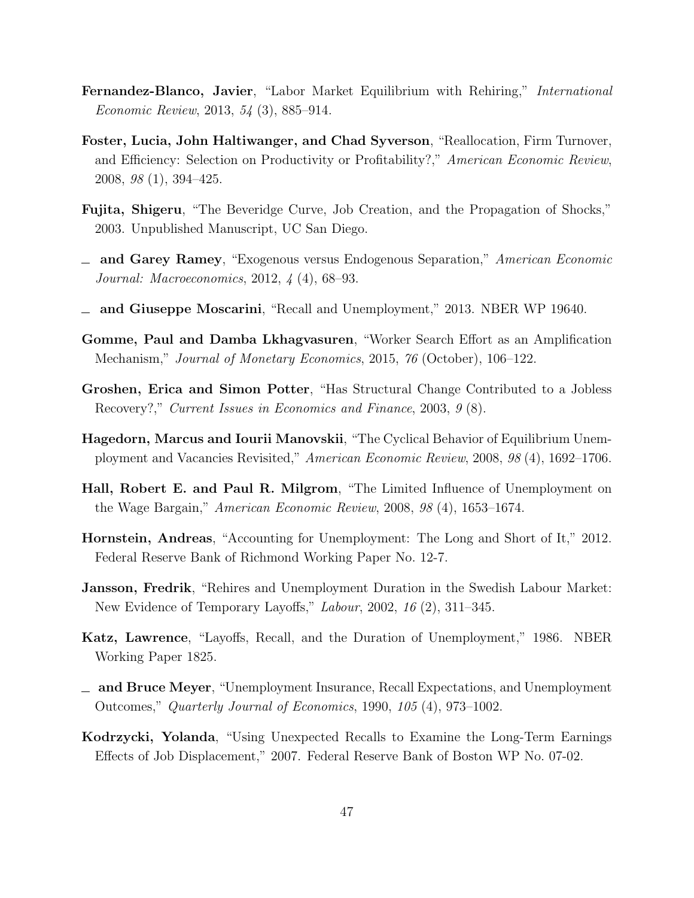**Fernandez-Blanco, Javier**, "Labor Market Equilibrium with Rehiring," *International Economic Review*, 2013, *54* (3), 885–914.

**Foster, Lucia, John Haltiwanger, and Chad Syverson**, "Reallocation, Firm Turnover, and Efficiency: Selection on Productivity or Profitability?," *American Economic Review*, 2008, *98* (1), 394–425.

**Fujita, Shigeru**, "The Beveridge Curve, Job Creation, and the Propagation of Shocks," 2003. Unpublished Manuscript, UC San Diego.

\_ **and Garey Ramey**, "Exogenous versus Endogenous Separation," *American Economic Journal: Macroeconomics*, 2012, *4* (4), 68–93.

\_ **and Giuseppe Moscarini**, "Recall and Unemployment," 2013. NBER WP 19640.

**Gomme, Paul and Damba Lkhagvasuren**, "Worker Search Effort as an Amplification Mechanism," *Journal of Monetary Economics*, 2015, *76* (October), 106–122.

**Groshen, Erica and Simon Potter**, "Has Structural Change Contributed to a Jobless Recovery?," *Current Issues in Economics and Finance*, 2003, *9* (8).

**Hagedorn, Marcus and Iourii Manovskii**, "The Cyclical Behavior of Equilibrium Unemployment and Vacancies Revisited," *American Economic Review*, 2008, *98* (4), 1692–1706.

**Hall, Robert E. and Paul R. Milgrom**, "The Limited Influence of Unemployment on the Wage Bargain," *American Economic Review*, 2008, *98* (4), 1653–1674.

**Hornstein, Andreas**, "Accounting for Unemployment: The Long and Short of It," 2012. Federal Reserve Bank of Richmond Working Paper No. 12-7.

**Jansson, Fredrik**, "Rehires and Unemployment Duration in the Swedish Labour Market: New Evidence of Temporary Layoffs," *Labour*, 2002, *16* (2), 311–345.

**Katz, Lawrence**, "Layoffs, Recall, and the Duration of Unemployment," 1986. NBER Working Paper 1825.

\_ **and Bruce Meyer**, "Unemployment Insurance, Recall Expectations, and Unemployment Outcomes," *Quarterly Journal of Economics*, 1990, *105* (4), 973–1002.

**Kodrzycki, Yolanda**, "Using Unexpected Recalls to Examine the Long-Term Earnings Effects of Job Displacement," 2007. Federal Reserve Bank of Boston WP No. 07-02.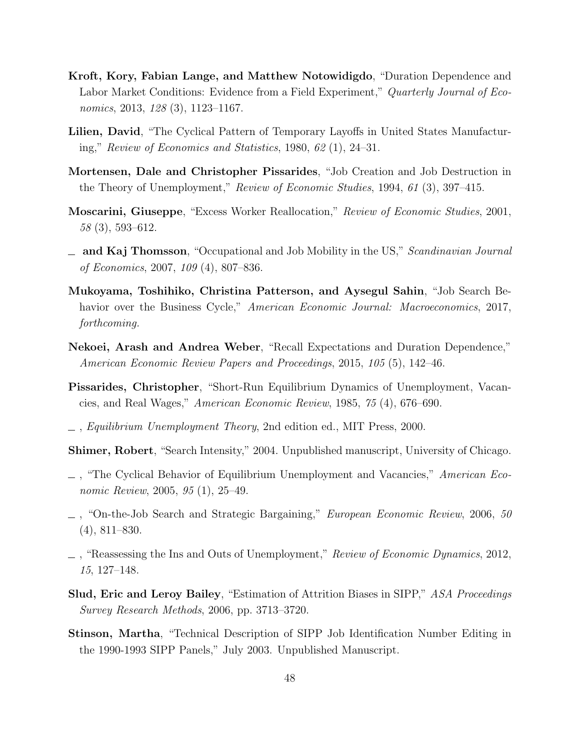**Kroft, Kory, Fabian Lange, and Matthew Notowidigdo**, "Duration Dependence and Labor Market Conditions: Evidence from a Field Experiment," *Quarterly Journal of Economics*, 2013, *128* (3), 1123–1167.

**Lilien, David**, "The Cyclical Pattern of Temporary Layoffs in United States Manufacturing," *Review of Economics and Statistics*, 1980, *62* (1), 24–31.

**Mortensen, Dale and Christopher Pissarides**, "Job Creation and Job Destruction in the Theory of Unemployment," *Review of Economic Studies*, 1994, *61* (3), 397–415.

**Moscarini, Giuseppe**, "Excess Worker Reallocation," *Review of Economic Studies*, 2001, *58* (3), 593–612.

_ **and Kaj Thomsson**, "Occupational and Job Mobility in the US," *Scandinavian Journal of Economics*, 2007, *109* (4), 807–836.

**Mukoyama, Toshihiko, Christina Patterson, and Aysegul Sahin**, "Job Search Behavior over the Business Cycle," *American Economic Journal: Macroeconomics*, 2017, *forthcoming.*

**Nekoei, Arash and Andrea Weber**, "Recall Expectations and Duration Dependence," *American Economic Review Papers and Proceedings*, 2015, *105* (5), 142–46.

**Pissarides, Christopher**, "Short-Run Equilibrium Dynamics of Unemployment, Vacancies, and Real Wages," *American Economic Review*, 1985, *75* (4), 676–690.

_ , *Equilibrium Unemployment Theory*, 2nd edition ed., MIT Press, 2000.

**Shimer, Robert**, "Search Intensity," 2004. Unpublished manuscript, University of Chicago.

_ , "The Cyclical Behavior of Equilibrium Unemployment and Vacancies," *American Economic Review*, 2005, *95* (1), 25–49.

_ , "On-the-Job Search and Strategic Bargaining," *European Economic Review*, 2006, *50* (4), 811–830.

_ , "Reassessing the Ins and Outs of Unemployment," *Review of Economic Dynamics*, 2012, *15*, 127–148.

**Slud, Eric and Leroy Bailey**, "Estimation of Attrition Biases in SIPP," *ASA Proceedings Survey Research Methods*, 2006, pp. 3713–3720.

**Stinson, Martha**, "Technical Description of SIPP Job Identification Number Editing in the 1990-1993 SIPP Panels," July 2003. Unpublished Manuscript.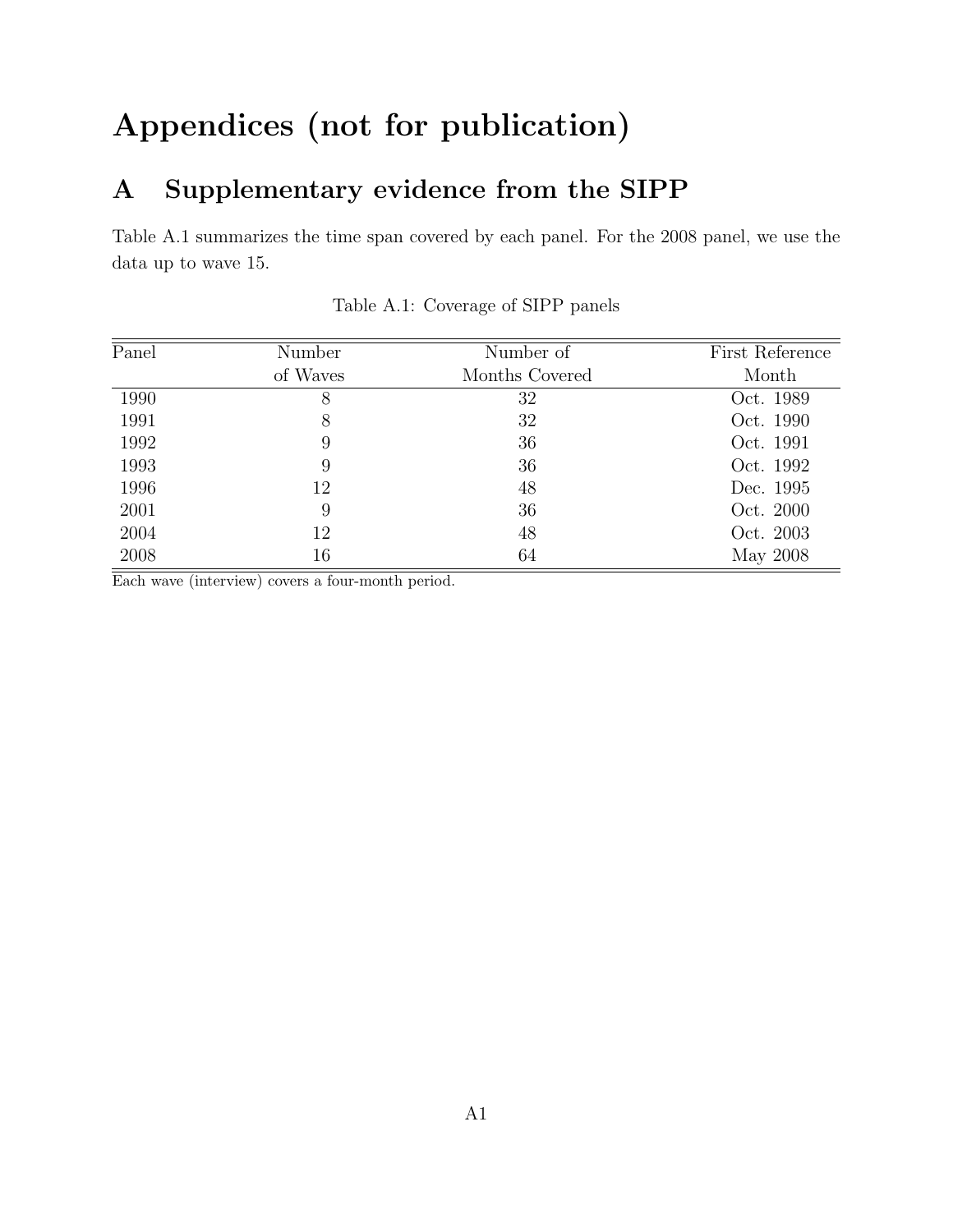# Appendices (not for publication)

## A Supplementary evidence from the SIPP

Table A.1 summarizes the time span covered by each panel. For the 2008 panel, we use the data up to wave 15.

Table A.1: Coverage of SIPP panels

| Panel | Number of Waves | Number of Months Covered | First Reference Month |
|---|---|---|---|
| 1990 | 8 | 32 | Oct. 1989 |
| 1991 | 8 | 32 | Oct. 1990 |
| 1992 | 9 | 36 | Oct. 1991 |
| 1993 | 9 | 36 | Oct. 1992 |
| 1996 | 12 | 48 | Dec. 1995 |
| 2001 | 9 | 36 | Oct. 2000 |
| 2004 | 12 | 48 | Oct. 2003 |
| 2008 | 16 | 64 | May 2008 |

Each wave (interview) covers a four-month period.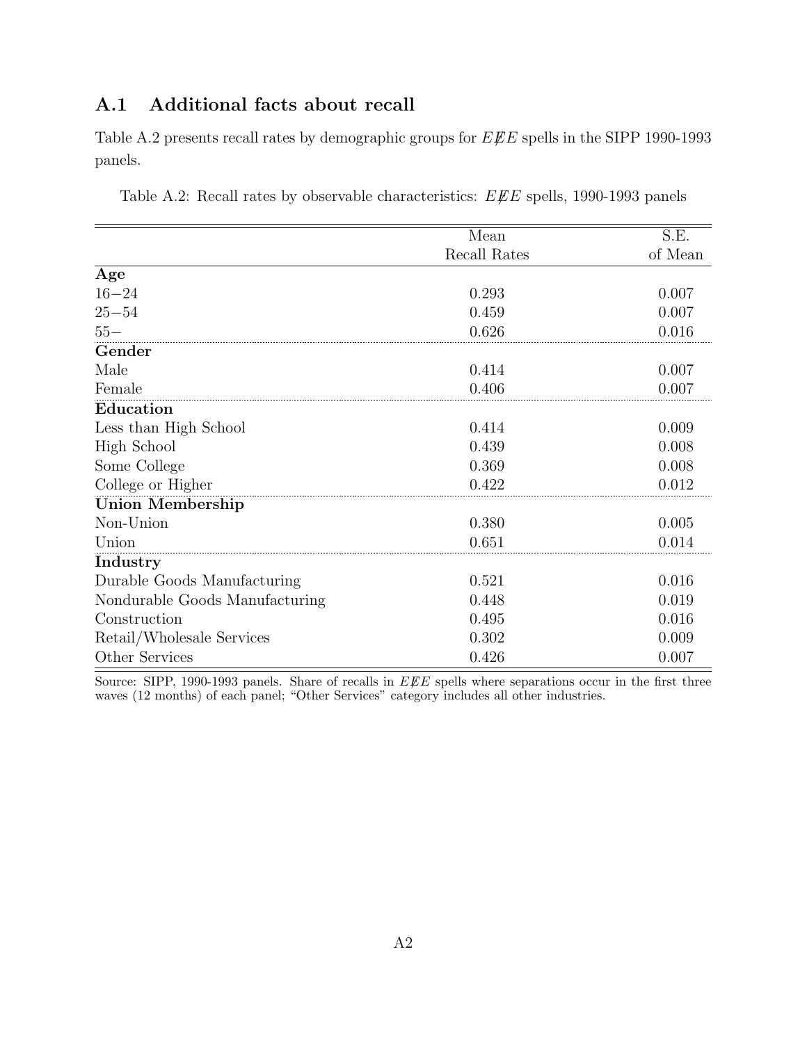## A.1 Additional facts about recall

Table A.2 presents recall rates by demographic groups for $E\not{E}E$ spells in the SIPP 1990-1993 panels.

Table A.2: Recall rates by observable characteristics: $E\not{E}E$ spells, 1990-1993 panels

| | Mean Recall Rates | S.E. of Mean |
|---|---|---|
| **Age** | | |
| 16−24 | 0.293 | 0.007 |
| 25−54 | 0.459 | 0.007 |
| 55− | 0.626 | 0.016 |
| **Gender** | | |
| Male | 0.414 | 0.007 |
| Female | 0.406 | 0.007 |
| **Education** | | |
| Less than High School | 0.414 | 0.009 |
| High School | 0.439 | 0.008 |
| Some College | 0.369 | 0.008 |
| College or Higher | 0.422 | 0.012 |
| **Union Membership** | | |
| Non-Union | 0.380 | 0.005 |
| Union | 0.651 | 0.014 |
| **Industry** | | |
| Durable Goods Manufacturing | 0.521 | 0.016 |
| Nondurable Goods Manufacturing | 0.448 | 0.019 |
| Construction | 0.495 | 0.016 |
| Retail/Wholesale Services | 0.302 | 0.009 |
| Other Services | 0.426 | 0.007 |

Source: SIPP, 1990-1993 panels. Share of recalls in $E\not{E}E$ spells where separations occur in the first three waves (12 months) of each panel; "Other Services" category includes all other industries.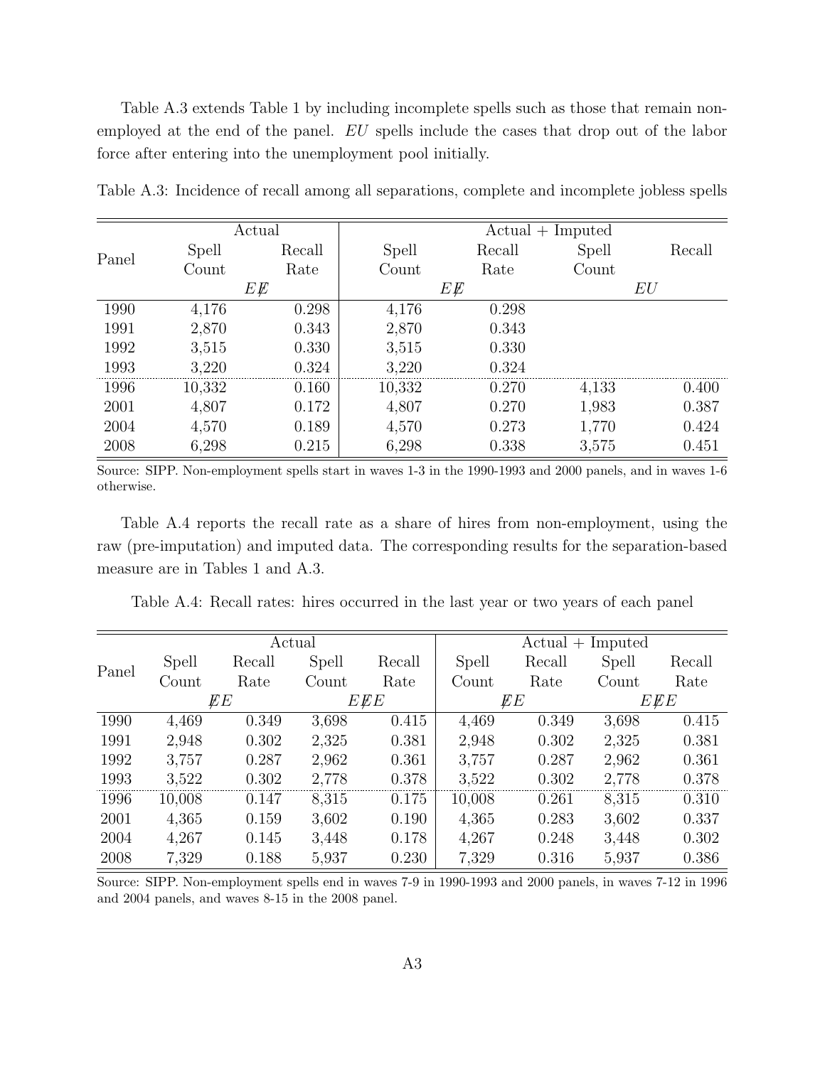Table A.3 extends Table 1 by including incomplete spells such as those that remain non-employed at the end of the panel. $EU$ spells include the cases that drop out of the labor force after entering into the unemployment pool initially.

Table A.3: Incidence of recall among all separations, complete and incomplete jobless spells

| Panel | Actual | | Actual + Imputed | | | |
|---|---|---|---|---|---|---|
| | Spell Count | Recall Rate | Spell Count | Recall Rate | Spell Count | Recall |
| | $E\not{E}$ | | $E\not{E}$ | | $EU$ | |
| 1990 | 4,176 | 0.298 | 4,176 | 0.298 | | |
| 1991 | 2,870 | 0.343 | 2,870 | 0.343 | | |
| 1992 | 3,515 | 0.330 | 3,515 | 0.330 | | |
| 1993 | 3,220 | 0.324 | 3,220 | 0.324 | | |
| 1996 | 10,332 | 0.160 | 10,332 | 0.270 | 4,133 | 0.400 |
| 2001 | 4,807 | 0.172 | 4,807 | 0.270 | 1,983 | 0.387 |
| 2004 | 4,570 | 0.189 | 4,570 | 0.273 | 1,770 | 0.424 |
| 2008 | 6,298 | 0.215 | 6,298 | 0.338 | 3,575 | 0.451 |

Source: SIPP. Non-employment spells start in waves 1-3 in the 1990-1993 and 2000 panels, and in waves 1-6 otherwise.

Table A.4 reports the recall rate as a share of hires from non-employment, using the raw (pre-imputation) and imputed data. The corresponding results for the separation-based measure are in Tables 1 and A.3.

Table A.4: Recall rates: hires occurred in the last year or two years of each panel

| Panel | Actual | | | | Actual + Imputed | | | |
|---|---|---|---|---|---|---|---|---|
| | Spell Count | Recall Rate | Spell Count | Recall Rate | Spell Count | Recall Rate | Spell Count | Recall Rate |
| | $\not{E}E$ | | $E\not{E}E$ | | $\not{E}E$ | | $E\not{E}E$ | |
| 1990 | 4,469 | 0.349 | 3,698 | 0.415 | 4,469 | 0.349 | 3,698 | 0.415 |
| 1991 | 2,948 | 0.302 | 2,325 | 0.381 | 2,948 | 0.302 | 2,325 | 0.381 |
| 1992 | 3,757 | 0.287 | 2,962 | 0.361 | 3,757 | 0.287 | 2,962 | 0.361 |
| 1993 | 3,522 | 0.302 | 2,778 | 0.378 | 3,522 | 0.302 | 2,778 | 0.378 |
| 1996 | 10,008 | 0.147 | 8,315 | 0.175 | 10,008 | 0.261 | 8,315 | 0.310 |
| 2001 | 4,365 | 0.159 | 3,602 | 0.190 | 4,365 | 0.283 | 3,602 | 0.337 |
| 2004 | 4,267 | 0.145 | 3,448 | 0.178 | 4,267 | 0.248 | 3,448 | 0.302 |
| 2008 | 7,329 | 0.188 | 5,937 | 0.230 | 7,329 | 0.316 | 5,937 | 0.386 |

Source: SIPP. Non-employment spells end in waves 7-9 in 1990-1993 and 2000 panels, in waves 7-12 in 1996 and 2004 panels, and waves 8-15 in the 2008 panel.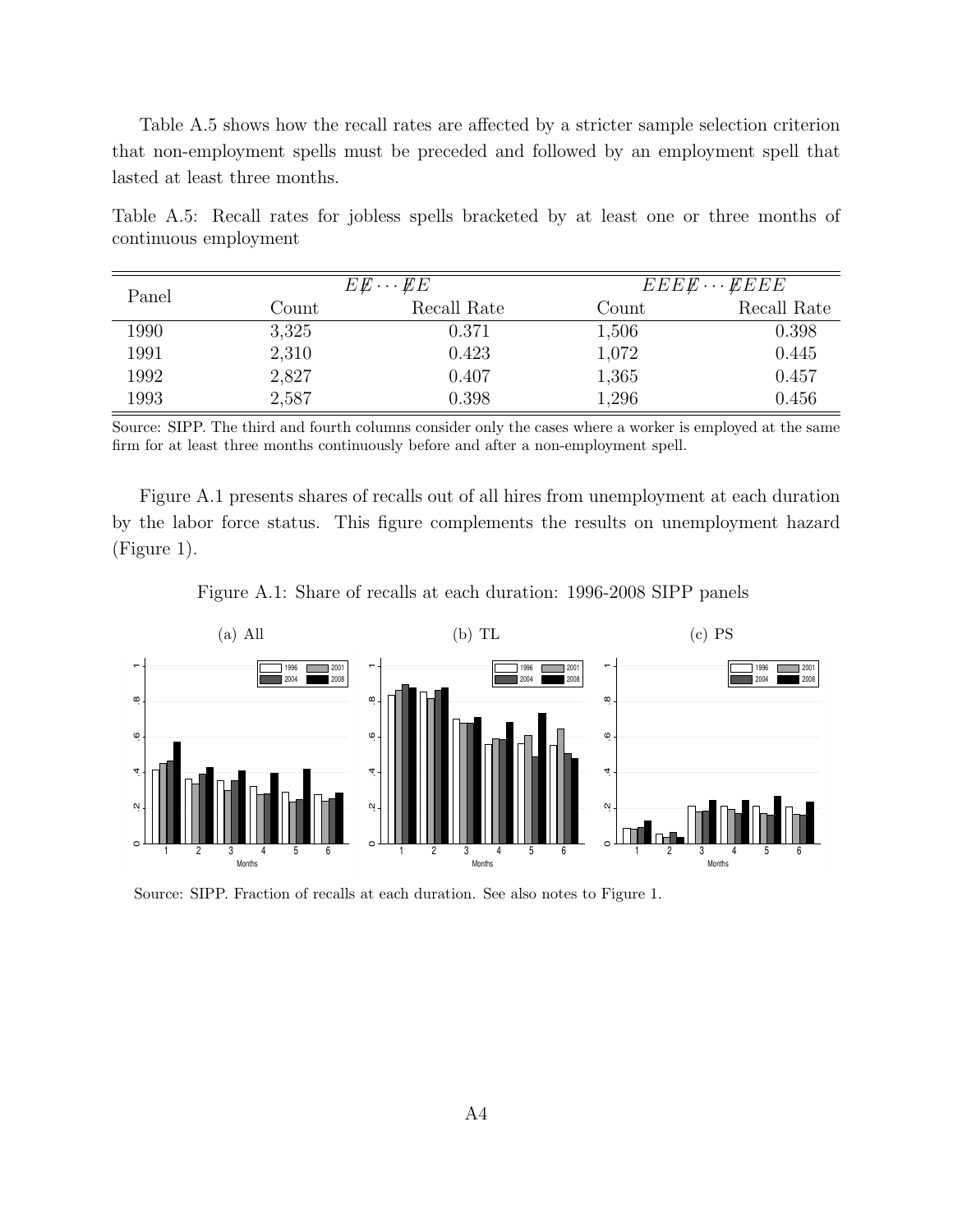Table A.5 shows how the recall rates are affected by a stricter sample selection criterion that non-employment spells must be preceded and followed by an employment spell that lasted at least three months.

Table A.5: Recall rates for jobless spells bracketed by at least one or three months of continuous employment

| Panel | $E\not{E}\cdots\not{E}E$ | | $EEE\not{E}\cdots\not{E}EEE$ | |
|---|---|---|---|---|
| | Count | Recall Rate | Count | Recall Rate |
| 1990 | 3,325 | 0.371 | 1,506 | 0.398 |
| 1991 | 2,310 | 0.423 | 1,072 | 0.445 |
| 1992 | 2,827 | 0.407 | 1,365 | 0.457 |
| 1993 | 2,587 | 0.398 | 1,296 | 0.456 |

Source: SIPP. The third and fourth columns consider only the cases where a worker is employed at the same firm for at least three months continuously before and after a non-employment spell.

Figure A.1 presents shares of recalls out of all hires from unemployment at each duration by the labor force status. This figure complements the results on unemployment hazard (Figure 1).

Figure A.1: Share of recalls at each duration: 1996-2008 SIPP panels

(a) All (b) TL (c) PS

Source: SIPP. Fraction of recalls at each duration. See also notes to Figure 1.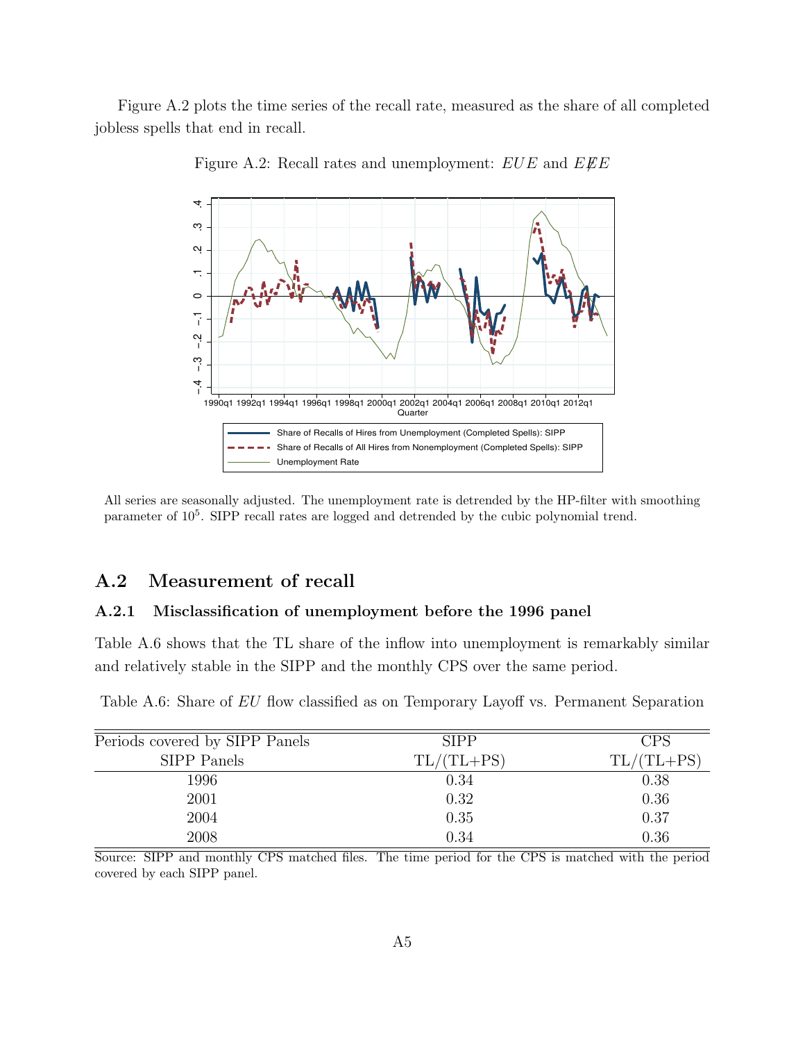Figure A.2 plots the time series of the recall rate, measured as the share of all completed jobless spells that end in recall.

Figure A.2: Recall rates and unemployment: $EUE$ and $E\not{E}E$

All series are seasonally adjusted. The unemployment rate is detrended by the HP-filter with smoothing parameter of $10^5$. SIPP recall rates are logged and detrended by the cubic polynomial trend.

## A.2 Measurement of recall

### A.2.1 Misclassification of unemployment before the 1996 panel

Table A.6 shows that the TL share of the inflow into unemployment is remarkably similar and relatively stable in the SIPP and the monthly CPS over the same period.

Table A.6: Share of $EU$ flow classified as on Temporary Layoff vs. Permanent Separation

| Periods covered by SIPP Panels<br>SIPP Panels | SIPP<br>TL/(TL+PS) | CPS<br>TL/(TL+PS) |
|---|---|---|
| 1996 | 0.34 | 0.38 |
| 2001 | 0.32 | 0.36 |
| 2004 | 0.35 | 0.37 |
| 2008 | 0.34 | 0.36 |

Source: SIPP and monthly CPS matched files. The time period for the CPS is matched with the period covered by each SIPP panel.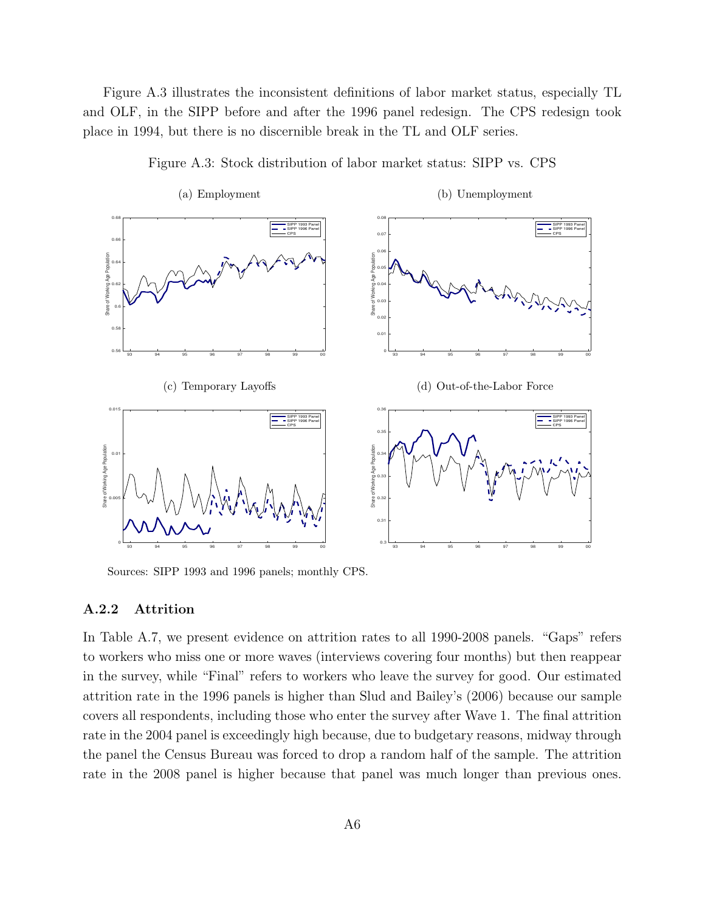Figure A.3 illustrates the inconsistent definitions of labor market status, especially TL and OLF, in the SIPP before and after the 1996 panel redesign. The CPS redesign took place in 1994, but there is no discernible break in the TL and OLF series.

Figure A.3: Stock distribution of labor market status: SIPP vs. CPS

(a) Employment

(b) Unemployment

(c) Temporary Layoffs

(d) Out-of-the-Labor Force

Sources: SIPP 1993 and 1996 panels; monthly CPS.

### A.2.2 Attrition

In Table A.7, we present evidence on attrition rates to all 1990-2008 panels. "Gaps" refers to workers who miss one or more waves (interviews covering four months) but then reappear in the survey, while "Final" refers to workers who leave the survey for good. Our estimated attrition rate in the 1996 panels is higher than Slud and Bailey's (2006) because our sample covers all respondents, including those who enter the survey after Wave 1. The final attrition rate in the 2004 panel is exceedingly high because, due to budgetary reasons, midway through the panel the Census Bureau was forced to drop a random half of the sample. The attrition rate in the 2008 panel is higher because that panel was much longer than previous ones.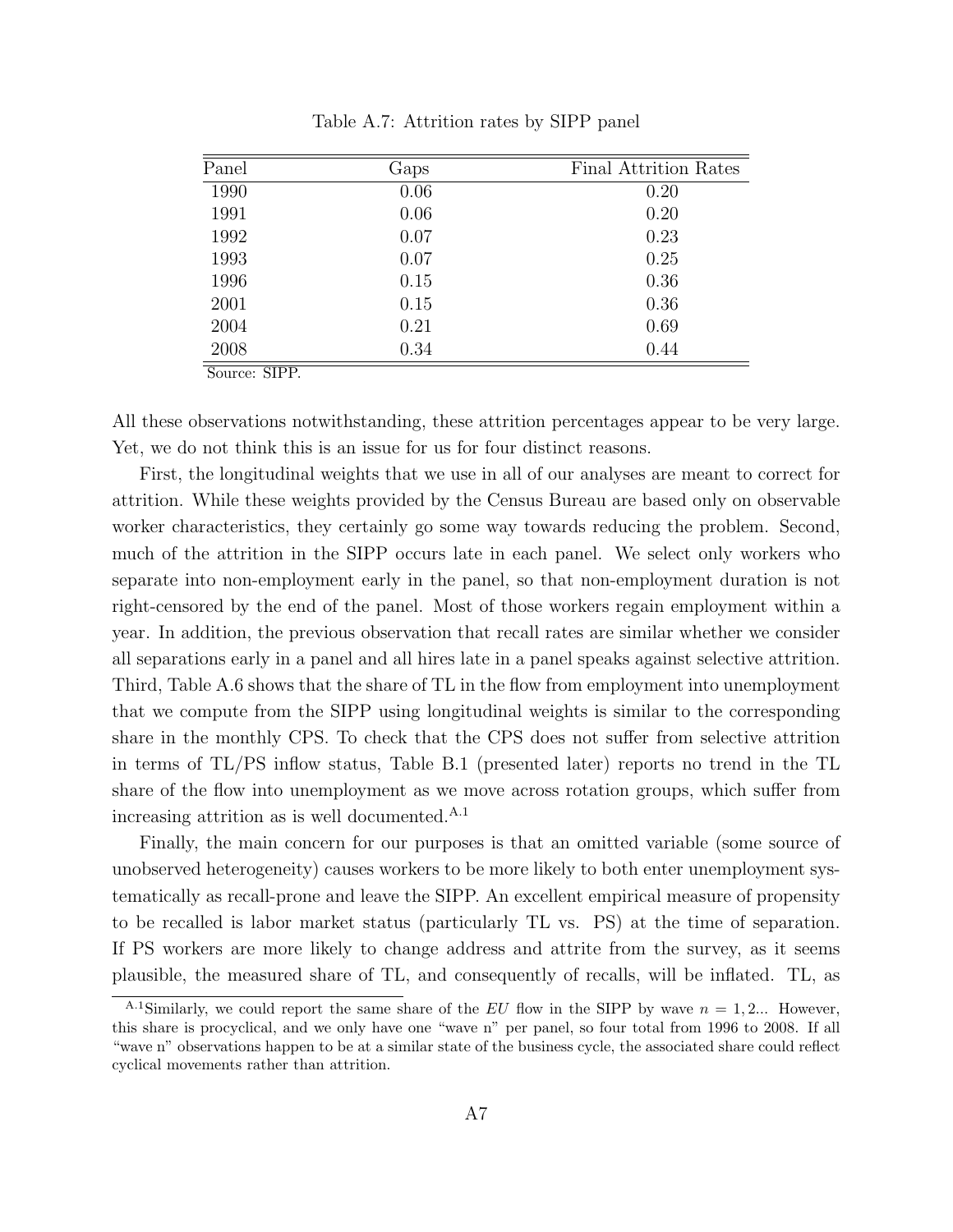Table A.7: Attrition rates by SIPP panel

| Panel | Gaps | Final Attrition Rates |
|---|---|---|
| 1990 | 0.06 | 0.20 |
| 1991 | 0.06 | 0.20 |
| 1992 | 0.07 | 0.23 |
| 1993 | 0.07 | 0.25 |
| 1996 | 0.15 | 0.36 |
| 2001 | 0.15 | 0.36 |
| 2004 | 0.21 | 0.69 |
| 2008 | 0.34 | 0.44 |

Source: SIPP.

All these observations notwithstanding, these attrition percentages appear to be very large. Yet, we do not think this is an issue for us for four distinct reasons.

First, the longitudinal weights that we use in all of our analyses are meant to correct for attrition. While these weights provided by the Census Bureau are based only on observable worker characteristics, they certainly go some way towards reducing the problem. Second, much of the attrition in the SIPP occurs late in each panel. We select only workers who separate into non-employment early in the panel, so that non-employment duration is not right-censored by the end of the panel. Most of those workers regain employment within a year. In addition, the previous observation that recall rates are similar whether we consider all separations early in a panel and all hires late in a panel speaks against selective attrition. Third, Table A.6 shows that the share of TL in the flow from employment into unemployment that we compute from the SIPP using longitudinal weights is similar to the corresponding share in the monthly CPS. To check that the CPS does not suffer from selective attrition in terms of TL/PS inflow status, Table B.1 (presented later) reports no trend in the TL share of the flow into unemployment as we move across rotation groups, which suffer from increasing attrition as is well documented.[A.1]

Finally, the main concern for our purposes is that an omitted variable (some source of unobserved heterogeneity) causes workers to be more likely to both enter unemployment systematically as recall-prone and leave the SIPP. An excellent empirical measure of propensity to be recalled is labor market status (particularly TL vs. PS) at the time of separation. If PS workers are more likely to change address and attrite from the survey, as it seems plausible, the measured share of TL, and consequently of recalls, will be inflated. TL, as

[A.1]Similarly, we could report the same share of the *EU* flow in the SIPP by wave $n = 1, 2...$ However, this share is procyclical, and we only have one "wave n" per panel, so four total from 1996 to 2008. If all "wave n" observations happen to be at a similar state of the business cycle, the associated share could reflect cyclical movements rather than attrition.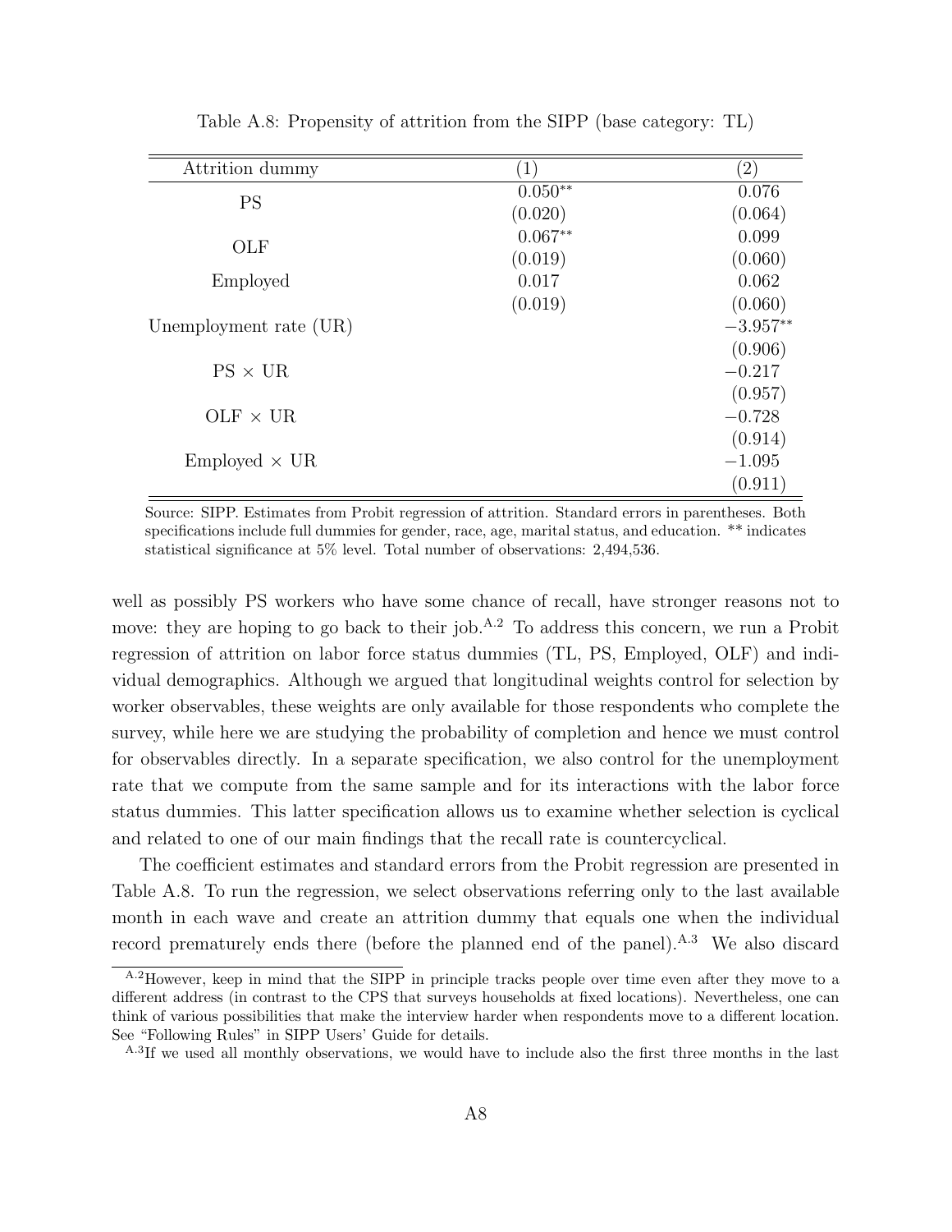Table A.8: Propensity of attrition from the SIPP (base category: TL)

| Attrition dummy | (1) | (2) |
|---|---|---|
| PS | $0.050^{**}$ | 0.076 |
| | (0.020) | (0.064) |
| OLF | $0.067^{**}$ | 0.099 |
| | (0.019) | (0.060) |
| Employed | 0.017 | 0.062 |
| | (0.019) | (0.060) |
| Unemployment rate (UR) | | $-3.957^{**}$ |
| | | (0.906) |
| PS × UR | | $-0.217$ |
| | | (0.957) |
| OLF × UR | | $-0.728$ |
| | | (0.914) |
| Employed × UR | | $-1.095$ |
| | | (0.911) |

Source: SIPP. Estimates from Probit regression of attrition. Standard errors in parentheses. Both specifications include full dummies for gender, race, age, marital status, and education. ** indicates statistical significance at 5% level. Total number of observations: 2,494,536.

well as possibly PS workers who have some chance of recall, have stronger reasons not to move: they are hoping to go back to their job.[A.2] To address this concern, we run a Probit regression of attrition on labor force status dummies (TL, PS, Employed, OLF) and individual demographics. Although we argued that longitudinal weights control for selection by worker observables, these weights are only available for those respondents who complete the survey, while here we are studying the probability of completion and hence we must control for observables directly. In a separate specification, we also control for the unemployment rate that we compute from the same sample and for its interactions with the labor force status dummies. This latter specification allows us to examine whether selection is cyclical and related to one of our main findings that the recall rate is countercyclical.

The coefficient estimates and standard errors from the Probit regression are presented in Table A.8. To run the regression, we select observations referring only to the last available month in each wave and create an attrition dummy that equals one when the individual record prematurely ends there (before the planned end of the panel).[A.3] We also discard

[A.2] However, keep in mind that the SIPP in principle tracks people over time even after they move to a different address (in contrast to the CPS that surveys households at fixed locations). Nevertheless, one can think of various possibilities that make the interview harder when respondents move to a different location. See "Following Rules" in SIPP Users' Guide for details.

[A.3] If we used all monthly observations, we would have to include also the first three months in the last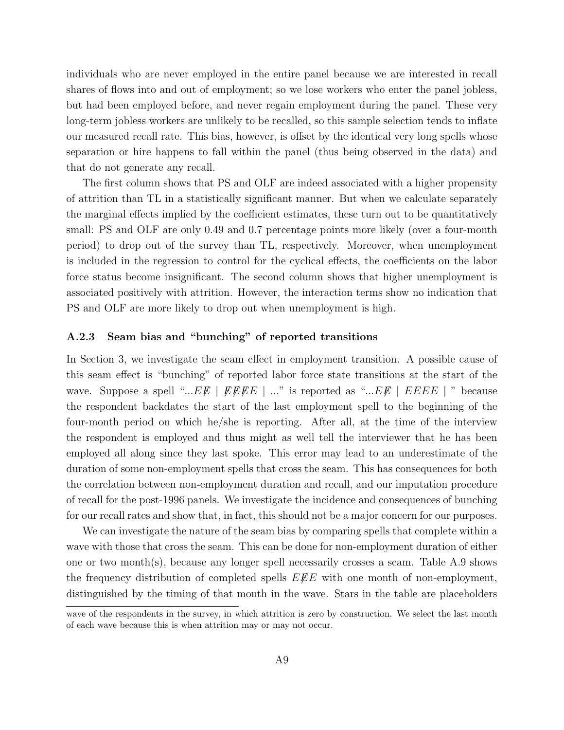individuals who are never employed in the entire panel because we are interested in recall shares of flows into and out of employment; so we lose workers who enter the panel jobless, but had been employed before, and never regain employment during the panel. These very long-term jobless workers are unlikely to be recalled, so this sample selection tends to inflate our measured recall rate. This bias, however, is offset by the identical very long spells whose separation or hire happens to fall within the panel (thus being observed in the data) and that do not generate any recall.

The first column shows that PS and OLF are indeed associated with a higher propensity of attrition than TL in a statistically significant manner. But when we calculate separately the marginal effects implied by the coefficient estimates, these turn out to be quantitatively small: PS and OLF are only 0.49 and 0.7 percentage points more likely (over a four-month period) to drop out of the survey than TL, respectively. Moreover, when unemployment is included in the regression to control for the cyclical effects, the coefficients on the labor force status become insignificant. The second column shows that higher unemployment is associated positively with attrition. However, the interaction terms show no indication that PS and OLF are more likely to drop out when unemployment is high.

### A.2.3 Seam bias and "bunching" of reported transitions

In Section 3, we investigate the seam effect in employment transition. A possible cause of this seam effect is "bunching" of reported labor force state transitions at the start of the wave. Suppose a spell "...$E\not{E}$ | $\not{E}\not{E}\not{E}E$ | ..." is reported as "...$E\not{E}$ | $EEEE$ | " because the respondent backdates the start of the last employment spell to the beginning of the four-month period on which he/she is reporting. After all, at the time of the interview the respondent is employed and thus might as well tell the interviewer that he has been employed all along since they last spoke. This error may lead to an underestimate of the duration of some non-employment spells that cross the seam. This has consequences for both the correlation between non-employment duration and recall, and our imputation procedure of recall for the post-1996 panels. We investigate the incidence and consequences of bunching for our recall rates and show that, in fact, this should not be a major concern for our purposes.

We can investigate the nature of the seam bias by comparing spells that complete within a wave with those that cross the seam. This can be done for non-employment duration of either one or two month(s), because any longer spell necessarily crosses a seam. Table A.9 shows the frequency distribution of completed spells $E\not{E}E$ with one month of non-employment, distinguished by the timing of that month in the wave. Stars in the table are placeholders

wave of the respondents in the survey, in which attrition is zero by construction. We select the last month of each wave because this is when attrition may or may not occur.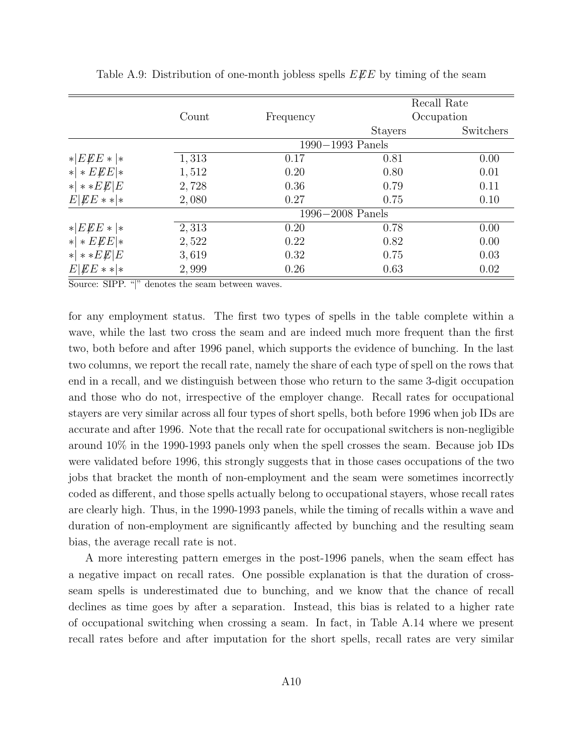Table A.9: Distribution of one-month jobless spells $E\not{E}E$ by timing of the seam

| | Count | Frequency | Recall Rate Occupation | |
|---|---|---|---|---|
| | | | Stayers | Switchers |
| | 1990−1993 Panels | | | |
| $*\|E\not{E}E*\|*$ | 1,313 | 0.17 | 0.81 | 0.00 |
| $*\|*E\not{E}E\|*$ | 1,512 | 0.20 | 0.80 | 0.01 |
| $*\|**E\not{E}\|E$ | 2,728 | 0.36 | 0.79 | 0.11 |
| $E\|\not{E}E**\|*$ | 2,080 | 0.27 | 0.75 | 0.10 |
| | 1996−2008 Panels | | | |
| $*\|E\not{E}E*\|*$ | 2,313 | 0.20 | 0.78 | 0.00 |
| $*\|*E\not{E}E\|*$ | 2,522 | 0.22 | 0.82 | 0.00 |
| $*\|**E\not{E}\|E$ | 3,619 | 0.32 | 0.75 | 0.03 |
| $E\|\not{E}E**\|*$ | 2,999 | 0.26 | 0.63 | 0.02 |

Source: SIPP. "|" denotes the seam between waves.

for any employment status. The first two types of spells in the table complete within a wave, while the last two cross the seam and are indeed much more frequent than the first two, both before and after 1996 panel, which supports the evidence of bunching. In the last two columns, we report the recall rate, namely the share of each type of spell on the rows that end in a recall, and we distinguish between those who return to the same 3-digit occupation and those who do not, irrespective of the employer change. Recall rates for occupational stayers are very similar across all four types of short spells, both before 1996 when job IDs are accurate and after 1996. Note that the recall rate for occupational switchers is non-negligible around 10% in the 1990-1993 panels only when the spell crosses the seam. Because job IDs were validated before 1996, this strongly suggests that in those cases occupations of the two jobs that bracket the month of non-employment and the seam were sometimes incorrectly coded as different, and those spells actually belong to occupational stayers, whose recall rates are clearly high. Thus, in the 1990-1993 panels, while the timing of recalls within a wave and duration of non-employment are significantly affected by bunching and the resulting seam bias, the average recall rate is not.

A more interesting pattern emerges in the post-1996 panels, when the seam effect has a negative impact on recall rates. One possible explanation is that the duration of cross-seam spells is underestimated due to bunching, and we know that the chance of recall declines as time goes by after a separation. Instead, this bias is related to a higher rate of occupational switching when crossing a seam. In fact, in Table A.14 where we present recall rates before and after imputation for the short spells, recall rates are very similar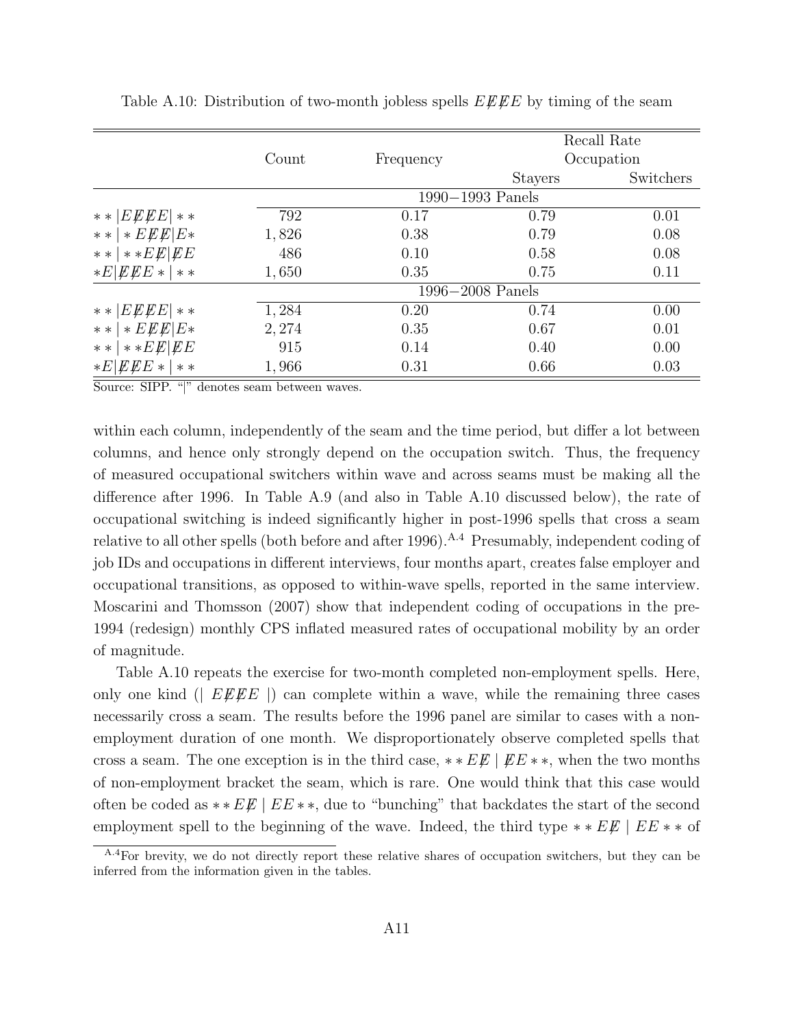Table A.10: Distribution of two-month jobless spells $E\not{E}\not{E}E$ by timing of the seam

| | Count | Frequency | Recall Rate Occupation | |
|---|---|---|---|---|
| | | | Stayers | Switchers |
| | 1990−1993 Panels | | | |
| $**\|E\not{E}\not{E}E\|**$ | 792 | 0.17 | 0.79 | 0.01 |
| $**\|*E\not{E}\not{E}\|E*$ | 1,826 | 0.38 | 0.79 | 0.08 |
| $**\|**E\not{E}\|\not{E}E$ | 486 | 0.10 | 0.58 | 0.08 |
| $*E\|\not{E}\not{E}E*\|**$ | 1,650 | 0.35 | 0.75 | 0.11 |
| | 1996−2008 Panels | | | |
| $**\|E\not{E}\not{E}E\|**$ | 1,284 | 0.20 | 0.74 | 0.00 |
| $**\|*E\not{E}\not{E}\|E*$ | 2,274 | 0.35 | 0.67 | 0.01 |
| $**\|**E\not{E}\|\not{E}E$ | 915 | 0.14 | 0.40 | 0.00 |
| $*E\|\not{E}\not{E}E*\|**$ | 1,966 | 0.31 | 0.66 | 0.03 |

Source: SIPP. "|" denotes seam between waves.

within each column, independently of the seam and the time period, but differ a lot between columns, and hence only strongly depend on the occupation switch. Thus, the frequency of measured occupational switchers within wave and across seams must be making all the difference after 1996. In Table A.9 (and also in Table A.10 discussed below), the rate of occupational switching is indeed significantly higher in post-1996 spells that cross a seam relative to all other spells (both before and after 1996).[A.4] Presumably, independent coding of job IDs and occupations in different interviews, four months apart, creates false employer and occupational transitions, as opposed to within-wave spells, reported in the same interview. Moscarini and Thomsson (2007) show that independent coding of occupations in the pre-1994 (redesign) monthly CPS inflated measured rates of occupational mobility by an order of magnitude.

Table A.10 repeats the exercise for two-month completed non-employment spells. Here, only one kind ($|\ E\not{E}\not{E}E\ |$) can complete within a wave, while the remaining three cases necessarily cross a seam. The results before the 1996 panel are similar to cases with a non-employment duration of one month. We disproportionately observe completed spells that cross a seam. The one exception is in the third case, $**E\not{E}\mid\not{E}E**$, when the two months of non-employment bracket the seam, which is rare. One would think that this case would often be coded as $**E\not{E}\mid EE**$, due to "bunching" that backdates the start of the second employment spell to the beginning of the wave. Indeed, the third type $**E\not{E}\mid EE**$ of

[A.4]For brevity, we do not directly report these relative shares of occupation switchers, but they can be inferred from the information given in the tables.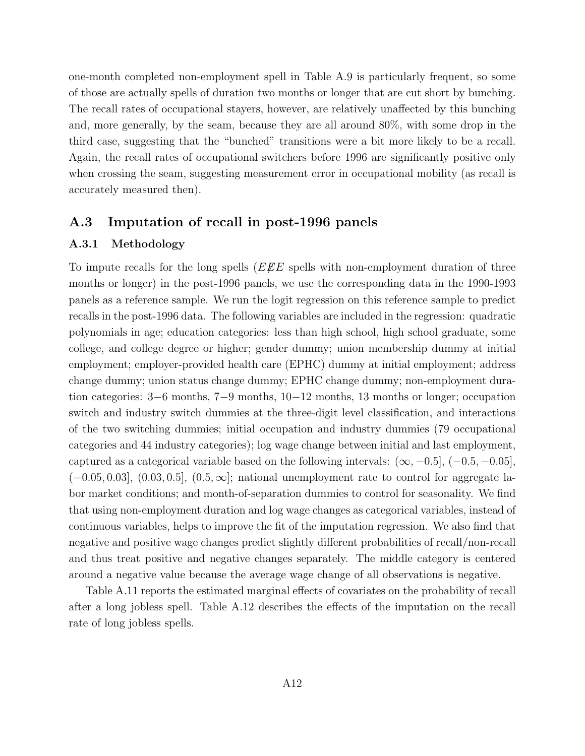one-month completed non-employment spell in Table A.9 is particularly frequent, so some of those are actually spells of duration two months or longer that are cut short by bunching. The recall rates of occupational stayers, however, are relatively unaffected by this bunching and, more generally, by the seam, because they are all around 80%, with some drop in the third case, suggesting that the "bunched" transitions were a bit more likely to be a recall. Again, the recall rates of occupational switchers before 1996 are significantly positive only when crossing the seam, suggesting measurement error in occupational mobility (as recall is accurately measured then).

## A.3 Imputation of recall in post-1996 panels

### A.3.1 Methodology

To impute recalls for the long spells ($E\not{E}E$ spells with non-employment duration of three months or longer) in the post-1996 panels, we use the corresponding data in the 1990-1993 panels as a reference sample. We run the logit regression on this reference sample to predict recalls in the post-1996 data. The following variables are included in the regression: quadratic polynomials in age; education categories: less than high school, high school graduate, some college, and college degree or higher; gender dummy; union membership dummy at initial employment; employer-provided health care (EPHC) dummy at initial employment; address change dummy; union status change dummy; EPHC change dummy; non-employment duration categories: $3-6$ months, $7-9$ months, $10-12$ months, 13 months or longer; occupation switch and industry switch dummies at the three-digit level classification, and interactions of the two switching dummies; initial occupation and industry dummies (79 occupational categories and 44 industry categories); log wage change between initial and last employment, captured as a categorical variable based on the following intervals: $(\infty, -0.5]$, $(-0.5, -0.05]$, $(-0.05, 0.03]$, $(0.03, 0.5]$, $(0.5, \infty]$; national unemployment rate to control for aggregate labor market conditions; and month-of-separation dummies to control for seasonality. We find that using non-employment duration and log wage changes as categorical variables, instead of continuous variables, helps to improve the fit of the imputation regression. We also find that negative and positive wage changes predict slightly different probabilities of recall/non-recall and thus treat positive and negative changes separately. The middle category is centered around a negative value because the average wage change of all observations is negative.

Table A.11 reports the estimated marginal effects of covariates on the probability of recall after a long jobless spell. Table A.12 describes the effects of the imputation on the recall rate of long jobless spells.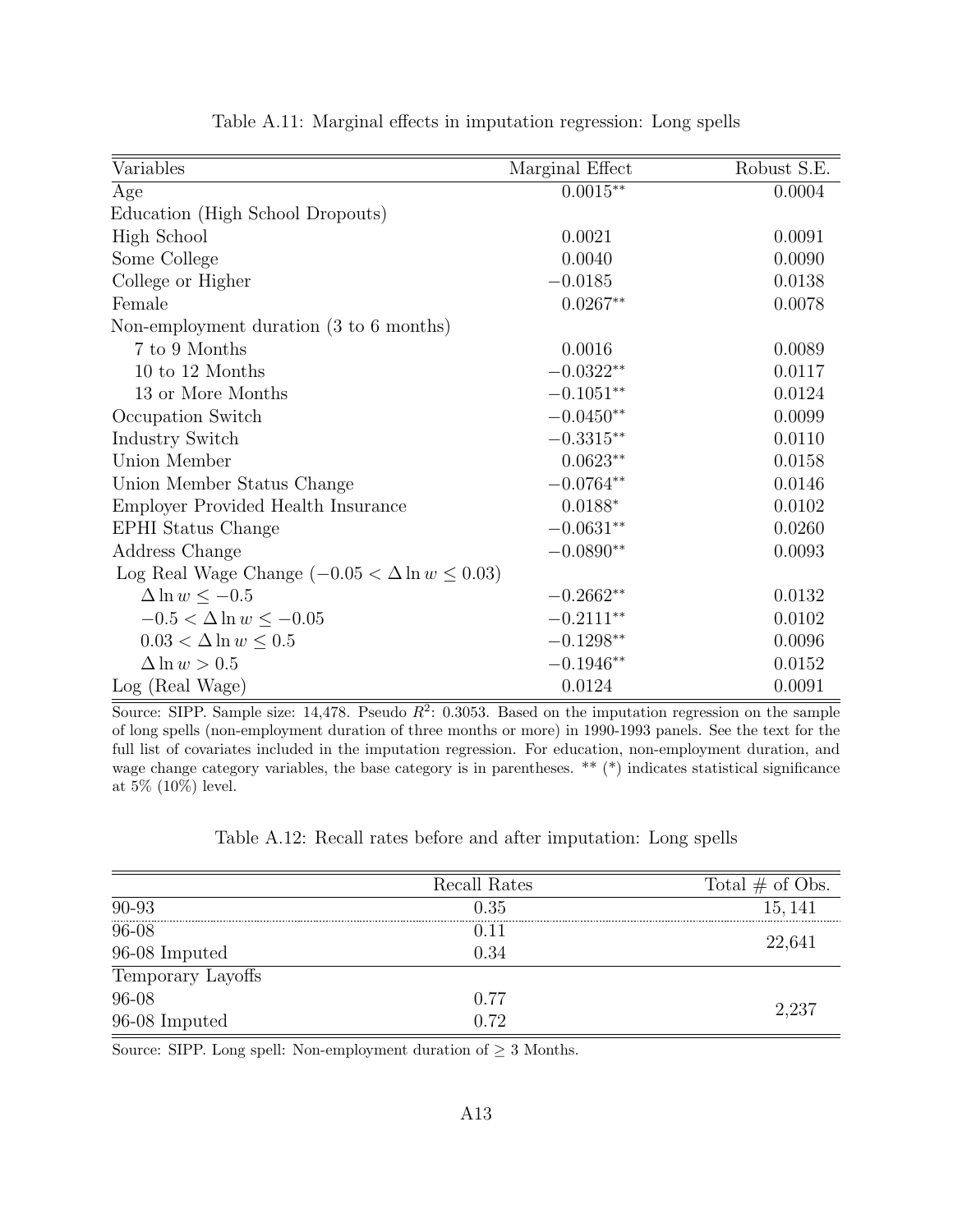Table A.11: Marginal effects in imputation regression: Long spells

| Variables | Marginal Effect | Robust S.E. |
|---|---|---|
| Age | $0.0015^{**}$ | 0.0004 |
| Education (High School Dropouts) | | |
| High School | 0.0021 | 0.0091 |
| Some College | 0.0040 | 0.0090 |
| College or Higher | $-0.0185$ | 0.0138 |
| Female | $0.0267^{**}$ | 0.0078 |
| Non-employment duration (3 to 6 months) | | |
| 7 to 9 Months | 0.0016 | 0.0089 |
| 10 to 12 Months | $-0.0322^{**}$ | 0.0117 |
| 13 or More Months | $-0.1051^{**}$ | 0.0124 |
| Occupation Switch | $-0.0450^{**}$ | 0.0099 |
| Industry Switch | $-0.3315^{**}$ | 0.0110 |
| Union Member | $0.0623^{**}$ | 0.0158 |
| Union Member Status Change | $-0.0764^{**}$ | 0.0146 |
| Employer Provided Health Insurance | $0.0188^{*}$ | 0.0102 |
| EPHI Status Change | $-0.0631^{**}$ | 0.0260 |
| Address Change | $-0.0890^{**}$ | 0.0093 |
| Log Real Wage Change ($-0.05 < \Delta \ln w \leq 0.03$) | | |
| $\Delta \ln w \leq -0.5$ | $-0.2662^{**}$ | 0.0132 |
| $-0.5 < \Delta \ln w \leq -0.05$ | $-0.2111^{**}$ | 0.0102 |
| $0.03 < \Delta \ln w \leq 0.5$ | $-0.1298^{**}$ | 0.0096 |
| $\Delta \ln w > 0.5$ | $-0.1946^{**}$ | 0.0152 |
| Log (Real Wage) | 0.0124 | 0.0091 |

Source: SIPP. Sample size: 14,478. Pseudo $R^2$: 0.3053. Based on the imputation regression on the sample of long spells (non-employment duration of three months or more) in 1990-1993 panels. See the text for the full list of covariates included in the imputation regression. For education, non-employment duration, and wage change category variables, the base category is in parentheses. ** (*) indicates statistical significance at 5% (10%) level.

Table A.12: Recall rates before and after imputation: Long spells

| | Recall Rates | Total # of Obs. |
|---|---|---|
| 90-93 | 0.35 | 15,141 |
| 96-08 | 0.11 | 22,641 |
| 96-08 Imputed | 0.34 | |
| Temporary Layoffs | | |
| 96-08 | 0.77 | 2,237 |
| 96-08 Imputed | 0.72 | |

Source: SIPP. Long spell: Non-employment duration of $\geq$ 3 Months.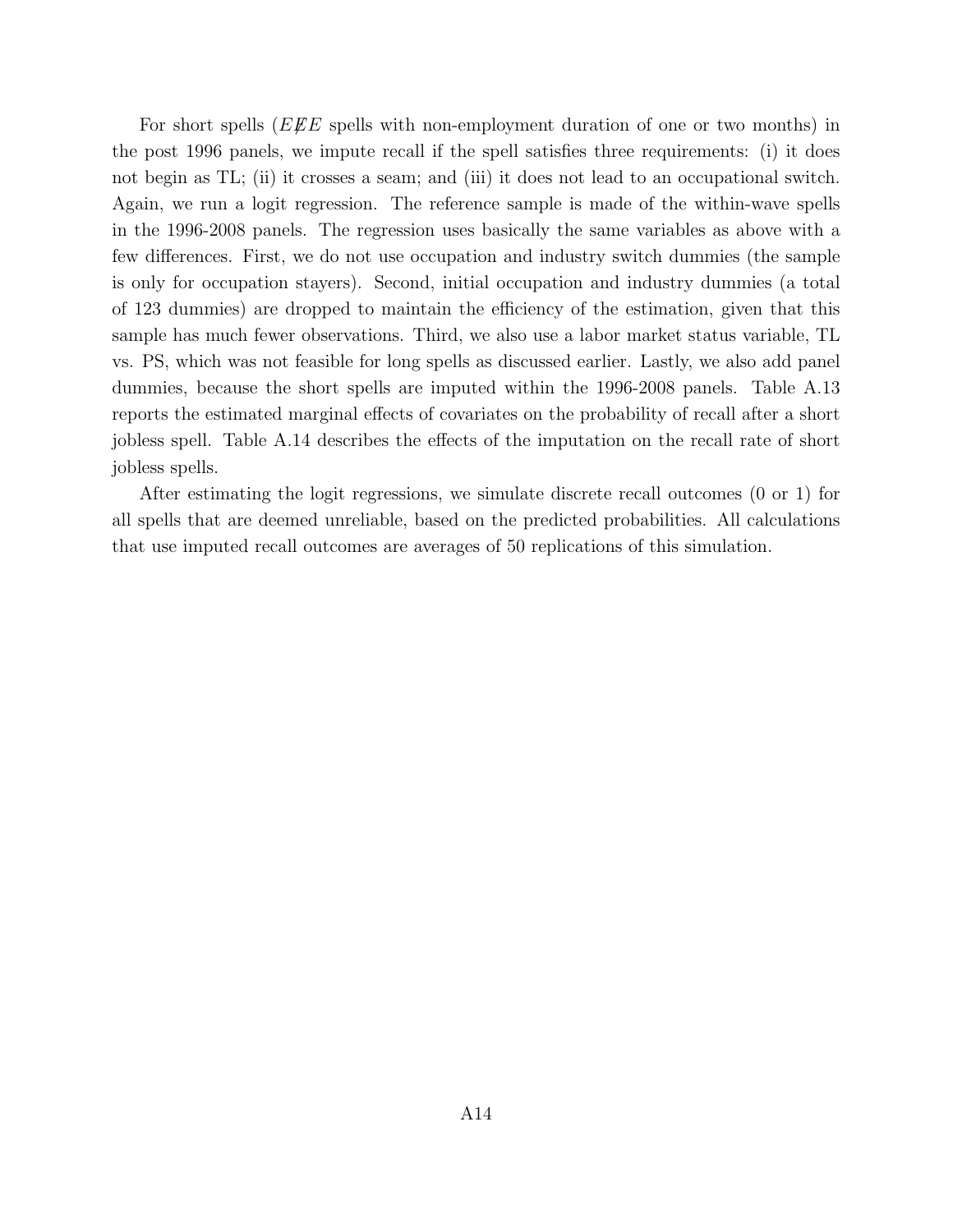For short spells ($E\not{E}E$ spells with non-employment duration of one or two months) in the post 1996 panels, we impute recall if the spell satisfies three requirements: (i) it does not begin as TL; (ii) it crosses a seam; and (iii) it does not lead to an occupational switch. Again, we run a logit regression. The reference sample is made of the within-wave spells in the 1996-2008 panels. The regression uses basically the same variables as above with a few differences. First, we do not use occupation and industry switch dummies (the sample is only for occupation stayers). Second, initial occupation and industry dummies (a total of 123 dummies) are dropped to maintain the efficiency of the estimation, given that this sample has much fewer observations. Third, we also use a labor market status variable, TL vs. PS, which was not feasible for long spells as discussed earlier. Lastly, we also add panel dummies, because the short spells are imputed within the 1996-2008 panels. Table A.13 reports the estimated marginal effects of covariates on the probability of recall after a short jobless spell. Table A.14 describes the effects of the imputation on the recall rate of short jobless spells.

After estimating the logit regressions, we simulate discrete recall outcomes (0 or 1) for all spells that are deemed unreliable, based on the predicted probabilities. All calculations that use imputed recall outcomes are averages of 50 replications of this simulation.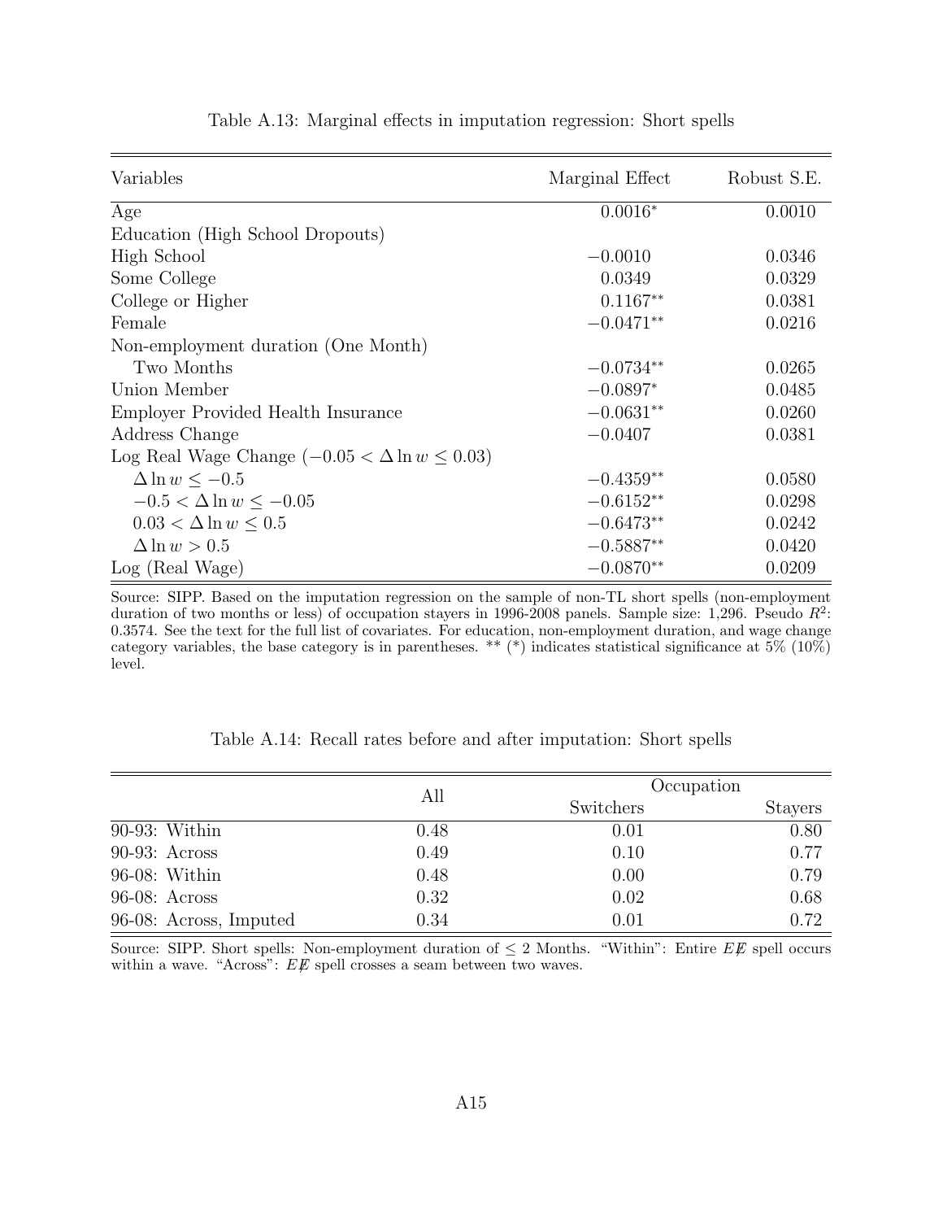Table A.13: Marginal effects in imputation regression: Short spells

| Variables | Marginal Effect | Robust S.E. |
|---|---|---|
| Age | $0.0016^{*}$ | 0.0010 |
| Education (High School Dropouts) | | |
| High School | $-0.0010$ | 0.0346 |
| Some College | 0.0349 | 0.0329 |
| College or Higher | $0.1167^{**}$ | 0.0381 |
| Female | $-0.0471^{**}$ | 0.0216 |
| Non-employment duration (One Month) | | |
| Two Months | $-0.0734^{**}$ | 0.0265 |
| Union Member | $-0.0897^{*}$ | 0.0485 |
| Employer Provided Health Insurance | $-0.0631^{**}$ | 0.0260 |
| Address Change | $-0.0407$ | 0.0381 |
| Log Real Wage Change ($-0.05 < \Delta \ln w \leq 0.03$) | | |
| $\Delta \ln w \leq -0.5$ | $-0.4359^{**}$ | 0.0580 |
| $-0.5 < \Delta \ln w \leq -0.05$ | $-0.6152^{**}$ | 0.0298 |
| $0.03 < \Delta \ln w \leq 0.5$ | $-0.6473^{**}$ | 0.0242 |
| $\Delta \ln w > 0.5$ | $-0.5887^{**}$ | 0.0420 |
| Log (Real Wage) | $-0.0870^{**}$ | 0.0209 |

Source: SIPP. Based on the imputation regression on the sample of non-TL short spells (non-employment duration of two months or less) of occupation stayers in 1996-2008 panels. Sample size: 1,296. Pseudo $R^2$: 0.3574. See the text for the full list of covariates. For education, non-employment duration, and wage change category variables, the base category is in parentheses. ** (*) indicates statistical significance at 5% (10%) level.

Table A.14: Recall rates before and after imputation: Short spells

| | All | Occupation | |
|---|---|---|---|
| | | Switchers | Stayers |
| 90-93: Within | 0.48 | 0.01 | 0.80 |
| 90-93: Across | 0.49 | 0.10 | 0.77 |
| 96-08: Within | 0.48 | 0.00 | 0.79 |
| 96-08: Across | 0.32 | 0.02 | 0.68 |
| 96-08: Across, Imputed | 0.34 | 0.01 | 0.72 |

Source: SIPP. Short spells: Non-employment duration of $\leq$ 2 Months. "Within": Entire $E\not{E}$ spell occurs within a wave. "Across": $E\not{E}$ spell crosses a seam between two waves.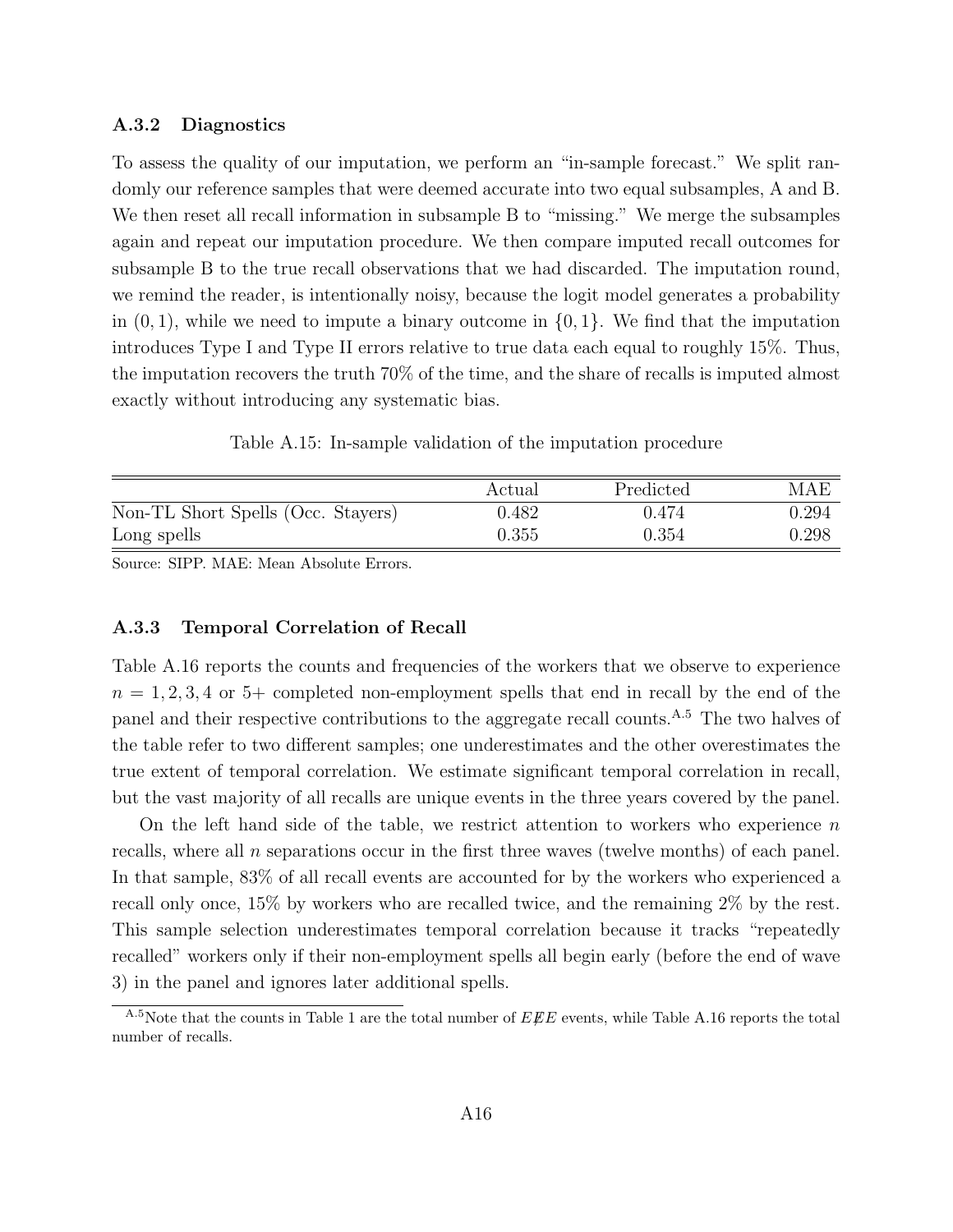### A.3.2 Diagnostics

To assess the quality of our imputation, we perform an "in-sample forecast." We split randomly our reference samples that were deemed accurate into two equal subsamples, A and B. We then reset all recall information in subsample B to "missing." We merge the subsamples again and repeat our imputation procedure. We then compare imputed recall outcomes for subsample B to the true recall observations that we had discarded. The imputation round, we remind the reader, is intentionally noisy, because the logit model generates a probability in $(0, 1)$, while we need to impute a binary outcome in $\{0, 1\}$. We find that the imputation introduces Type I and Type II errors relative to true data each equal to roughly 15%. Thus, the imputation recovers the truth 70% of the time, and the share of recalls is imputed almost exactly without introducing any systematic bias.

Table A.15: In-sample validation of the imputation procedure

| | Actual | Predicted | MAE |
|---|---|---|---|
| Non-TL Short Spells (Occ. Stayers) | 0.482 | 0.474 | 0.294 |
| Long spells | 0.355 | 0.354 | 0.298 |

Source: SIPP. MAE: Mean Absolute Errors.

### A.3.3 Temporal Correlation of Recall

Table A.16 reports the counts and frequencies of the workers that we observe to experience $n = 1, 2, 3, 4$ or 5+ completed non-employment spells that end in recall by the end of the panel and their respective contributions to the aggregate recall counts.[A.5] The two halves of the table refer to two different samples; one underestimates and the other overestimates the true extent of temporal correlation. We estimate significant temporal correlation in recall, but the vast majority of all recalls are unique events in the three years covered by the panel.

On the left hand side of the table, we restrict attention to workers who experience $n$ recalls, where all $n$ separations occur in the first three waves (twelve months) of each panel. In that sample, 83% of all recall events are accounted for by the workers who experienced a recall only once, 15% by workers who are recalled twice, and the remaining 2% by the rest. This sample selection underestimates temporal correlation because it tracks "repeatedly recalled" workers only if their non-employment spells all begin early (before the end of wave 3) in the panel and ignores later additional spells.

[A.5] Note that the counts in Table 1 are the total number of $E\not{E}E$ events, while Table A.16 reports the total number of recalls.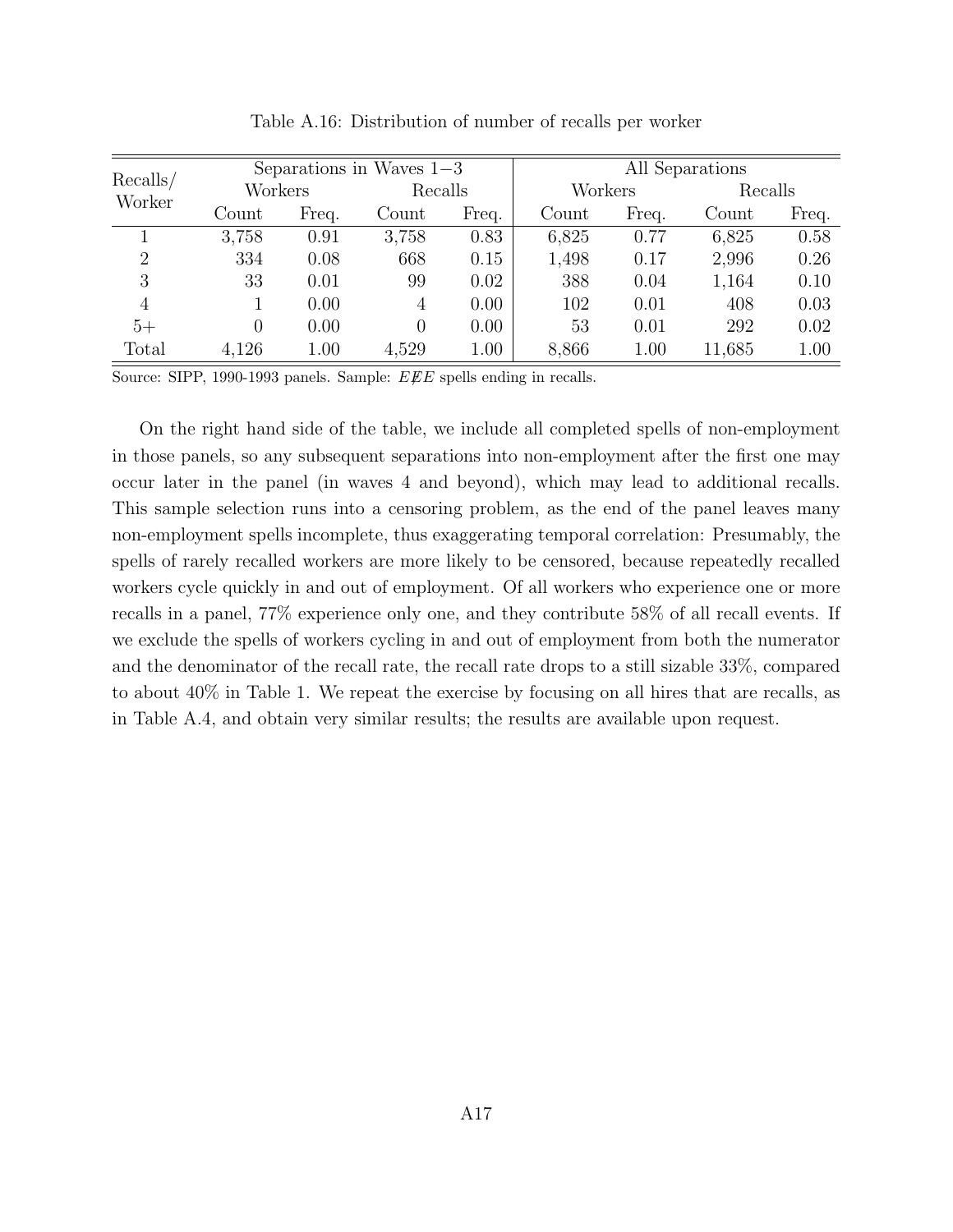Table A.16: Distribution of number of recalls per worker

| Recalls/ Worker | Separations in Waves 1−3 | | | | All Separations | | | |
|---|---|---|---|---|---|---|---|---|
| | Workers | | Recalls | | Workers | | Recalls | |
| | Count | Freq. | Count | Freq. | Count | Freq. | Count | Freq. |
| 1 | 3,758 | 0.91 | 3,758 | 0.83 | 6,825 | 0.77 | 6,825 | 0.58 |
| 2 | 334 | 0.08 | 668 | 0.15 | 1,498 | 0.17 | 2,996 | 0.26 |
| 3 | 33 | 0.01 | 99 | 0.02 | 388 | 0.04 | 1,164 | 0.10 |
| 4 | 1 | 0.00 | 4 | 0.00 | 102 | 0.01 | 408 | 0.03 |
| 5+ | 0 | 0.00 | 0 | 0.00 | 53 | 0.01 | 292 | 0.02 |
| Total | 4,126 | 1.00 | 4,529 | 1.00 | 8,866 | 1.00 | 11,685 | 1.00 |

Source: SIPP, 1990-1993 panels. Sample: $E\not{E}E$ spells ending in recalls.

On the right hand side of the table, we include all completed spells of non-employment in those panels, so any subsequent separations into non-employment after the first one may occur later in the panel (in waves 4 and beyond), which may lead to additional recalls. This sample selection runs into a censoring problem, as the end of the panel leaves many non-employment spells incomplete, thus exaggerating temporal correlation: Presumably, the spells of rarely recalled workers are more likely to be censored, because repeatedly recalled workers cycle quickly in and out of employment. Of all workers who experience one or more recalls in a panel, 77% experience only one, and they contribute 58% of all recall events. If we exclude the spells of workers cycling in and out of employment from both the numerator and the denominator of the recall rate, the recall rate drops to a still sizable 33%, compared to about 40% in Table 1. We repeat the exercise by focusing on all hires that are recalls, as in Table A.4, and obtain very similar results; the results are available upon request.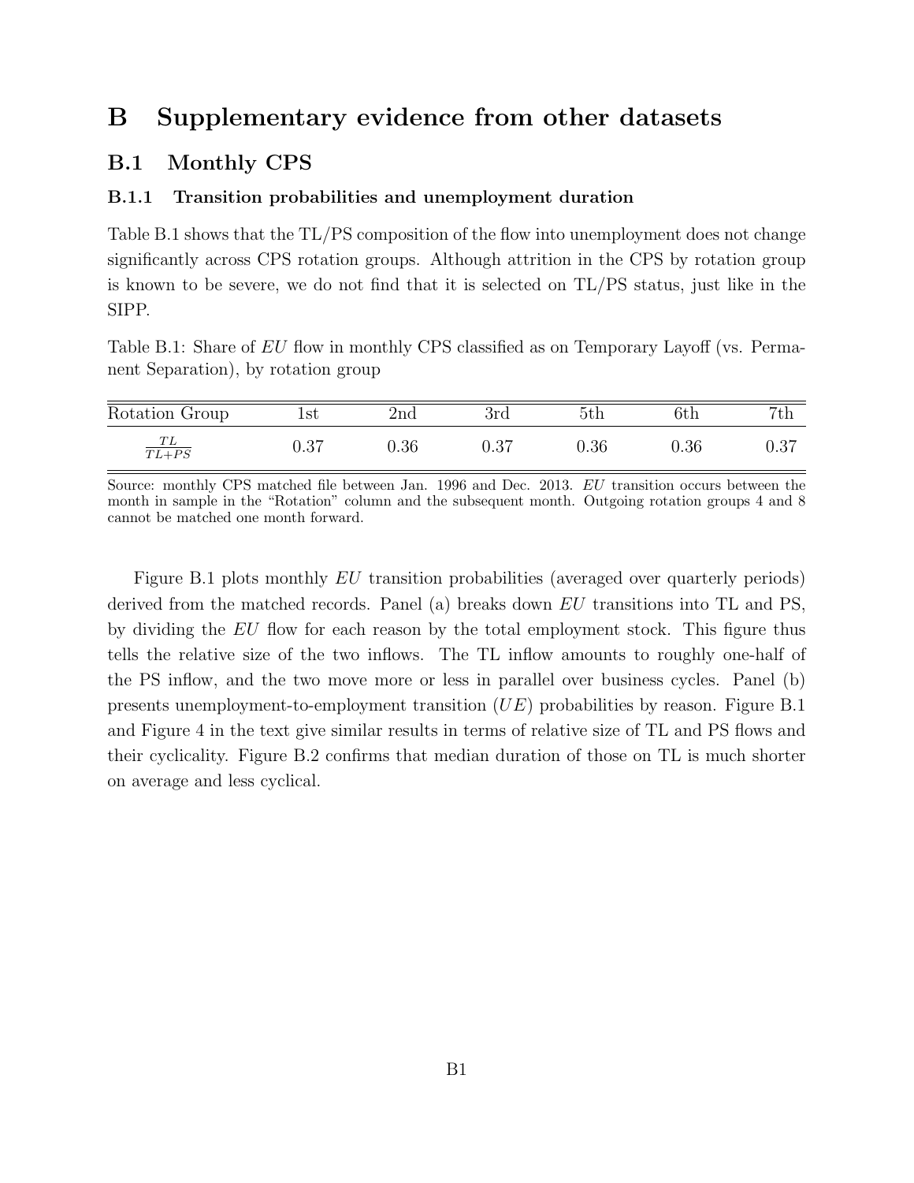# B Supplementary evidence from other datasets

## B.1 Monthly CPS

### B.1.1 Transition probabilities and unemployment duration

Table B.1 shows that the TL/PS composition of the flow into unemployment does not change significantly across CPS rotation groups. Although attrition in the CPS by rotation group is known to be severe, we do not find that it is selected on TL/PS status, just like in the SIPP.

Table B.1: Share of *EU* flow in monthly CPS classified as on Temporary Layoff (vs. Permanent Separation), by rotation group

| Rotation Group | 1st | 2nd | 3rd | 5th | 6th | 7th |
|---|---|---|---|---|---|---|
| $\frac{TL}{TL+PS}$ | 0.37 | 0.36 | 0.37 | 0.36 | 0.36 | 0.37 |

Source: monthly CPS matched file between Jan. 1996 and Dec. 2013. *EU* transition occurs between the month in sample in the "Rotation" column and the subsequent month. Outgoing rotation groups 4 and 8 cannot be matched one month forward.

Figure B.1 plots monthly *EU* transition probabilities (averaged over quarterly periods) derived from the matched records. Panel (a) breaks down *EU* transitions into TL and PS, by dividing the *EU* flow for each reason by the total employment stock. This figure thus tells the relative size of the two inflows. The TL inflow amounts to roughly one-half of the PS inflow, and the two move more or less in parallel over business cycles. Panel (b) presents unemployment-to-employment transition ($UE$) probabilities by reason. Figure B.1 and Figure 4 in the text give similar results in terms of relative size of TL and PS flows and their cyclicality. Figure B.2 confirms that median duration of those on TL is much shorter on average and less cyclical.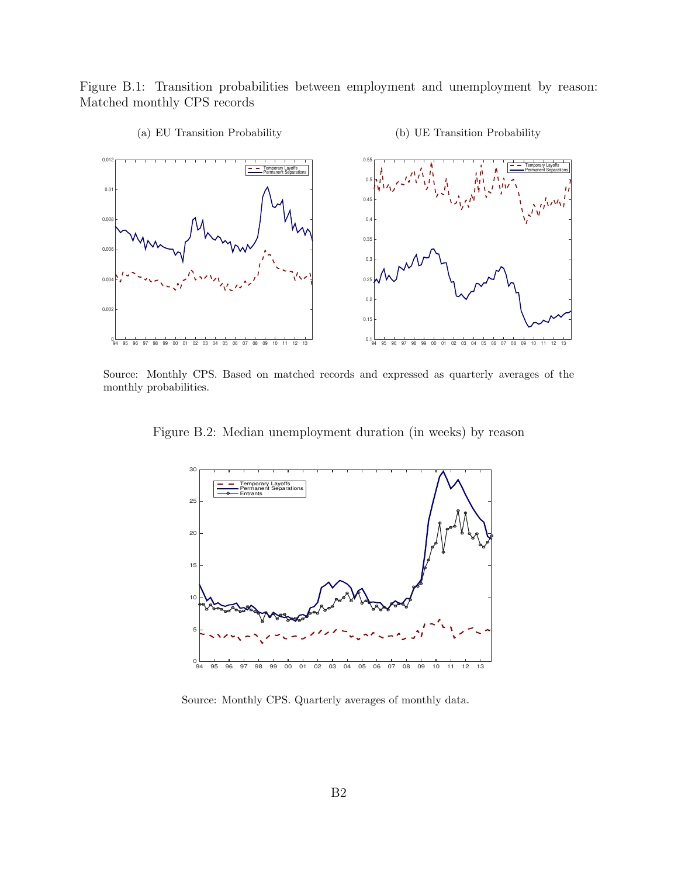Figure B.1: Transition probabilities between employment and unemployment by reason: Matched monthly CPS records

(a) EU Transition Probability

(b) UE Transition Probability

Source: Monthly CPS. Based on matched records and expressed as quarterly averages of the monthly probabilities.

Figure B.2: Median unemployment duration (in weeks) by reason

Source: Monthly CPS. Quarterly averages of monthly data.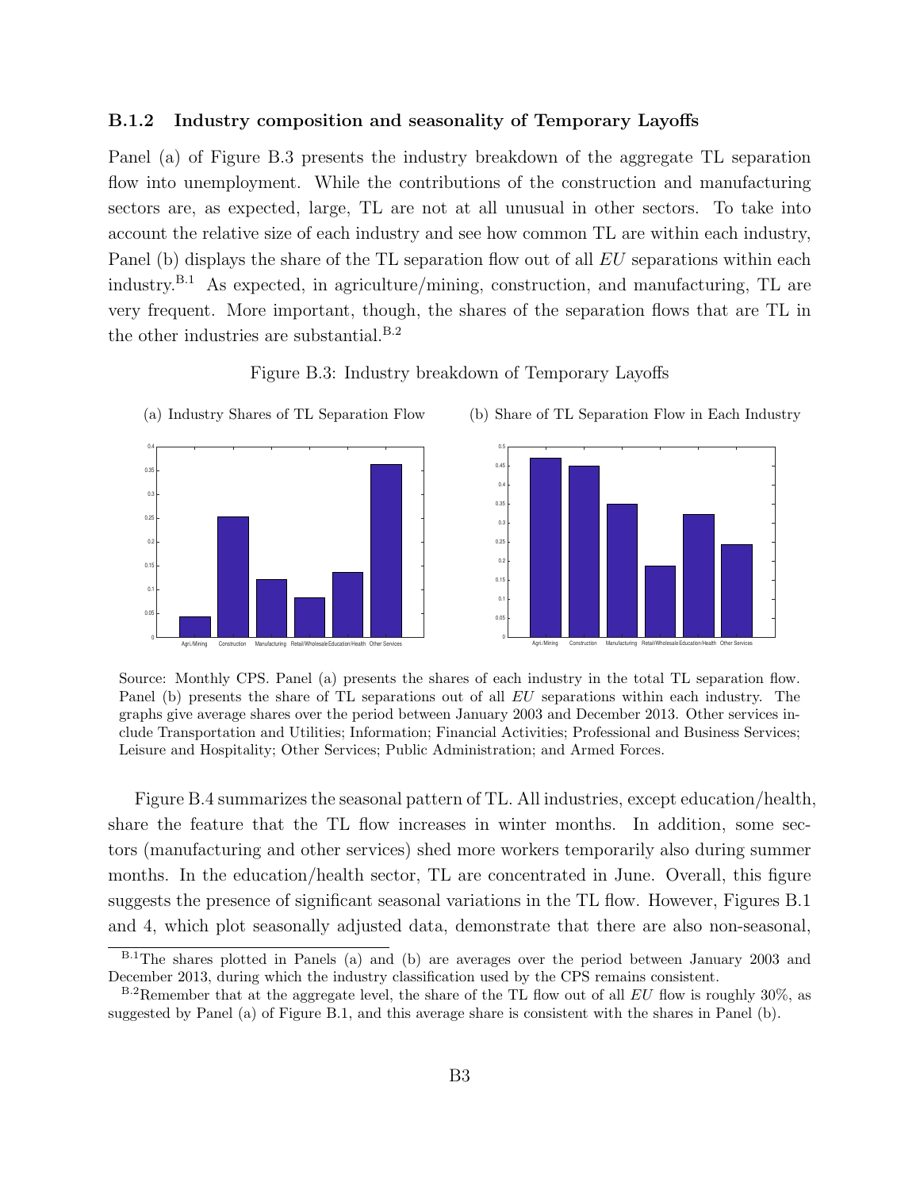### B.1.2 Industry composition and seasonality of Temporary Layoffs

Panel (a) of Figure B.3 presents the industry breakdown of the aggregate TL separation flow into unemployment. While the contributions of the construction and manufacturing sectors are, as expected, large, TL are not at all unusual in other sectors. To take into account the relative size of each industry and see how common TL are within each industry, Panel (b) displays the share of the TL separation flow out of all *EU* separations within each industry.[B.1] As expected, in agriculture/mining, construction, and manufacturing, TL are very frequent. More important, though, the shares of the separation flows that are TL in the other industries are substantial.[B.2]

Figure B.3: Industry breakdown of Temporary Layoffs

(a) Industry Shares of TL Separation Flow

(b) Share of TL Separation Flow in Each Industry

Source: Monthly CPS. Panel (a) presents the shares of each industry in the total TL separation flow. Panel (b) presents the share of TL separations out of all *EU* separations within each industry. The graphs give average shares over the period between January 2003 and December 2013. Other services include Transportation and Utilities; Information; Financial Activities; Professional and Business Services; Leisure and Hospitality; Other Services; Public Administration; and Armed Forces.

Figure B.4 summarizes the seasonal pattern of TL. All industries, except education/health, share the feature that the TL flow increases in winter months. In addition, some sectors (manufacturing and other services) shed more workers temporarily also during summer months. In the education/health sector, TL are concentrated in June. Overall, this figure suggests the presence of significant seasonal variations in the TL flow. However, Figures B.1 and 4, which plot seasonally adjusted data, demonstrate that there are also non-seasonal,

[B.1]The shares plotted in Panels (a) and (b) are averages over the period between January 2003 and December 2013, during which the industry classification used by the CPS remains consistent.

[B.2]Remember that at the aggregate level, the share of the TL flow out of all *EU* flow is roughly 30%, as suggested by Panel (a) of Figure B.1, and this average share is consistent with the shares in Panel (b).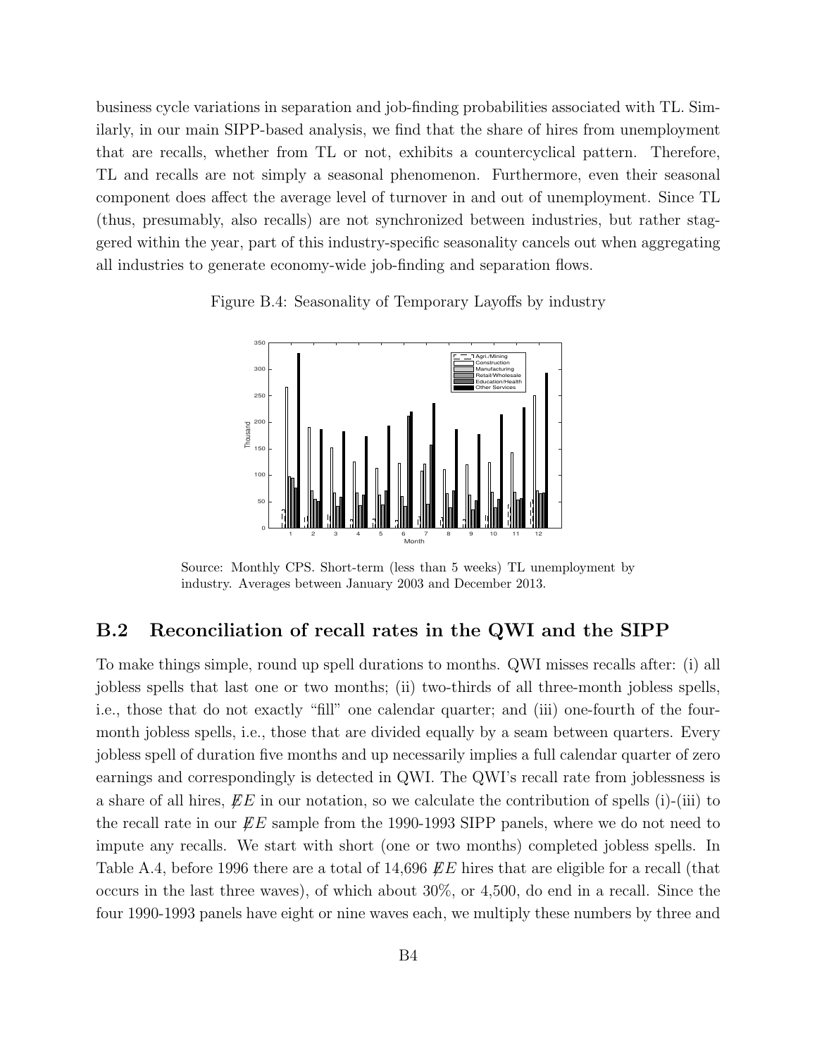business cycle variations in separation and job-finding probabilities associated with TL. Similarly, in our main SIPP-based analysis, we find that the share of hires from unemployment that are recalls, whether from TL or not, exhibits a countercyclical pattern. Therefore, TL and recalls are not simply a seasonal phenomenon. Furthermore, even their seasonal component does affect the average level of turnover in and out of unemployment. Since TL (thus, presumably, also recalls) are not synchronized between industries, but rather staggered within the year, part of this industry-specific seasonality cancels out when aggregating all industries to generate economy-wide job-finding and separation flows.

Figure B.4: Seasonality of Temporary Layoffs by industry

Source: Monthly CPS. Short-term (less than 5 weeks) TL unemployment by industry. Averages between January 2003 and December 2013.

## B.2 Reconciliation of recall rates in the QWI and the SIPP

To make things simple, round up spell durations to months. QWI misses recalls after: (i) all jobless spells that last one or two months; (ii) two-thirds of all three-month jobless spells, i.e., those that do not exactly "fill" one calendar quarter; and (iii) one-fourth of the four-month jobless spells, i.e., those that are divided equally by a seam between quarters. Every jobless spell of duration five months and up necessarily implies a full calendar quarter of zero earnings and correspondingly is detected in QWI. The QWI's recall rate from joblessness is a share of all hires, $\not{E}E$ in our notation, so we calculate the contribution of spells (i)-(iii) to the recall rate in our $\not{E}E$ sample from the 1990-1993 SIPP panels, where we do not need to impute any recalls. We start with short (one or two months) completed jobless spells. In Table A.4, before 1996 there are a total of 14,696 $\not{E}E$ hires that are eligible for a recall (that occurs in the last three waves), of which about 30%, or 4,500, do end in a recall. Since the four 1990-1993 panels have eight or nine waves each, we multiply these numbers by three and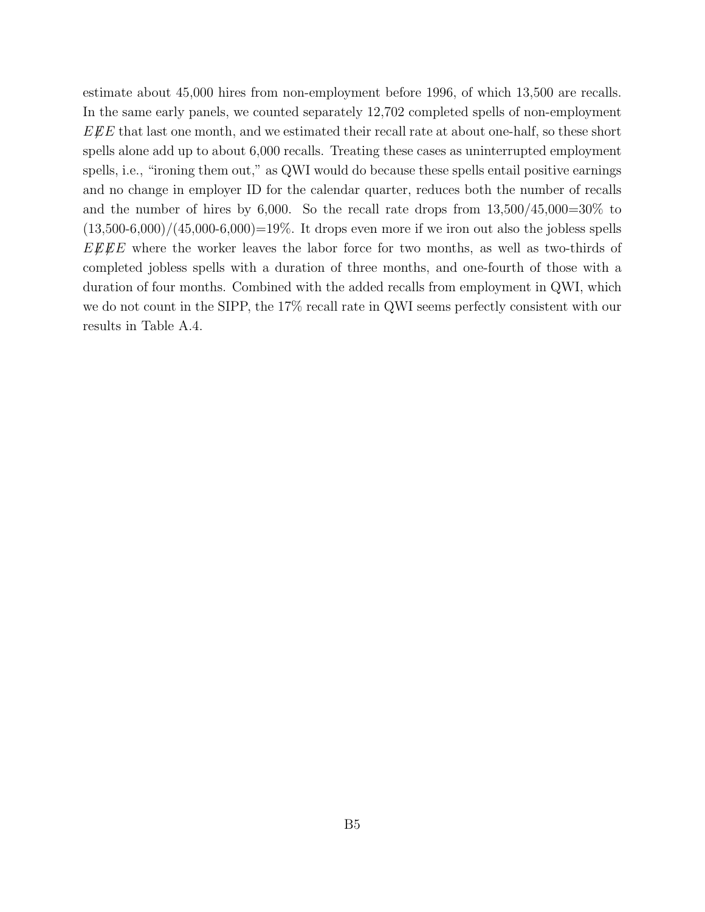estimate about 45,000 hires from non-employment before 1996, of which 13,500 are recalls. In the same early panels, we counted separately 12,702 completed spells of non-employment $E\not{E}E$ that last one month, and we estimated their recall rate at about one-half, so these short spells alone add up to about 6,000 recalls. Treating these cases as uninterrupted employment spells, i.e., "ironing them out," as QWI would do because these spells entail positive earnings and no change in employer ID for the calendar quarter, reduces both the number of recalls and the number of hires by 6,000. So the recall rate drops from 13,500/45,000=30% to (13,500-6,000)/(45,000-6,000)=19%. It drops even more if we iron out also the jobless spells $E\not{E}\not{E}E$ where the worker leaves the labor force for two months, as well as two-thirds of completed jobless spells with a duration of three months, and one-fourth of those with a duration of four months. Combined with the added recalls from employment in QWI, which we do not count in the SIPP, the 17% recall rate in QWI seems perfectly consistent with our results in Table A.4.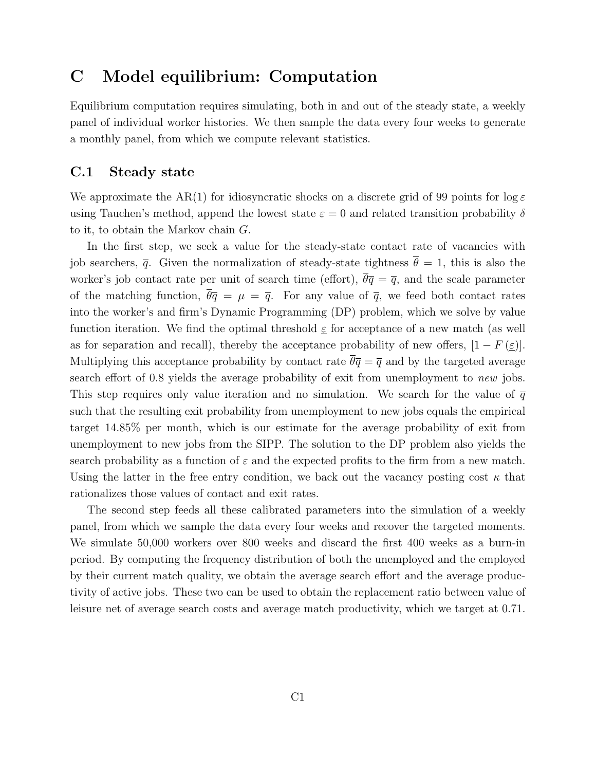# C Model equilibrium: Computation

Equilibrium computation requires simulating, both in and out of the steady state, a weekly panel of individual worker histories. We then sample the data every four weeks to generate a monthly panel, from which we compute relevant statistics.

## C.1 Steady state

We approximate the AR(1) for idiosyncratic shocks on a discrete grid of 99 points for $\log \varepsilon$ using Tauchen's method, append the lowest state $\varepsilon = 0$ and related transition probability $\delta$ to it, to obtain the Markov chain $G$.

In the first step, we seek a value for the steady-state contact rate of vacancies with job searchers, $\overline{q}$. Given the normalization of steady-state tightness $\overline{\theta} = 1$, this is also the worker's job contact rate per unit of search time (effort), $\overline{\theta}\overline{q} = \overline{q}$, and the scale parameter of the matching function, $\overline{\theta}\overline{q} = \mu = \overline{q}$. For any value of $\overline{q}$, we feed both contact rates into the worker's and firm's Dynamic Programming (DP) problem, which we solve by value function iteration. We find the optimal threshold $\underline{\varepsilon}$ for acceptance of a new match (as well as for separation and recall), thereby the acceptance probability of new offers, $[1 - F(\underline{\varepsilon})]$. Multiplying this acceptance probability by contact rate $\overline{\theta}\overline{q} = \overline{q}$ and by the targeted average search effort of 0.8 yields the average probability of exit from unemployment to *new* jobs. This step requires only value iteration and no simulation. We search for the value of $\overline{q}$ such that the resulting exit probability from unemployment to new jobs equals the empirical target 14.85% per month, which is our estimate for the average probability of exit from unemployment to new jobs from the SIPP. The solution to the DP problem also yields the search probability as a function of $\varepsilon$ and the expected profits to the firm from a new match. Using the latter in the free entry condition, we back out the vacancy posting cost $\kappa$ that rationalizes those values of contact and exit rates.

The second step feeds all these calibrated parameters into the simulation of a weekly panel, from which we sample the data every four weeks and recover the targeted moments. We simulate 50,000 workers over 800 weeks and discard the first 400 weeks as a burn-in period. By computing the frequency distribution of both the unemployed and the employed by their current match quality, we obtain the average search effort and the average productivity of active jobs. These two can be used to obtain the replacement ratio between value of leisure net of average search costs and average match productivity, which we target at 0.71.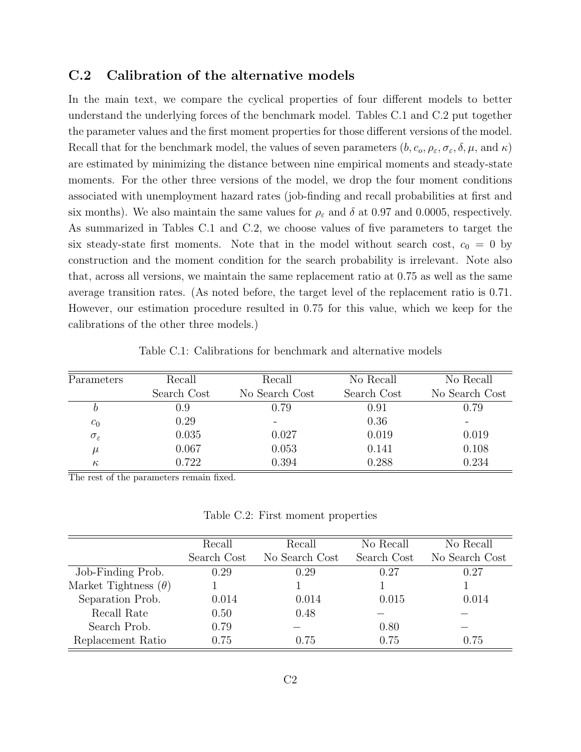## C.2 Calibration of the alternative models

In the main text, we compare the cyclical properties of four different models to better understand the underlying forces of the benchmark model. Tables C.1 and C.2 put together the parameter values and the first moment properties for those different versions of the model. Recall that for the benchmark model, the values of seven parameters ($b, c_o, \rho_\varepsilon, \sigma_\varepsilon, \delta, \mu$, and $\kappa$) are estimated by minimizing the distance between nine empirical moments and steady-state moments. For the other three versions of the model, we drop the four moment conditions associated with unemployment hazard rates (job-finding and recall probabilities at first and six months). We also maintain the same values for $\rho_\varepsilon$ and $\delta$ at 0.97 and 0.0005, respectively. As summarized in Tables C.1 and C.2, we choose values of five parameters to target the six steady-state first moments. Note that in the model without search cost, $c_0 = 0$ by construction and the moment condition for the search probability is irrelevant. Note also that, across all versions, we maintain the same replacement ratio at 0.75 as well as the same average transition rates. (As noted before, the target level of the replacement ratio is 0.71. However, our estimation procedure resulted in 0.75 for this value, which we keep for the calibrations of the other three models.)

Table C.1: Calibrations for benchmark and alternative models

| Parameters | Recall Search Cost | Recall No Search Cost | No Recall Search Cost | No Recall No Search Cost |
|---|---|---|---|---|
| $b$ | 0.9 | 0.79 | 0.91 | 0.79 |
| $c_0$ | 0.29 | - | 0.36 | - |
| $\sigma_\varepsilon$ | 0.035 | 0.027 | 0.019 | 0.019 |
| $\mu$ | 0.067 | 0.053 | 0.141 | 0.108 |
| $\kappa$ | 0.722 | 0.394 | 0.288 | 0.234 |

The rest of the parameters remain fixed.

Table C.2: First moment properties

| | Recall Search Cost | Recall No Search Cost | No Recall Search Cost | No Recall No Search Cost |
|---|---|---|---|---|
| Job-Finding Prob. | 0.29 | 0.29 | 0.27 | 0.27 |
| Market Tightness ($\theta$) | 1 | 1 | 1 | 1 |
| Separation Prob. | 0.014 | 0.014 | 0.015 | 0.014 |
| Recall Rate | 0.50 | 0.48 | – | – |
| Search Prob. | 0.79 | – | 0.80 | – |
| Replacement Ratio | 0.75 | 0.75 | 0.75 | 0.75 |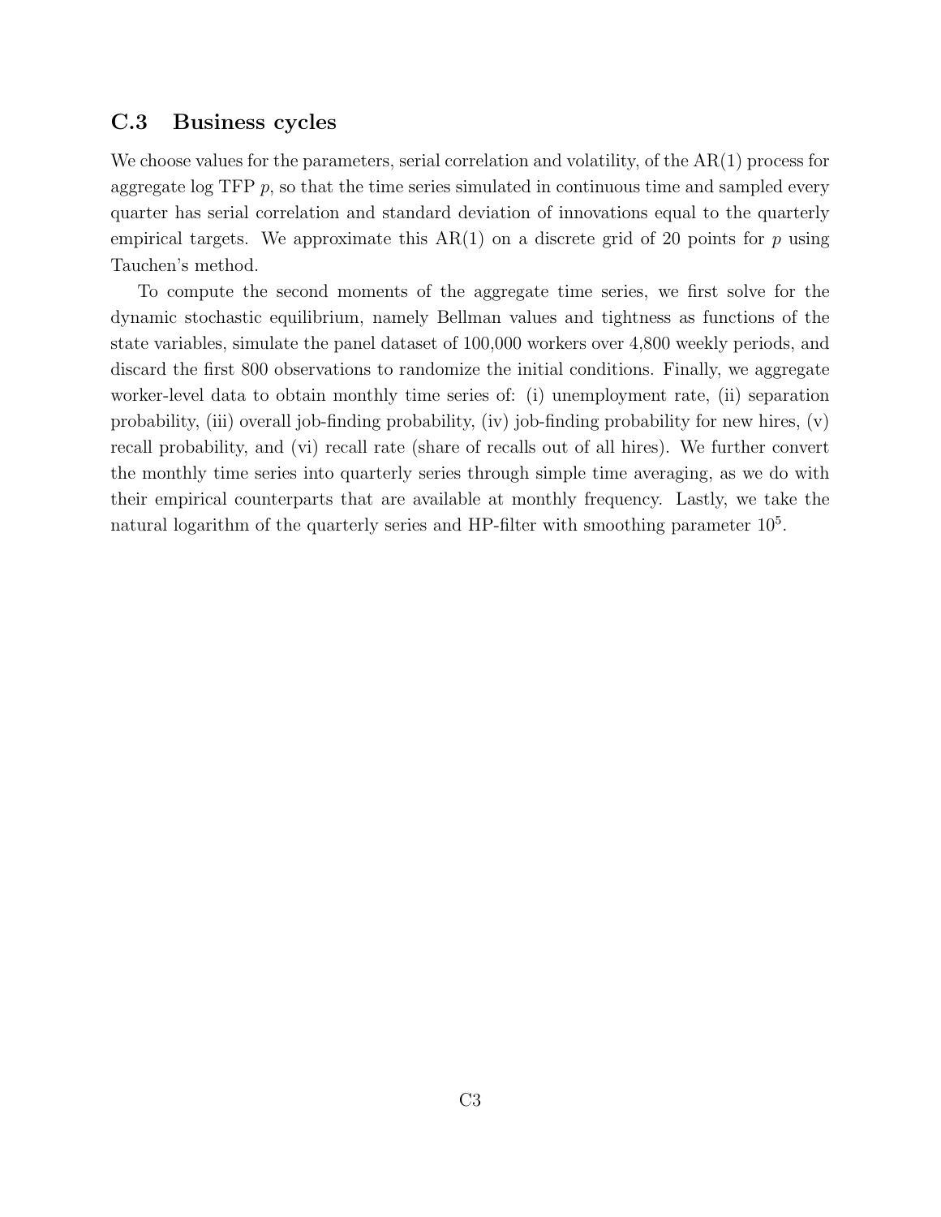### C.3 Business cycles

We choose values for the parameters, serial correlation and volatility, of the AR(1) process for aggregate log TFP $p$, so that the time series simulated in continuous time and sampled every quarter has serial correlation and standard deviation of innovations equal to the quarterly empirical targets. We approximate this AR(1) on a discrete grid of 20 points for $p$ using Tauchen's method.

To compute the second moments of the aggregate time series, we first solve for the dynamic stochastic equilibrium, namely Bellman values and tightness as functions of the state variables, simulate the panel dataset of 100,000 workers over 4,800 weekly periods, and discard the first 800 observations to randomize the initial conditions. Finally, we aggregate worker-level data to obtain monthly time series of: (i) unemployment rate, (ii) separation probability, (iii) overall job-finding probability, (iv) job-finding probability for new hires, (v) recall probability, and (vi) recall rate (share of recalls out of all hires). We further convert the monthly time series into quarterly series through simple time averaging, as we do with their empirical counterparts that are available at monthly frequency. Lastly, we take the natural logarithm of the quarterly series and HP-filter with smoothing parameter $10^5$.